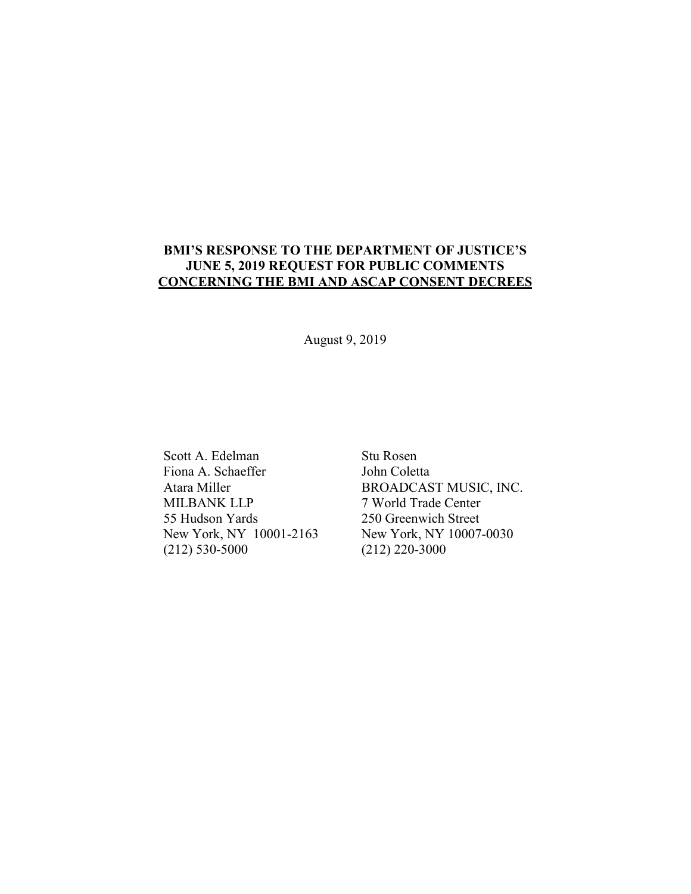**BMI'S RESPONSE TO THE DEPARTMENT OF JUSTICE'S JUNE 5, 2019 REQUEST FOR PUBLIC COMMENTS CONCERNING THE BMI AND ASCAP CONSENT DECREES**

August 9, 2019

Scott A. Edelman
Fiona A. Schaeffer
Atara Miller
MILBANK LLP
55 Hudson Yards
New York, NY 10001-2163
(212) 530-5000

Stu Rosen
John Coletta
BROADCAST MUSIC, INC.
7 World Trade Center
250 Greenwich Street
New York, NY 10007-0030
(212) 220-3000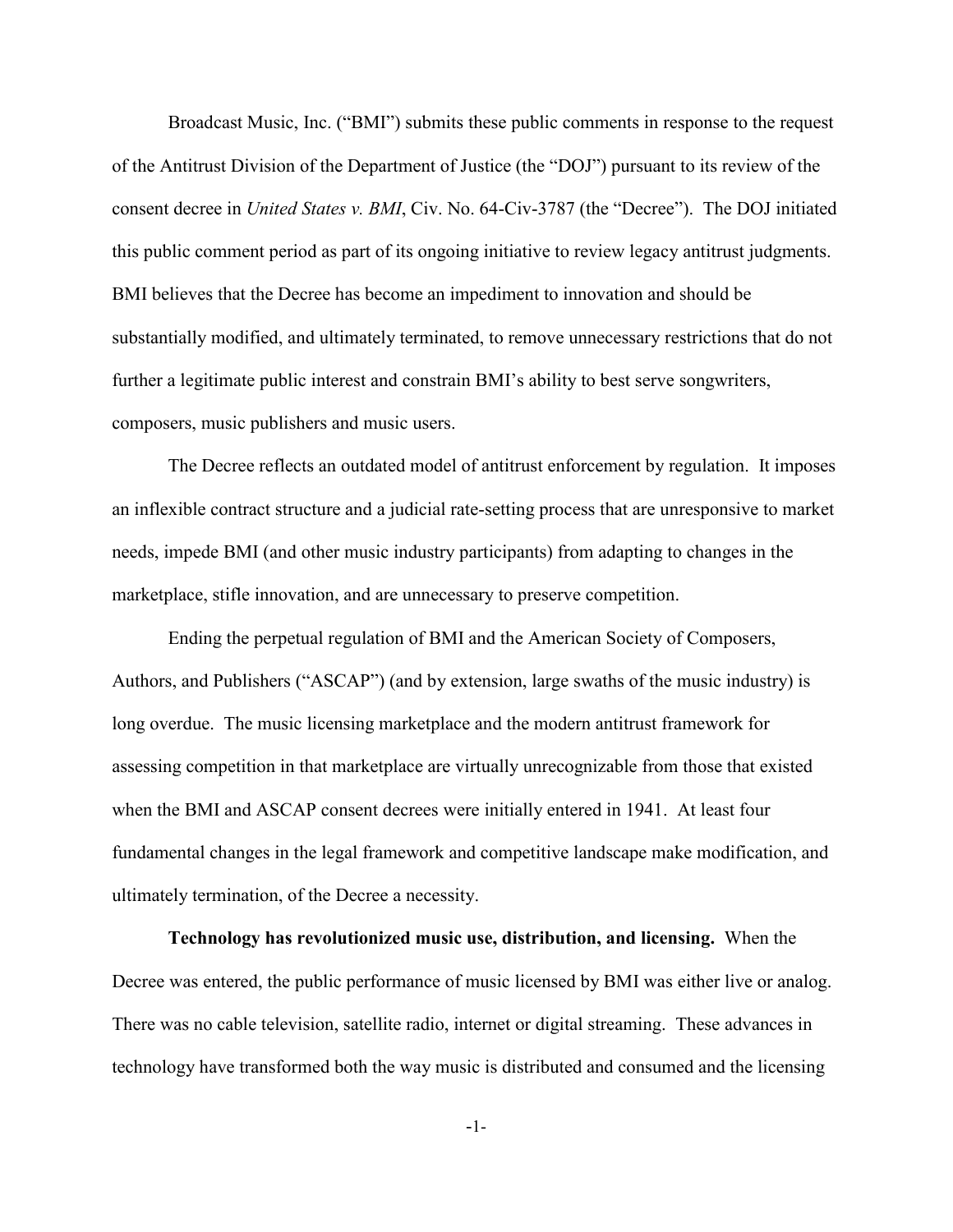Broadcast Music, Inc. ("BMI") submits these public comments in response to the request of the Antitrust Division of the Department of Justice (the "DOJ") pursuant to its review of the consent decree in *United States v. BMI*, Civ. No. 64-Civ-3787 (the "Decree"). The DOJ initiated this public comment period as part of its ongoing initiative to review legacy antitrust judgments. BMI believes that the Decree has become an impediment to innovation and should be substantially modified, and ultimately terminated, to remove unnecessary restrictions that do not further a legitimate public interest and constrain BMI's ability to best serve songwriters, composers, music publishers and music users.

The Decree reflects an outdated model of antitrust enforcement by regulation. It imposes an inflexible contract structure and a judicial rate-setting process that are unresponsive to market needs, impede BMI (and other music industry participants) from adapting to changes in the marketplace, stifle innovation, and are unnecessary to preserve competition.

Ending the perpetual regulation of BMI and the American Society of Composers, Authors, and Publishers ("ASCAP") (and by extension, large swaths of the music industry) is long overdue. The music licensing marketplace and the modern antitrust framework for assessing competition in that marketplace are virtually unrecognizable from those that existed when the BMI and ASCAP consent decrees were initially entered in 1941. At least four fundamental changes in the legal framework and competitive landscape make modification, and ultimately termination, of the Decree a necessity.

**Technology has revolutionized music use, distribution, and licensing.** When the Decree was entered, the public performance of music licensed by BMI was either live or analog. There was no cable television, satellite radio, internet or digital streaming. These advances in technology have transformed both the way music is distributed and consumed and the licensing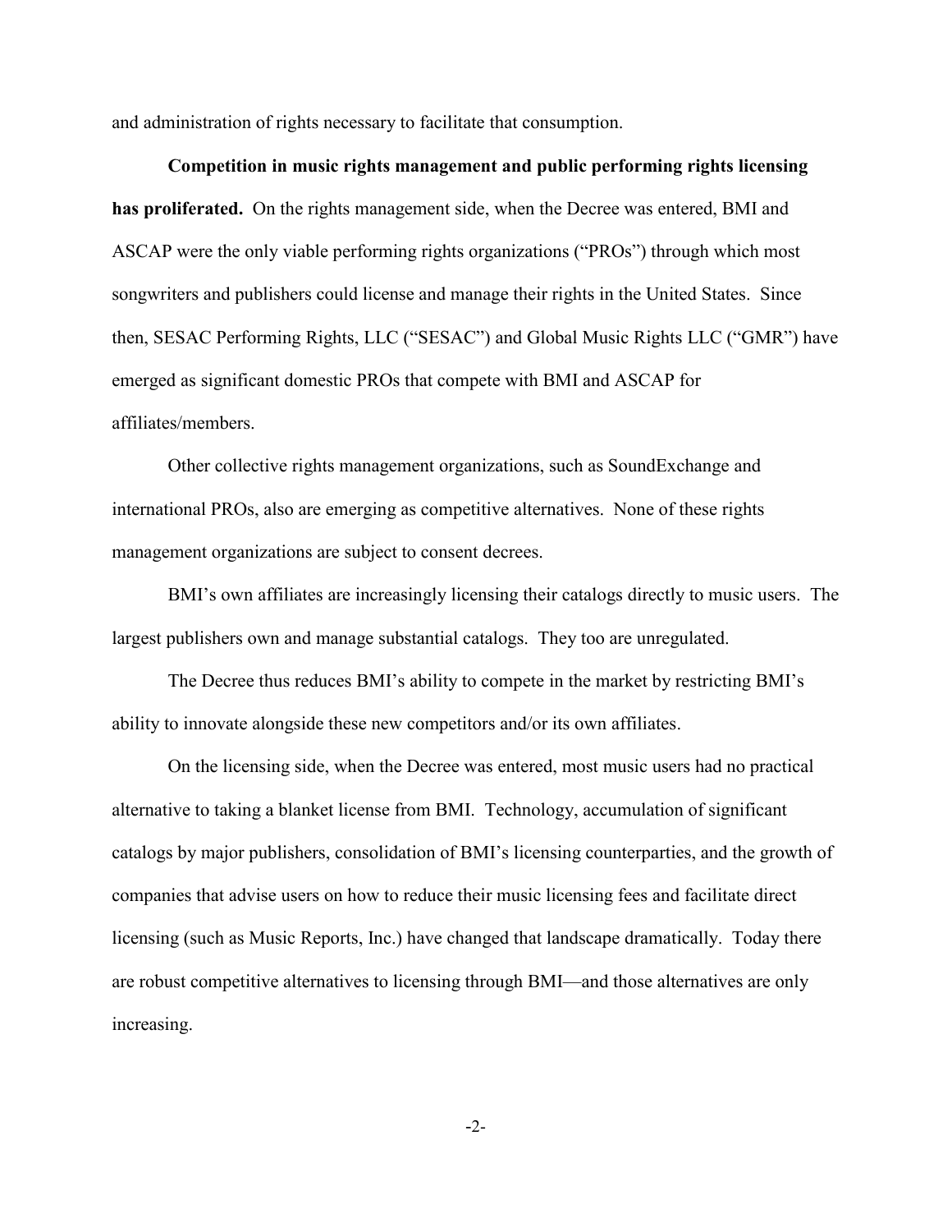and administration of rights necessary to facilitate that consumption.

**Competition in music rights management and public performing rights licensing has proliferated.** On the rights management side, when the Decree was entered, BMI and ASCAP were the only viable performing rights organizations ("PROs") through which most songwriters and publishers could license and manage their rights in the United States. Since then, SESAC Performing Rights, LLC ("SESAC") and Global Music Rights LLC ("GMR") have emerged as significant domestic PROs that compete with BMI and ASCAP for affiliates/members.

Other collective rights management organizations, such as SoundExchange and international PROs, also are emerging as competitive alternatives. None of these rights management organizations are subject to consent decrees.

BMI's own affiliates are increasingly licensing their catalogs directly to music users. The largest publishers own and manage substantial catalogs. They too are unregulated.

The Decree thus reduces BMI's ability to compete in the market by restricting BMI's ability to innovate alongside these new competitors and/or its own affiliates.

On the licensing side, when the Decree was entered, most music users had no practical alternative to taking a blanket license from BMI. Technology, accumulation of significant catalogs by major publishers, consolidation of BMI's licensing counterparties, and the growth of companies that advise users on how to reduce their music licensing fees and facilitate direct licensing (such as Music Reports, Inc.) have changed that landscape dramatically. Today there are robust competitive alternatives to licensing through BMI—and those alternatives are only increasing.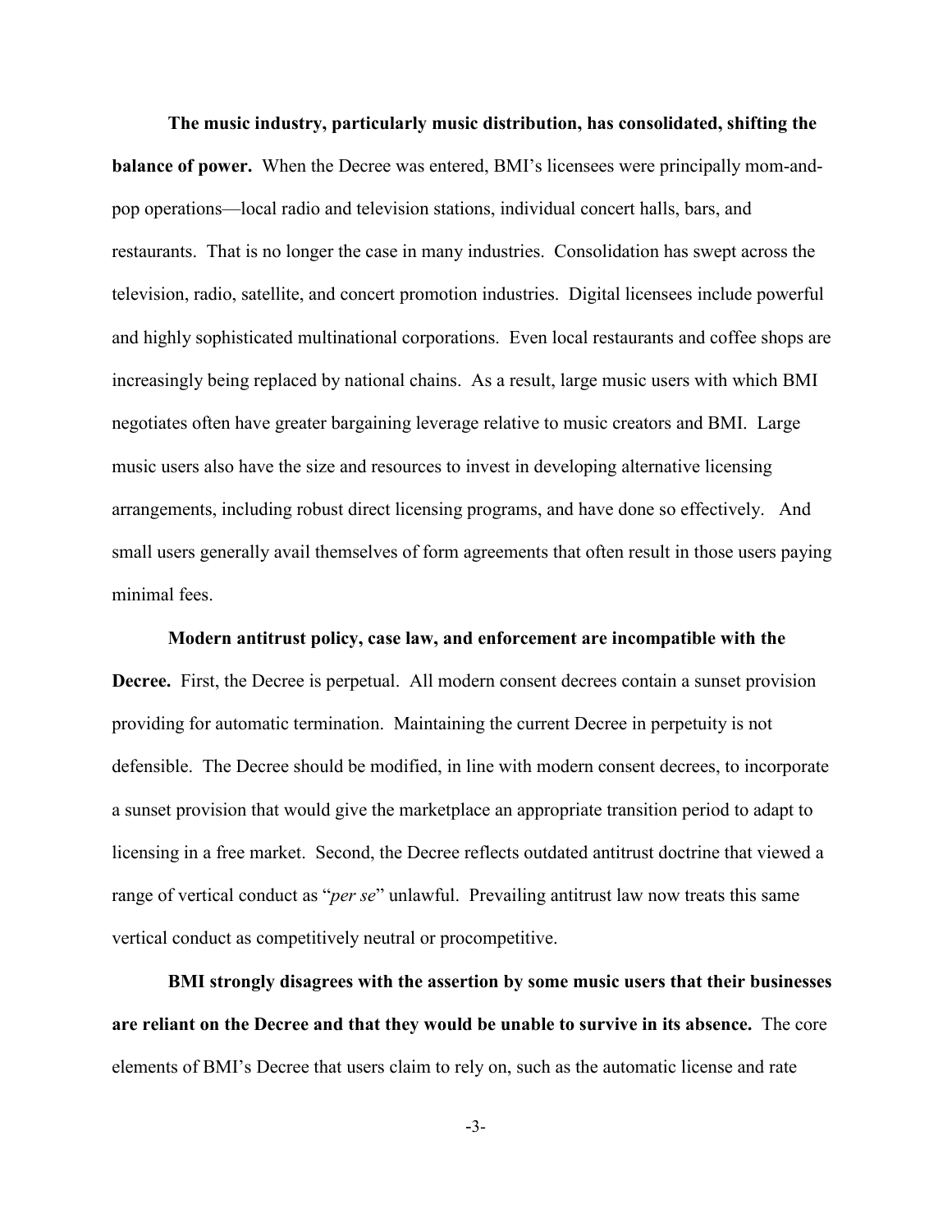**The music industry, particularly music distribution, has consolidated, shifting the balance of power.** When the Decree was entered, BMI's licensees were principally mom-and-pop operations—local radio and television stations, individual concert halls, bars, and restaurants. That is no longer the case in many industries. Consolidation has swept across the television, radio, satellite, and concert promotion industries. Digital licensees include powerful and highly sophisticated multinational corporations. Even local restaurants and coffee shops are increasingly being replaced by national chains. As a result, large music users with which BMI negotiates often have greater bargaining leverage relative to music creators and BMI. Large music users also have the size and resources to invest in developing alternative licensing arrangements, including robust direct licensing programs, and have done so effectively. And small users generally avail themselves of form agreements that often result in those users paying minimal fees.

**Modern antitrust policy, case law, and enforcement are incompatible with the Decree.** First, the Decree is perpetual. All modern consent decrees contain a sunset provision providing for automatic termination. Maintaining the current Decree in perpetuity is not defensible. The Decree should be modified, in line with modern consent decrees, to incorporate a sunset provision that would give the marketplace an appropriate transition period to adapt to licensing in a free market. Second, the Decree reflects outdated antitrust doctrine that viewed a range of vertical conduct as "*per se*" unlawful. Prevailing antitrust law now treats this same vertical conduct as competitively neutral or procompetitive.

**BMI strongly disagrees with the assertion by some music users that their businesses are reliant on the Decree and that they would be unable to survive in its absence.** The core elements of BMI's Decree that users claim to rely on, such as the automatic license and rate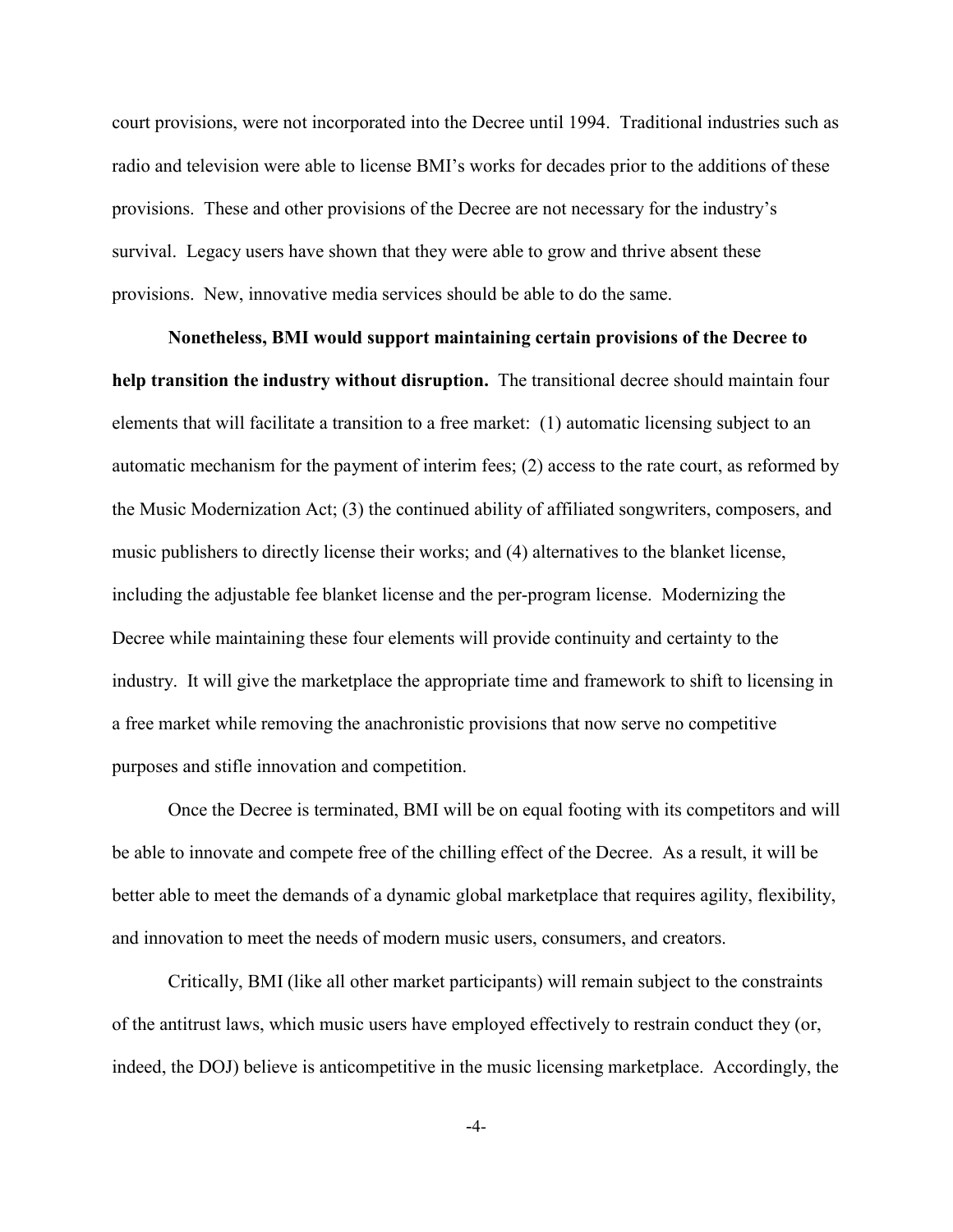court provisions, were not incorporated into the Decree until 1994. Traditional industries such as radio and television were able to license BMI's works for decades prior to the additions of these provisions. These and other provisions of the Decree are not necessary for the industry's survival. Legacy users have shown that they were able to grow and thrive absent these provisions. New, innovative media services should be able to do the same.

**Nonetheless, BMI would support maintaining certain provisions of the Decree to help transition the industry without disruption.** The transitional decree should maintain four elements that will facilitate a transition to a free market: (1) automatic licensing subject to an automatic mechanism for the payment of interim fees; (2) access to the rate court, as reformed by the Music Modernization Act; (3) the continued ability of affiliated songwriters, composers, and music publishers to directly license their works; and (4) alternatives to the blanket license, including the adjustable fee blanket license and the per-program license. Modernizing the Decree while maintaining these four elements will provide continuity and certainty to the industry. It will give the marketplace the appropriate time and framework to shift to licensing in a free market while removing the anachronistic provisions that now serve no competitive purposes and stifle innovation and competition.

Once the Decree is terminated, BMI will be on equal footing with its competitors and will be able to innovate and compete free of the chilling effect of the Decree. As a result, it will be better able to meet the demands of a dynamic global marketplace that requires agility, flexibility, and innovation to meet the needs of modern music users, consumers, and creators.

Critically, BMI (like all other market participants) will remain subject to the constraints of the antitrust laws, which music users have employed effectively to restrain conduct they (or, indeed, the DOJ) believe is anticompetitive in the music licensing marketplace. Accordingly, the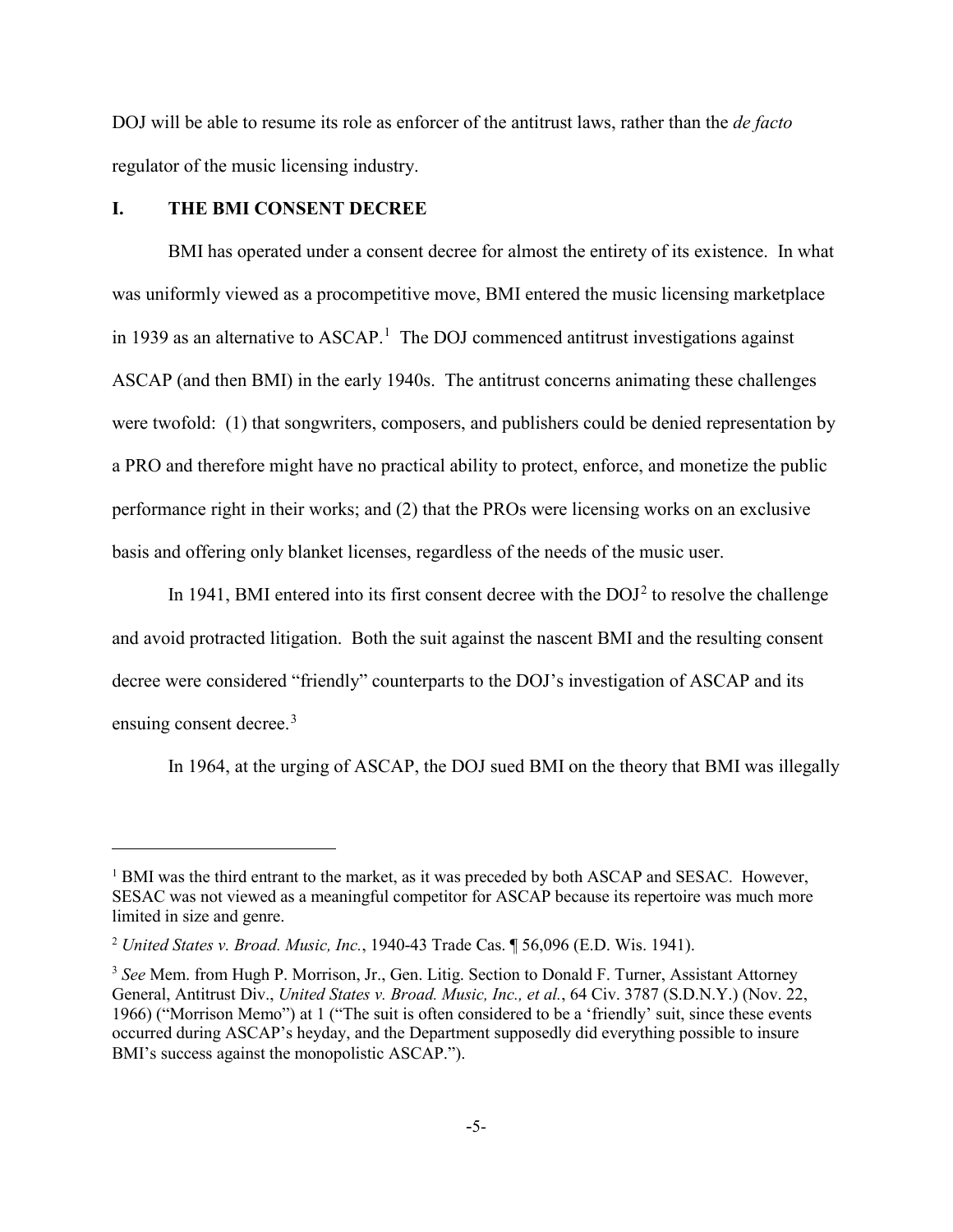DOJ will be able to resume its role as enforcer of the antitrust laws, rather than the *de facto* regulator of the music licensing industry.

## I. THE BMI CONSENT DECREE

BMI has operated under a consent decree for almost the entirety of its existence. In what was uniformly viewed as a procompetitive move, BMI entered the music licensing marketplace in 1939 as an alternative to ASCAP.[1] The DOJ commenced antitrust investigations against ASCAP (and then BMI) in the early 1940s. The antitrust concerns animating these challenges were twofold: (1) that songwriters, composers, and publishers could be denied representation by a PRO and therefore might have no practical ability to protect, enforce, and monetize the public performance right in their works; and (2) that the PROs were licensing works on an exclusive basis and offering only blanket licenses, regardless of the needs of the music user.

In 1941, BMI entered into its first consent decree with the DOJ[2] to resolve the challenge and avoid protracted litigation. Both the suit against the nascent BMI and the resulting consent decree were considered "friendly" counterparts to the DOJ's investigation of ASCAP and its ensuing consent decree.[3]

In 1964, at the urging of ASCAP, the DOJ sued BMI on the theory that BMI was illegally

---

[1] BMI was the third entrant to the market, as it was preceded by both ASCAP and SESAC. However, SESAC was not viewed as a meaningful competitor for ASCAP because its repertoire was much more limited in size and genre.

[2] *United States v. Broad. Music, Inc.*, 1940-43 Trade Cas. ¶ 56,096 (E.D. Wis. 1941).

[3] *See* Mem. from Hugh P. Morrison, Jr., Gen. Litig. Section to Donald F. Turner, Assistant Attorney General, Antitrust Div., *United States v. Broad. Music, Inc., et al.*, 64 Civ. 3787 (S.D.N.Y.) (Nov. 22, 1966) ("Morrison Memo") at 1 ("The suit is often considered to be a 'friendly' suit, since these events occurred during ASCAP's heyday, and the Department supposedly did everything possible to insure BMI's success against the monopolistic ASCAP.").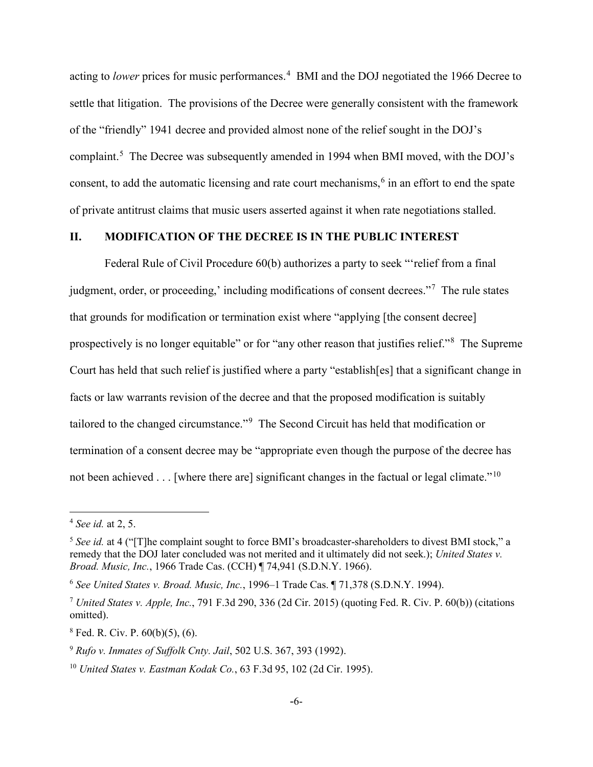acting to *lower* prices for music performances.[4] BMI and the DOJ negotiated the 1966 Decree to settle that litigation. The provisions of the Decree were generally consistent with the framework of the "friendly" 1941 decree and provided almost none of the relief sought in the DOJ's complaint.[5] The Decree was subsequently amended in 1994 when BMI moved, with the DOJ's consent, to add the automatic licensing and rate court mechanisms,[6] in an effort to end the spate of private antitrust claims that music users asserted against it when rate negotiations stalled.

## II. MODIFICATION OF THE DECREE IS IN THE PUBLIC INTEREST

Federal Rule of Civil Procedure 60(b) authorizes a party to seek "'relief from a final judgment, order, or proceeding,' including modifications of consent decrees."[7] The rule states that grounds for modification or termination exist where "applying [the consent decree] prospectively is no longer equitable" or for "any other reason that justifies relief."[8] The Supreme Court has held that such relief is justified where a party "establish[es] that a significant change in facts or law warrants revision of the decree and that the proposed modification is suitably tailored to the changed circumstance."[9] The Second Circuit has held that modification or termination of a consent decree may be "appropriate even though the purpose of the decree has not been achieved . . . [where there are] significant changes in the factual or legal climate."[10]

---

[4] *See id.* at 2, 5.

[5] *See id.* at 4 ("[T]he complaint sought to force BMI's broadcaster-shareholders to divest BMI stock," a remedy that the DOJ later concluded was not merited and it ultimately did not seek.); *United States v. Broad. Music, Inc.*, 1966 Trade Cas. (CCH) ¶ 74,941 (S.D.N.Y. 1966).

[6] *See United States v. Broad. Music, Inc.*, 1996–1 Trade Cas. ¶ 71,378 (S.D.N.Y. 1994).

[7] *United States v. Apple, Inc.*, 791 F.3d 290, 336 (2d Cir. 2015) (quoting Fed. R. Civ. P. 60(b)) (citations omitted).

[8] Fed. R. Civ. P. 60(b)(5), (6).

[9] *Rufo v. Inmates of Suffolk Cnty. Jail*, 502 U.S. 367, 393 (1992).

[10] *United States v. Eastman Kodak Co.*, 63 F.3d 95, 102 (2d Cir. 1995).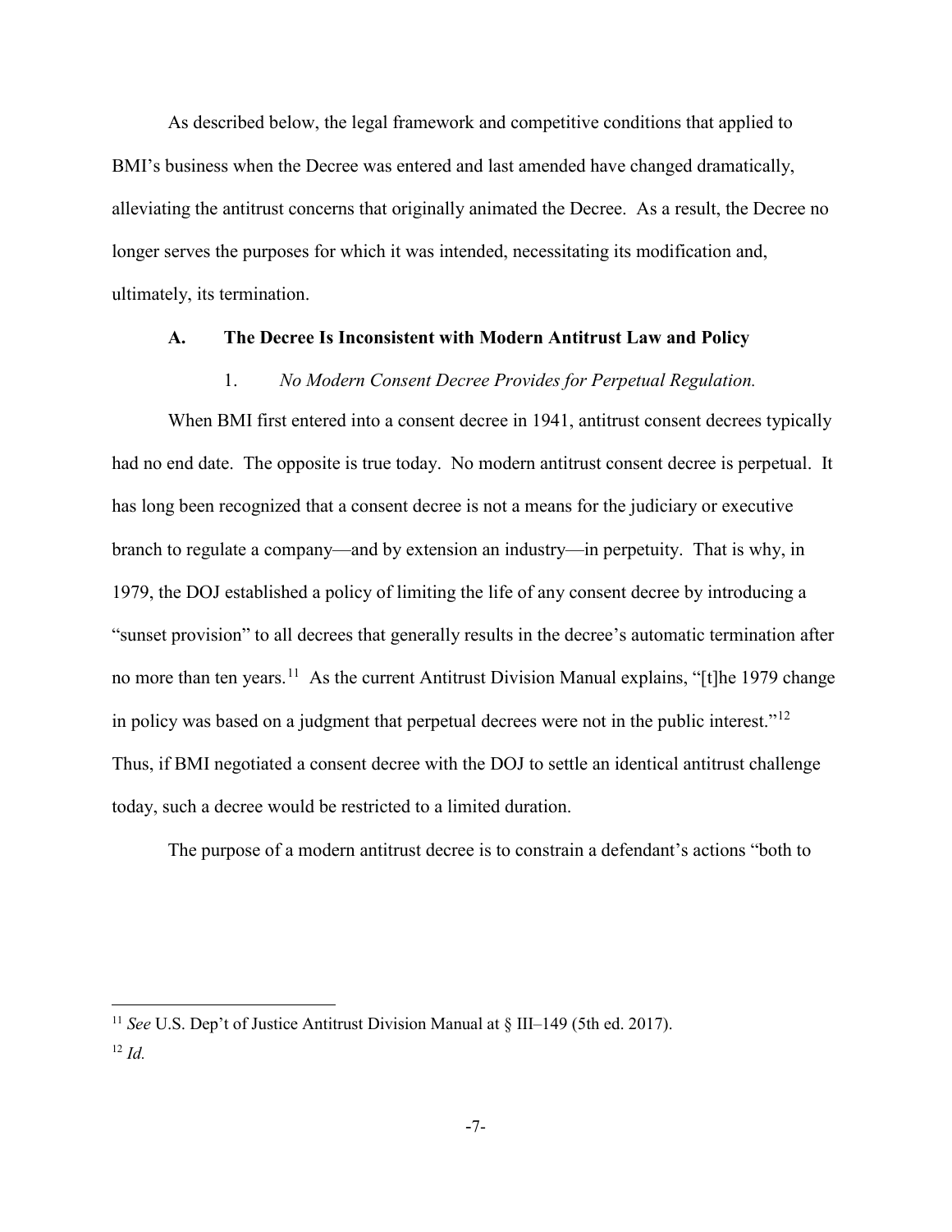As described below, the legal framework and competitive conditions that applied to BMI's business when the Decree was entered and last amended have changed dramatically, alleviating the antitrust concerns that originally animated the Decree. As a result, the Decree no longer serves the purposes for which it was intended, necessitating its modification and, ultimately, its termination.

### A. The Decree Is Inconsistent with Modern Antitrust Law and Policy

#### 1. *No Modern Consent Decree Provides for Perpetual Regulation.*

When BMI first entered into a consent decree in 1941, antitrust consent decrees typically had no end date. The opposite is true today. No modern antitrust consent decree is perpetual. It has long been recognized that a consent decree is not a means for the judiciary or executive branch to regulate a company—and by extension an industry—in perpetuity. That is why, in 1979, the DOJ established a policy of limiting the life of any consent decree by introducing a "sunset provision" to all decrees that generally results in the decree's automatic termination after no more than ten years.[11] As the current Antitrust Division Manual explains, "[t]he 1979 change in policy was based on a judgment that perpetual decrees were not in the public interest."[12] Thus, if BMI negotiated a consent decree with the DOJ to settle an identical antitrust challenge today, such a decree would be restricted to a limited duration.

The purpose of a modern antitrust decree is to constrain a defendant's actions "both to

---

[11] *See* U.S. Dep't of Justice Antitrust Division Manual at § III–149 (5th ed. 2017).

[12] *Id.*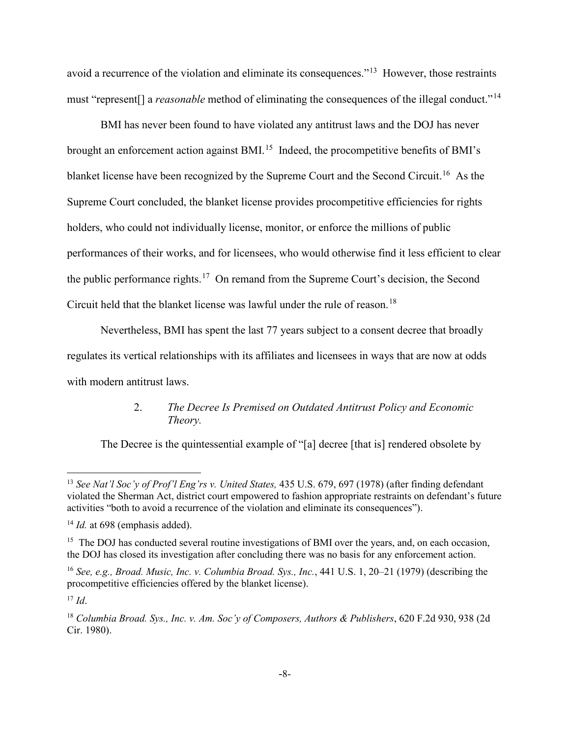avoid a recurrence of the violation and eliminate its consequences."[13] However, those restraints must "represent[] a *reasonable* method of eliminating the consequences of the illegal conduct."[14]

BMI has never been found to have violated any antitrust laws and the DOJ has never brought an enforcement action against BMI.[15] Indeed, the procompetitive benefits of BMI's blanket license have been recognized by the Supreme Court and the Second Circuit.[16] As the Supreme Court concluded, the blanket license provides procompetitive efficiencies for rights holders, who could not individually license, monitor, or enforce the millions of public performances of their works, and for licensees, who would otherwise find it less efficient to clear the public performance rights.[17] On remand from the Supreme Court's decision, the Second Circuit held that the blanket license was lawful under the rule of reason.[18]

Nevertheless, BMI has spent the last 77 years subject to a consent decree that broadly regulates its vertical relationships with its affiliates and licensees in ways that are now at odds with modern antitrust laws.

### 2. *The Decree Is Premised on Outdated Antitrust Policy and Economic Theory.*

The Decree is the quintessential example of "[a] decree [that is] rendered obsolete by

---

[13] *See Nat'l Soc'y of Prof'l Eng'rs v. United States,* 435 U.S. 679, 697 (1978) (after finding defendant violated the Sherman Act, district court empowered to fashion appropriate restraints on defendant's future activities "both to avoid a recurrence of the violation and eliminate its consequences").

[14] *Id.* at 698 (emphasis added).

[15] The DOJ has conducted several routine investigations of BMI over the years, and, on each occasion, the DOJ has closed its investigation after concluding there was no basis for any enforcement action.

[16] *See, e.g., Broad. Music, Inc. v. Columbia Broad. Sys., Inc.*, 441 U.S. 1, 20–21 (1979) (describing the procompetitive efficiencies offered by the blanket license).

[17] *Id*.

[18] *Columbia Broad. Sys., Inc. v. Am. Soc'y of Composers, Authors & Publishers*, 620 F.2d 930, 938 (2d Cir. 1980).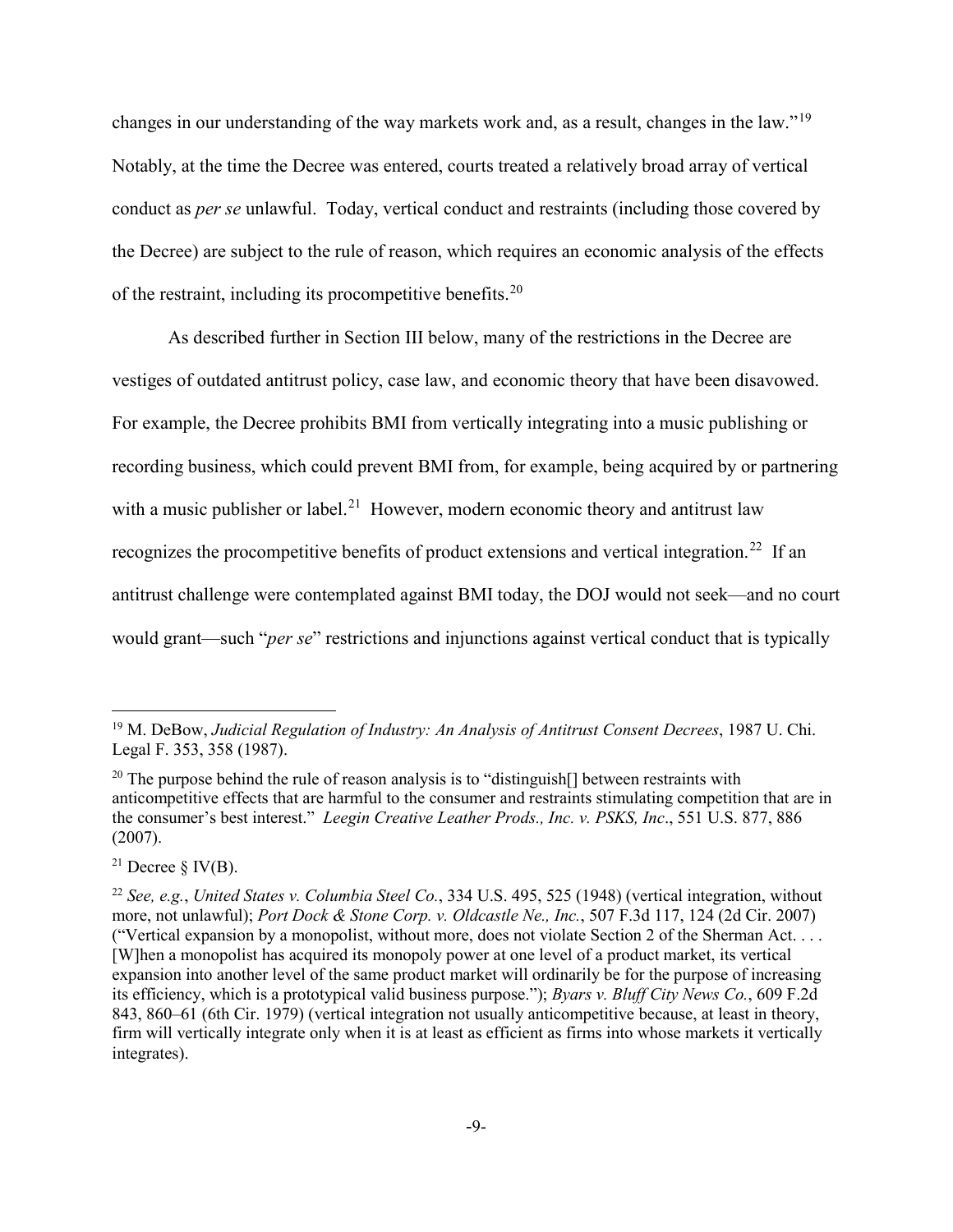changes in our understanding of the way markets work and, as a result, changes in the law."[19] Notably, at the time the Decree was entered, courts treated a relatively broad array of vertical conduct as *per se* unlawful. Today, vertical conduct and restraints (including those covered by the Decree) are subject to the rule of reason, which requires an economic analysis of the effects of the restraint, including its procompetitive benefits.[20]

As described further in Section III below, many of the restrictions in the Decree are vestiges of outdated antitrust policy, case law, and economic theory that have been disavowed. For example, the Decree prohibits BMI from vertically integrating into a music publishing or recording business, which could prevent BMI from, for example, being acquired by or partnering with a music publisher or label.[21] However, modern economic theory and antitrust law recognizes the procompetitive benefits of product extensions and vertical integration.[22] If an antitrust challenge were contemplated against BMI today, the DOJ would not seek—and no court would grant—such "*per se*" restrictions and injunctions against vertical conduct that is typically

---

[19] M. DeBow, *Judicial Regulation of Industry: An Analysis of Antitrust Consent Decrees*, 1987 U. Chi. Legal F. 353, 358 (1987).

[20] The purpose behind the rule of reason analysis is to "distinguish[] between restraints with anticompetitive effects that are harmful to the consumer and restraints stimulating competition that are in the consumer's best interest." *Leegin Creative Leather Prods., Inc. v. PSKS, Inc*., 551 U.S. 877, 886 (2007).

[21] Decree § IV(B).

[22] *See, e.g.*, *United States v. Columbia Steel Co.*, 334 U.S. 495, 525 (1948) (vertical integration, without more, not unlawful); *Port Dock & Stone Corp. v. Oldcastle Ne., Inc.*, 507 F.3d 117, 124 (2d Cir. 2007) ("Vertical expansion by a monopolist, without more, does not violate Section 2 of the Sherman Act. . . . [W]hen a monopolist has acquired its monopoly power at one level of a product market, its vertical expansion into another level of the same product market will ordinarily be for the purpose of increasing its efficiency, which is a prototypical valid business purpose."); *Byars v. Bluff City News Co.*, 609 F.2d 843, 860–61 (6th Cir. 1979) (vertical integration not usually anticompetitive because, at least in theory, firm will vertically integrate only when it is at least as efficient as firms into whose markets it vertically integrates).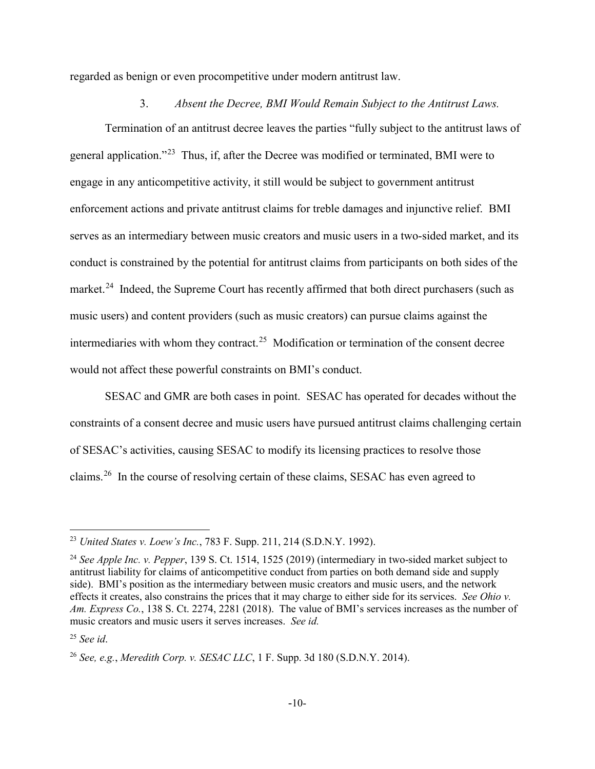regarded as benign or even procompetitive under modern antitrust law.

### 3. *Absent the Decree, BMI Would Remain Subject to the Antitrust Laws.*

Termination of an antitrust decree leaves the parties "fully subject to the antitrust laws of general application."[23] Thus, if, after the Decree was modified or terminated, BMI were to engage in any anticompetitive activity, it still would be subject to government antitrust enforcement actions and private antitrust claims for treble damages and injunctive relief. BMI serves as an intermediary between music creators and music users in a two-sided market, and its conduct is constrained by the potential for antitrust claims from participants on both sides of the market.[24] Indeed, the Supreme Court has recently affirmed that both direct purchasers (such as music users) and content providers (such as music creators) can pursue claims against the intermediaries with whom they contract.[25] Modification or termination of the consent decree would not affect these powerful constraints on BMI's conduct.

SESAC and GMR are both cases in point. SESAC has operated for decades without the constraints of a consent decree and music users have pursued antitrust claims challenging certain of SESAC's activities, causing SESAC to modify its licensing practices to resolve those claims.[26] In the course of resolving certain of these claims, SESAC has even agreed to

---

[23] *United States v. Loew's Inc.*, 783 F. Supp. 211, 214 (S.D.N.Y. 1992).

[24] *See Apple Inc. v. Pepper*, 139 S. Ct. 1514, 1525 (2019) (intermediary in two-sided market subject to antitrust liability for claims of anticompetitive conduct from parties on both demand side and supply side). BMI's position as the intermediary between music creators and music users, and the network effects it creates, also constrains the prices that it may charge to either side for its services. *See Ohio v. Am. Express Co.*, 138 S. Ct. 2274, 2281 (2018). The value of BMI's services increases as the number of music creators and music users it serves increases. *See id.*

[25] *See id*.

[26] *See, e.g.*, *Meredith Corp. v. SESAC LLC*, 1 F. Supp. 3d 180 (S.D.N.Y. 2014).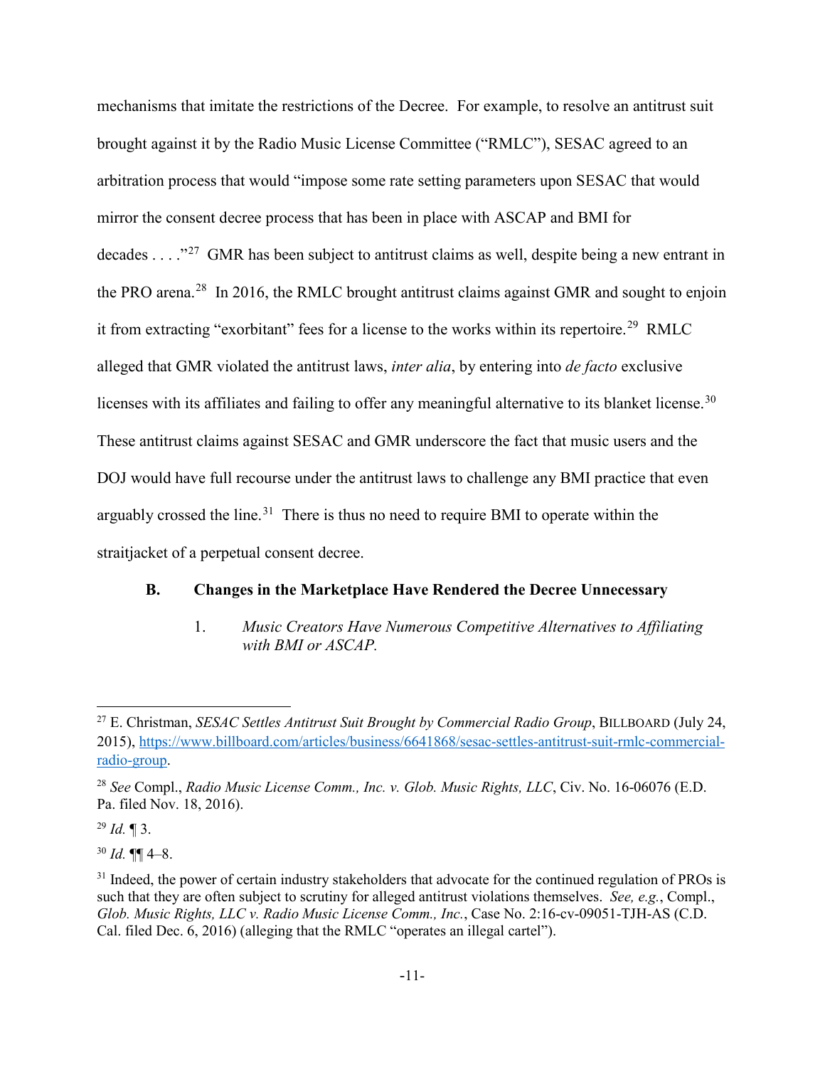mechanisms that imitate the restrictions of the Decree. For example, to resolve an antitrust suit brought against it by the Radio Music License Committee ("RMLC"), SESAC agreed to an arbitration process that would "impose some rate setting parameters upon SESAC that would mirror the consent decree process that has been in place with ASCAP and BMI for decades . . . ."[27] GMR has been subject to antitrust claims as well, despite being a new entrant in the PRO arena.[28] In 2016, the RMLC brought antitrust claims against GMR and sought to enjoin it from extracting "exorbitant" fees for a license to the works within its repertoire.[29] RMLC alleged that GMR violated the antitrust laws, *inter alia*, by entering into *de facto* exclusive licenses with its affiliates and failing to offer any meaningful alternative to its blanket license.[30] These antitrust claims against SESAC and GMR underscore the fact that music users and the DOJ would have full recourse under the antitrust laws to challenge any BMI practice that even arguably crossed the line.[31] There is thus no need to require BMI to operate within the straitjacket of a perpetual consent decree.

### B. Changes in the Marketplace Have Rendered the Decree Unnecessary

#### 1. *Music Creators Have Numerous Competitive Alternatives to Affiliating with BMI or ASCAP.*

---

[27] E. Christman, *SESAC Settles Antitrust Suit Brought by Commercial Radio Group*, BILLBOARD (July 24, 2015), https://www.billboard.com/articles/business/6641868/sesac-settles-antitrust-suit-rmlc-commercial-radio-group.

[28] *See* Compl., *Radio Music License Comm., Inc. v. Glob. Music Rights, LLC*, Civ. No. 16-06076 (E.D. Pa. filed Nov. 18, 2016).

[29] *Id.* ¶ 3.

[30] *Id.* ¶¶ 4–8.

[31] Indeed, the power of certain industry stakeholders that advocate for the continued regulation of PROs is such that they are often subject to scrutiny for alleged antitrust violations themselves. *See, e.g.*, Compl., *Glob. Music Rights, LLC v. Radio Music License Comm., Inc.*, Case No. 2:16-cv-09051-TJH-AS (C.D. Cal. filed Dec. 6, 2016) (alleging that the RMLC "operates an illegal cartel").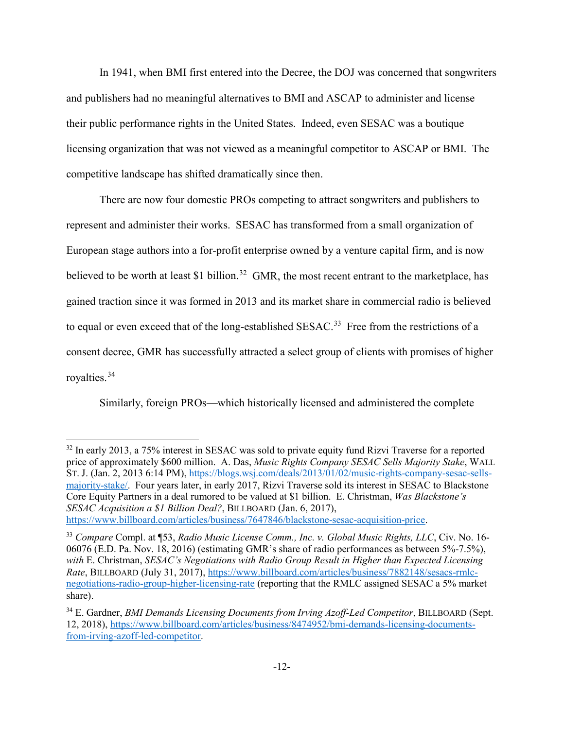In 1941, when BMI first entered into the Decree, the DOJ was concerned that songwriters and publishers had no meaningful alternatives to BMI and ASCAP to administer and license their public performance rights in the United States. Indeed, even SESAC was a boutique licensing organization that was not viewed as a meaningful competitor to ASCAP or BMI. The competitive landscape has shifted dramatically since then.

There are now four domestic PROs competing to attract songwriters and publishers to represent and administer their works. SESAC has transformed from a small organization of European stage authors into a for-profit enterprise owned by a venture capital firm, and is now believed to be worth at least $1 billion.[32] GMR, the most recent entrant to the marketplace, has gained traction since it was formed in 2013 and its market share in commercial radio is believed to equal or even exceed that of the long-established SESAC.[33] Free from the restrictions of a consent decree, GMR has successfully attracted a select group of clients with promises of higher royalties.[34]

Similarly, foreign PROs—which historically licensed and administered the complete

---

[32] In early 2013, a 75% interest in SESAC was sold to private equity fund Rizvi Traverse for a reported price of approximately $600 million. A. Das, *Music Rights Company SESAC Sells Majority Stake*, WALL ST. J. (Jan. 2, 2013 6:14 PM), https://blogs.wsj.com/deals/2013/01/02/music-rights-company-sesac-sells-majority-stake/. Four years later, in early 2017, Rizvi Traverse sold its interest in SESAC to Blackstone Core Equity Partners in a deal rumored to be valued at $1 billion. E. Christman, *Was Blackstone's SESAC Acquisition a $1 Billion Deal?*, BILLBOARD (Jan. 6, 2017), https://www.billboard.com/articles/business/7647846/blackstone-sesac-acquisition-price.

[33] *Compare* Compl. at ¶53, *Radio Music License Comm., Inc. v. Global Music Rights, LLC*, Civ. No. 16-06076 (E.D. Pa. Nov. 18, 2016) (estimating GMR's share of radio performances as between 5%-7.5%), *with* E. Christman, *SESAC's Negotiations with Radio Group Result in Higher than Expected Licensing Rate*, BILLBOARD (July 31, 2017), https://www.billboard.com/articles/business/7882148/sesacs-rmlc-negotiations-radio-group-higher-licensing-rate (reporting that the RMLC assigned SESAC a 5% market share).

[34] E. Gardner, *BMI Demands Licensing Documents from Irving Azoff-Led Competitor*, BILLBOARD (Sept. 12, 2018), https://www.billboard.com/articles/business/8474952/bmi-demands-licensing-documents-from-irving-azoff-led-competitor.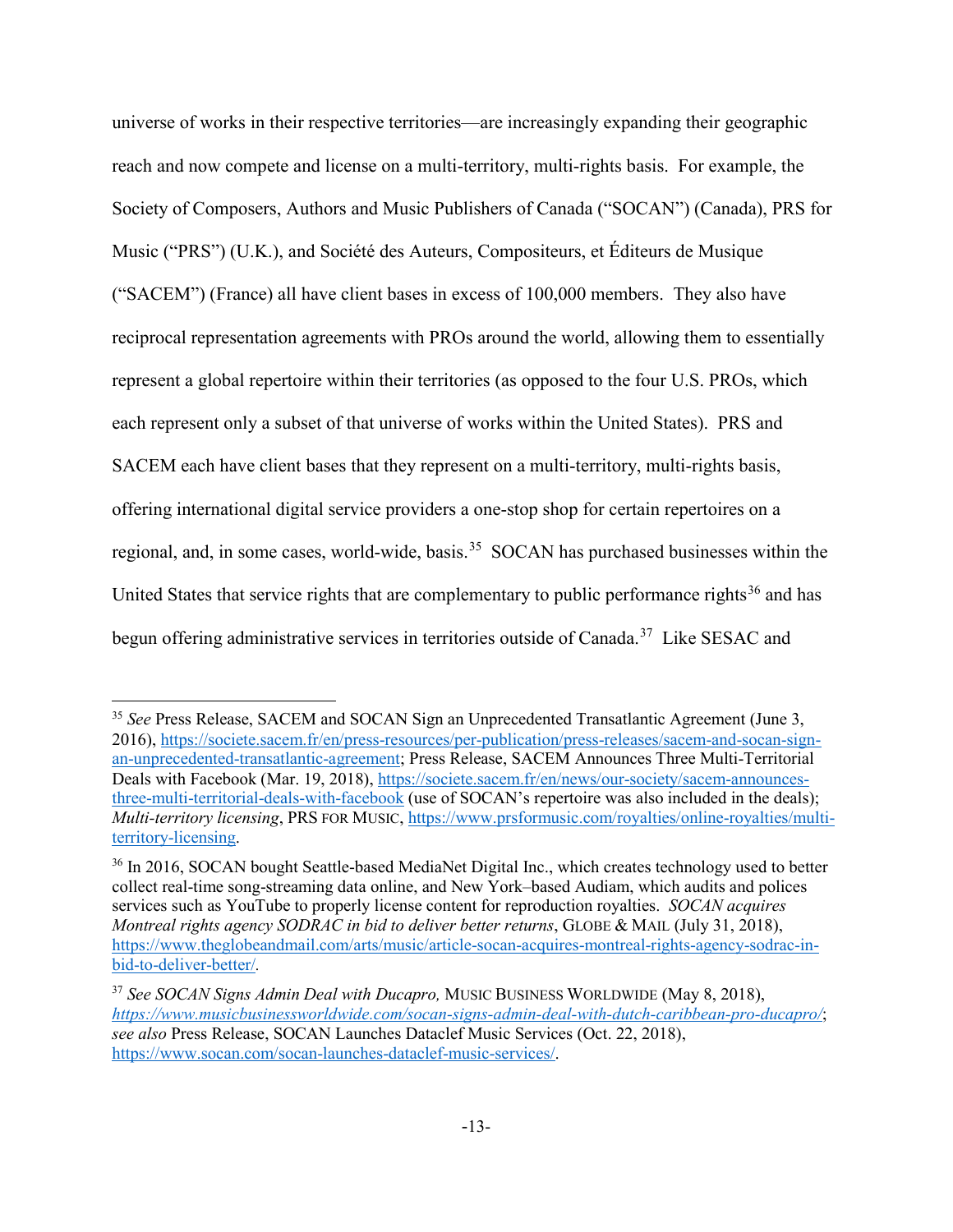universe of works in their respective territories—are increasingly expanding their geographic reach and now compete and license on a multi-territory, multi-rights basis. For example, the Society of Composers, Authors and Music Publishers of Canada ("SOCAN") (Canada), PRS for Music ("PRS") (U.K.), and Société des Auteurs, Compositeurs, et Éditeurs de Musique ("SACEM") (France) all have client bases in excess of 100,000 members. They also have reciprocal representation agreements with PROs around the world, allowing them to essentially represent a global repertoire within their territories (as opposed to the four U.S. PROs, which each represent only a subset of that universe of works within the United States). PRS and SACEM each have client bases that they represent on a multi-territory, multi-rights basis, offering international digital service providers a one-stop shop for certain repertoires on a regional, and, in some cases, world-wide, basis.[35] SOCAN has purchased businesses within the United States that service rights that are complementary to public performance rights[36] and has begun offering administrative services in territories outside of Canada.[37] Like SESAC and

---

[35] *See* Press Release, SACEM and SOCAN Sign an Unprecedented Transatlantic Agreement (June 3, 2016), https://societe.sacem.fr/en/press-resources/per-publication/press-releases/sacem-and-socan-sign-an-unprecedented-transatlantic-agreement; Press Release, SACEM Announces Three Multi-Territorial Deals with Facebook (Mar. 19, 2018), https://societe.sacem.fr/en/news/our-society/sacem-announces-three-multi-territorial-deals-with-facebook (use of SOCAN's repertoire was also included in the deals); *Multi-territory licensing*, PRS FOR MUSIC, https://www.prsformusic.com/royalties/online-royalties/multi-territory-licensing.

[36] In 2016, SOCAN bought Seattle-based MediaNet Digital Inc., which creates technology used to better collect real-time song-streaming data online, and New York–based Audiam, which audits and polices services such as YouTube to properly license content for reproduction royalties. *SOCAN acquires Montreal rights agency SODRAC in bid to deliver better returns*, GLOBE & MAIL (July 31, 2018), https://www.theglobeandmail.com/arts/music/article-socan-acquires-montreal-rights-agency-sodrac-in-bid-to-deliver-better/.

[37] *See SOCAN Signs Admin Deal with Ducapro,* MUSIC BUSINESS WORLDWIDE (May 8, 2018), *https://www.musicbusinessworldwide.com/socan-signs-admin-deal-with-dutch-caribbean-pro-ducapro/*; *see also* Press Release, SOCAN Launches Dataclef Music Services (Oct. 22, 2018), https://www.socan.com/socan-launches-dataclef-music-services/.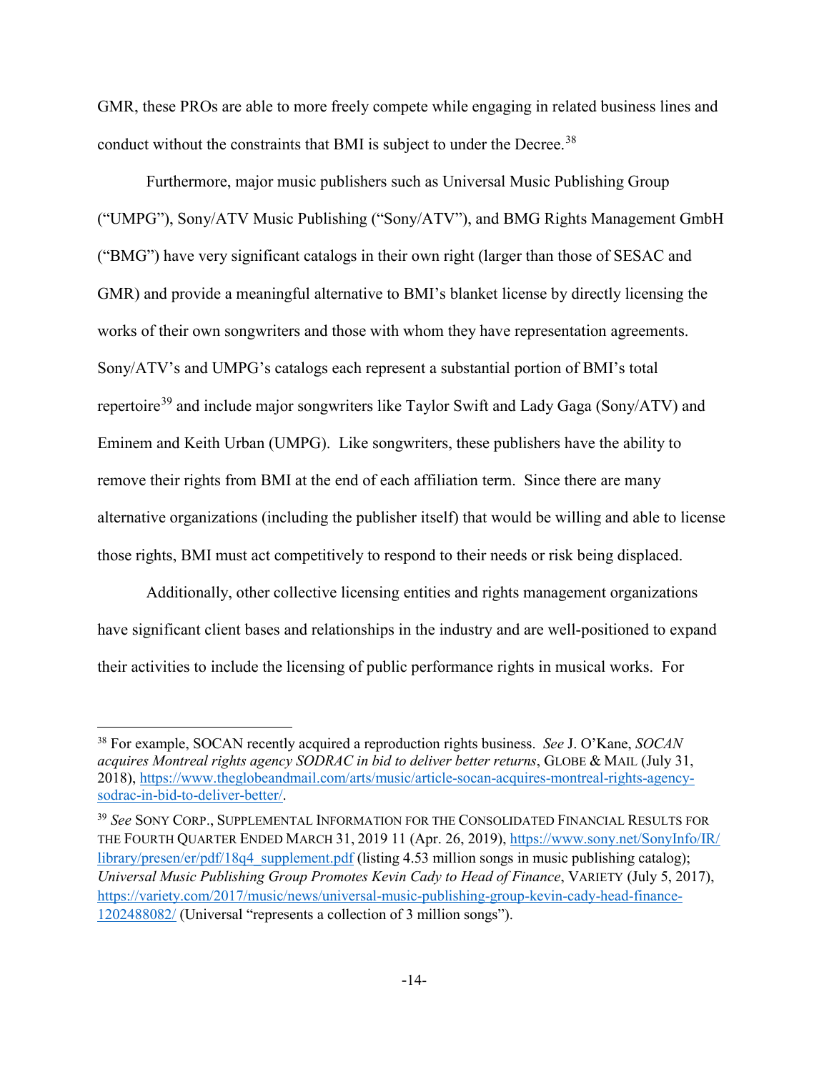GMR, these PROs are able to more freely compete while engaging in related business lines and conduct without the constraints that BMI is subject to under the Decree.[38]

Furthermore, major music publishers such as Universal Music Publishing Group ("UMPG"), Sony/ATV Music Publishing ("Sony/ATV"), and BMG Rights Management GmbH ("BMG") have very significant catalogs in their own right (larger than those of SESAC and GMR) and provide a meaningful alternative to BMI's blanket license by directly licensing the works of their own songwriters and those with whom they have representation agreements. Sony/ATV's and UMPG's catalogs each represent a substantial portion of BMI's total repertoire[39] and include major songwriters like Taylor Swift and Lady Gaga (Sony/ATV) and Eminem and Keith Urban (UMPG). Like songwriters, these publishers have the ability to remove their rights from BMI at the end of each affiliation term. Since there are many alternative organizations (including the publisher itself) that would be willing and able to license those rights, BMI must act competitively to respond to their needs or risk being displaced.

Additionally, other collective licensing entities and rights management organizations have significant client bases and relationships in the industry and are well-positioned to expand their activities to include the licensing of public performance rights in musical works. For

---

[38] For example, SOCAN recently acquired a reproduction rights business. *See* J. O'Kane, *SOCAN acquires Montreal rights agency SODRAC in bid to deliver better returns*, GLOBE & MAIL (July 31, 2018), https://www.theglobeandmail.com/arts/music/article-socan-acquires-montreal-rights-agency-sodrac-in-bid-to-deliver-better/.

[39] *See* SONY CORP., SUPPLEMENTAL INFORMATION FOR THE CONSOLIDATED FINANCIAL RESULTS FOR THE FOURTH QUARTER ENDED MARCH 31, 2019 11 (Apr. 26, 2019), https://www.sony.net/SonyInfo/IR/library/presen/er/pdf/18q4_supplement.pdf (listing 4.53 million songs in music publishing catalog); *Universal Music Publishing Group Promotes Kevin Cady to Head of Finance*, VARIETY (July 5, 2017), https://variety.com/2017/music/news/universal-music-publishing-group-kevin-cady-head-finance-1202488082/ (Universal "represents a collection of 3 million songs").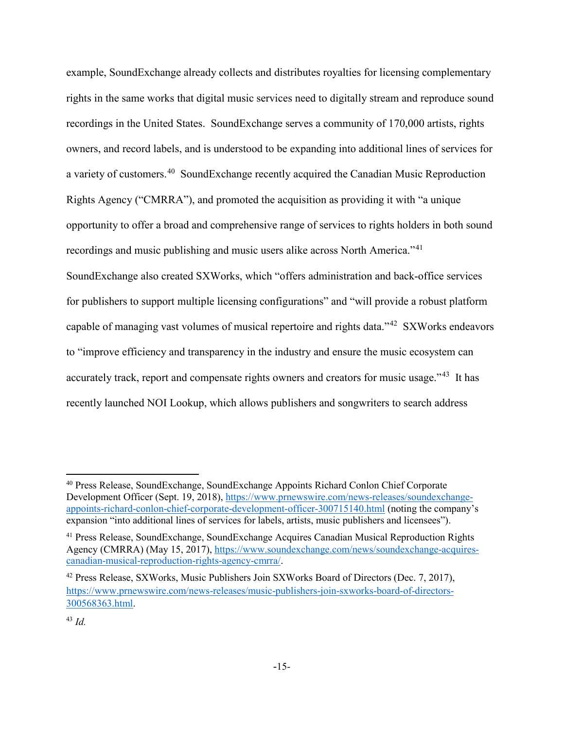example, SoundExchange already collects and distributes royalties for licensing complementary rights in the same works that digital music services need to digitally stream and reproduce sound recordings in the United States. SoundExchange serves a community of 170,000 artists, rights owners, and record labels, and is understood to be expanding into additional lines of services for a variety of customers.[40] SoundExchange recently acquired the Canadian Music Reproduction Rights Agency ("CMRRA"), and promoted the acquisition as providing it with "a unique opportunity to offer a broad and comprehensive range of services to rights holders in both sound recordings and music publishing and music users alike across North America."[41] SoundExchange also created SXWorks, which "offers administration and back-office services for publishers to support multiple licensing configurations" and "will provide a robust platform capable of managing vast volumes of musical repertoire and rights data."[42] SXWorks endeavors to "improve efficiency and transparency in the industry and ensure the music ecosystem can accurately track, report and compensate rights owners and creators for music usage."[43] It has recently launched NOI Lookup, which allows publishers and songwriters to search address

---

[40] Press Release, SoundExchange, SoundExchange Appoints Richard Conlon Chief Corporate Development Officer (Sept. 19, 2018), https://www.prnewswire.com/news-releases/soundexchange-appoints-richard-conlon-chief-corporate-development-officer-300715140.html (noting the company's expansion "into additional lines of services for labels, artists, music publishers and licensees").

[41] Press Release, SoundExchange, SoundExchange Acquires Canadian Musical Reproduction Rights Agency (CMRRA) (May 15, 2017), https://www.soundexchange.com/news/soundexchange-acquires-canadian-musical-reproduction-rights-agency-cmrra/.

[42] Press Release, SXWorks, Music Publishers Join SXWorks Board of Directors (Dec. 7, 2017), https://www.prnewswire.com/news-releases/music-publishers-join-sxworks-board-of-directors-300568363.html.

[43] *Id.*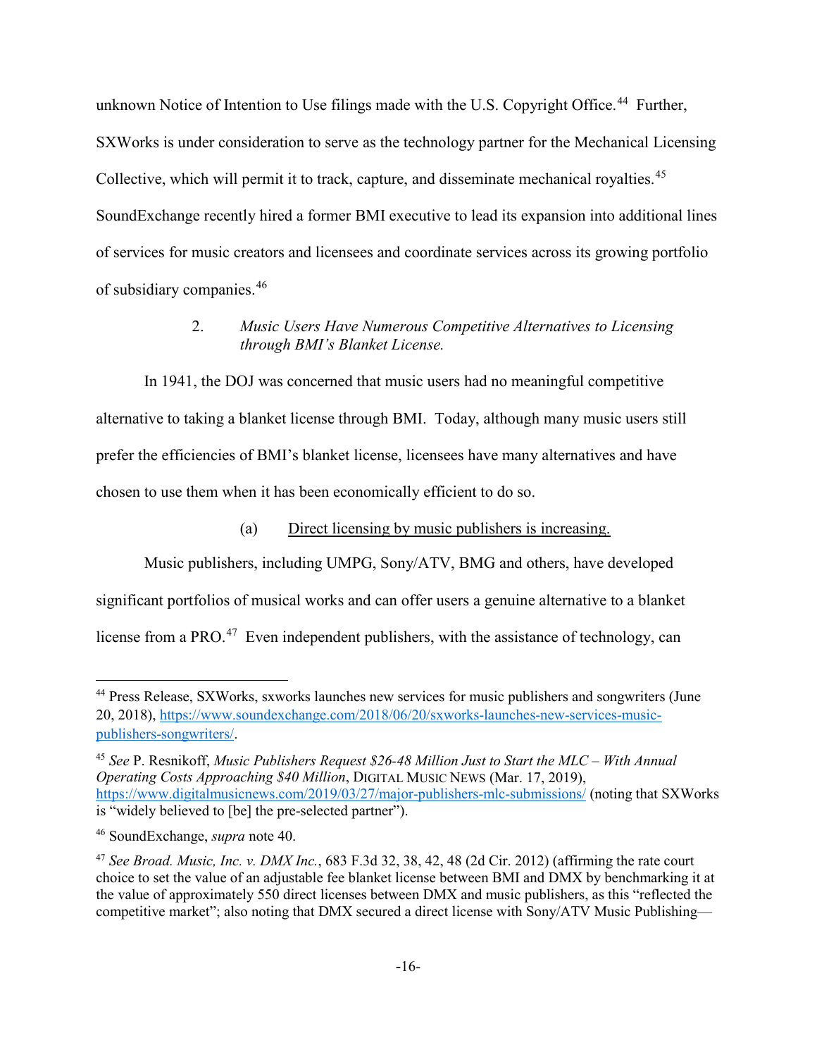unknown Notice of Intention to Use filings made with the U.S. Copyright Office.[44] Further, SXWorks is under consideration to serve as the technology partner for the Mechanical Licensing Collective, which will permit it to track, capture, and disseminate mechanical royalties.[45] SoundExchange recently hired a former BMI executive to lead its expansion into additional lines of services for music creators and licensees and coordinate services across its growing portfolio of subsidiary companies.[46]

### 2. *Music Users Have Numerous Competitive Alternatives to Licensing through BMI's Blanket License.*

In 1941, the DOJ was concerned that music users had no meaningful competitive alternative to taking a blanket license through BMI. Today, although many music users still prefer the efficiencies of BMI's blanket license, licensees have many alternatives and have chosen to use them when it has been economically efficient to do so.

#### (a) Direct licensing by music publishers is increasing.

Music publishers, including UMPG, Sony/ATV, BMG and others, have developed significant portfolios of musical works and can offer users a genuine alternative to a blanket license from a PRO.[47] Even independent publishers, with the assistance of technology, can

---

[44] Press Release, SXWorks, sxworks launches new services for music publishers and songwriters (June 20, 2018), https://www.soundexchange.com/2018/06/20/sxworks-launches-new-services-music-publishers-songwriters/.

[45] *See* P. Resnikoff, *Music Publishers Request $26-48 Million Just to Start the MLC – With Annual Operating Costs Approaching $40 Million*, DIGITAL MUSIC NEWS (Mar. 17, 2019), https://www.digitalmusicnews.com/2019/03/27/major-publishers-mlc-submissions/ (noting that SXWorks is "widely believed to [be] the pre-selected partner").

[46] SoundExchange, *supra* note 40.

[47] *See Broad. Music, Inc. v. DMX Inc.*, 683 F.3d 32, 38, 42, 48 (2d Cir. 2012) (affirming the rate court choice to set the value of an adjustable fee blanket license between BMI and DMX by benchmarking it at the value of approximately 550 direct licenses between DMX and music publishers, as this "reflected the competitive market"; also noting that DMX secured a direct license with Sony/ATV Music Publishing—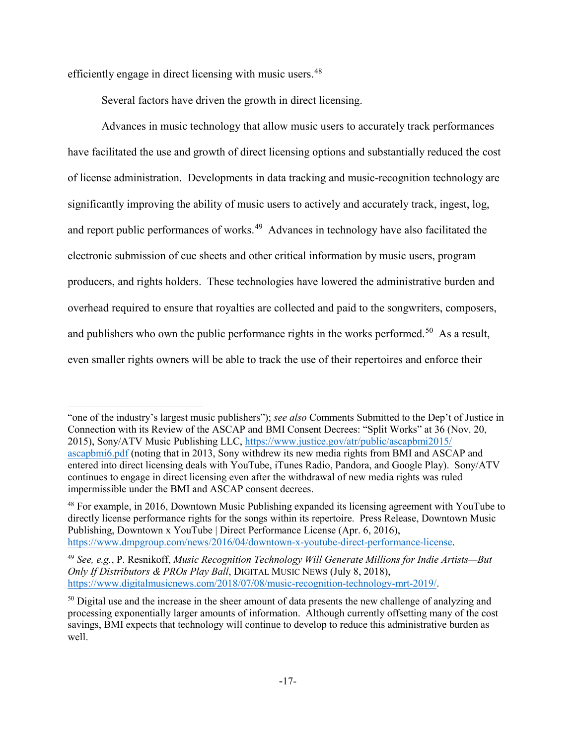efficiently engage in direct licensing with music users.[48]

Several factors have driven the growth in direct licensing.

Advances in music technology that allow music users to accurately track performances have facilitated the use and growth of direct licensing options and substantially reduced the cost of license administration. Developments in data tracking and music-recognition technology are significantly improving the ability of music users to actively and accurately track, ingest, log, and report public performances of works.[49] Advances in technology have also facilitated the electronic submission of cue sheets and other critical information by music users, program producers, and rights holders. These technologies have lowered the administrative burden and overhead required to ensure that royalties are collected and paid to the songwriters, composers, and publishers who own the public performance rights in the works performed.[50] As a result, even smaller rights owners will be able to track the use of their repertoires and enforce their

---

"one of the industry's largest music publishers"); *see also* Comments Submitted to the Dep't of Justice in Connection with its Review of the ASCAP and BMI Consent Decrees: "Split Works" at 36 (Nov. 20, 2015), Sony/ATV Music Publishing LLC, https://www.justice.gov/atr/public/ascapbmi2015/ascapbmi6.pdf (noting that in 2013, Sony withdrew its new media rights from BMI and ASCAP and entered into direct licensing deals with YouTube, iTunes Radio, Pandora, and Google Play). Sony/ATV continues to engage in direct licensing even after the withdrawal of new media rights was ruled impermissible under the BMI and ASCAP consent decrees.

[48] For example, in 2016, Downtown Music Publishing expanded its licensing agreement with YouTube to directly license performance rights for the songs within its repertoire. Press Release, Downtown Music Publishing, Downtown x YouTube | Direct Performance License (Apr. 6, 2016), https://www.dmpgroup.com/news/2016/04/downtown-x-youtube-direct-performance-license.

[49] *See, e.g.*, P. Resnikoff, *Music Recognition Technology Will Generate Millions for Indie Artists—But Only If Distributors & PROs Play Ball*, DIGITAL MUSIC NEWS (July 8, 2018), https://www.digitalmusicnews.com/2018/07/08/music-recognition-technology-mrt-2019/.

[50] Digital use and the increase in the sheer amount of data presents the new challenge of analyzing and processing exponentially larger amounts of information. Although currently offsetting many of the cost savings, BMI expects that technology will continue to develop to reduce this administrative burden as well.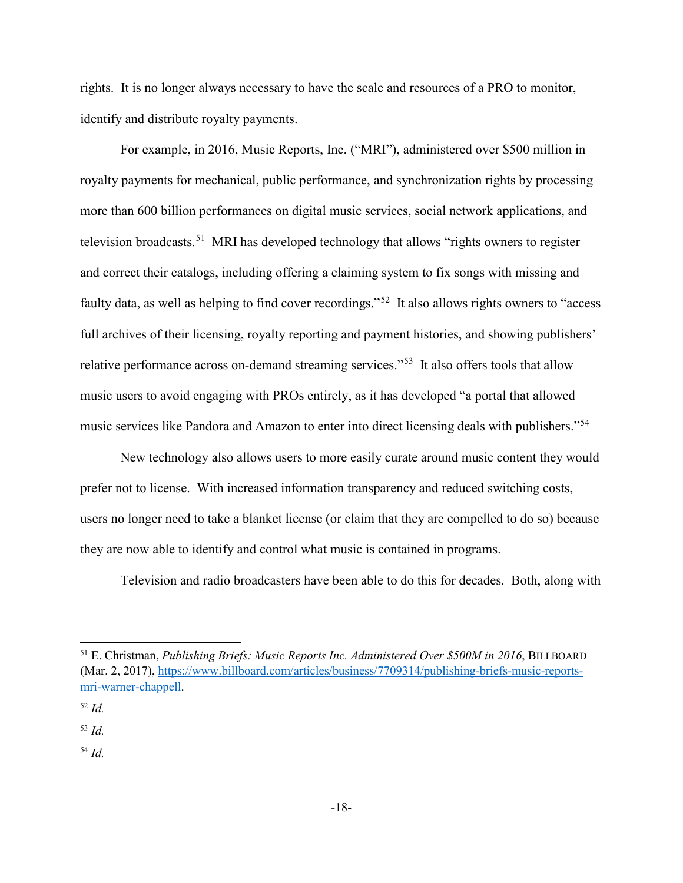rights. It is no longer always necessary to have the scale and resources of a PRO to monitor, identify and distribute royalty payments.

For example, in 2016, Music Reports, Inc. ("MRI"), administered over $500 million in royalty payments for mechanical, public performance, and synchronization rights by processing more than 600 billion performances on digital music services, social network applications, and television broadcasts.[51] MRI has developed technology that allows "rights owners to register and correct their catalogs, including offering a claiming system to fix songs with missing and faulty data, as well as helping to find cover recordings."[52] It also allows rights owners to "access full archives of their licensing, royalty reporting and payment histories, and showing publishers' relative performance across on-demand streaming services."[53] It also offers tools that allow music users to avoid engaging with PROs entirely, as it has developed "a portal that allowed music services like Pandora and Amazon to enter into direct licensing deals with publishers."[54]

New technology also allows users to more easily curate around music content they would prefer not to license. With increased information transparency and reduced switching costs, users no longer need to take a blanket license (or claim that they are compelled to do so) because they are now able to identify and control what music is contained in programs.

Television and radio broadcasters have been able to do this for decades. Both, along with

---

[51] E. Christman, *Publishing Briefs: Music Reports Inc. Administered Over $500M in 2016*, BILLBOARD (Mar. 2, 2017), https://www.billboard.com/articles/business/7709314/publishing-briefs-music-reports-mri-warner-chappell.

[52] *Id.*

[53] *Id.*

[54] *Id.*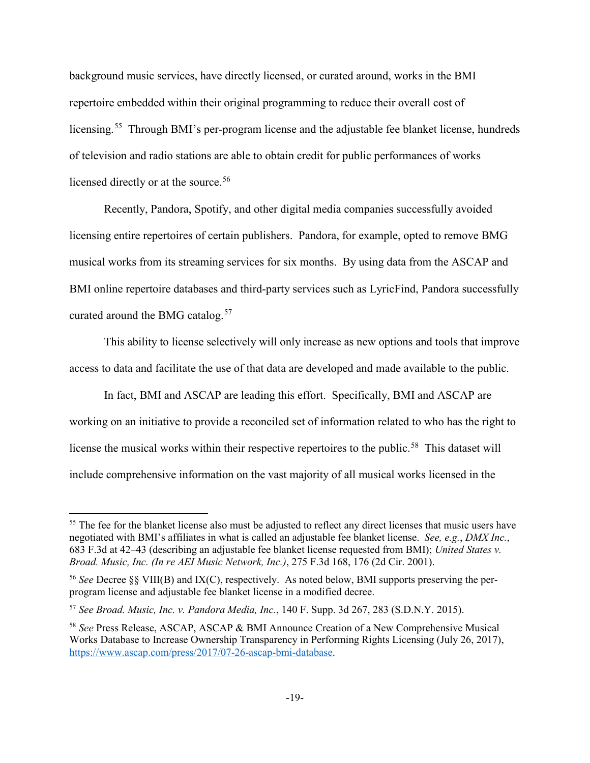background music services, have directly licensed, or curated around, works in the BMI repertoire embedded within their original programming to reduce their overall cost of licensing.[55] Through BMI's per-program license and the adjustable fee blanket license, hundreds of television and radio stations are able to obtain credit for public performances of works licensed directly or at the source.[56]

Recently, Pandora, Spotify, and other digital media companies successfully avoided licensing entire repertoires of certain publishers. Pandora, for example, opted to remove BMG musical works from its streaming services for six months. By using data from the ASCAP and BMI online repertoire databases and third-party services such as LyricFind, Pandora successfully curated around the BMG catalog.[57]

This ability to license selectively will only increase as new options and tools that improve access to data and facilitate the use of that data are developed and made available to the public.

In fact, BMI and ASCAP are leading this effort. Specifically, BMI and ASCAP are working on an initiative to provide a reconciled set of information related to who has the right to license the musical works within their respective repertoires to the public.[58] This dataset will include comprehensive information on the vast majority of all musical works licensed in the

---

[55] The fee for the blanket license also must be adjusted to reflect any direct licenses that music users have negotiated with BMI's affiliates in what is called an adjustable fee blanket license. *See, e.g.*, *DMX Inc.*, 683 F.3d at 42–43 (describing an adjustable fee blanket license requested from BMI); *United States v. Broad. Music, Inc. (In re AEI Music Network, Inc.)*, 275 F.3d 168, 176 (2d Cir. 2001).

[56] *See* Decree §§ VIII(B) and IX(C), respectively. As noted below, BMI supports preserving the per-program license and adjustable fee blanket license in a modified decree.

[57] *See Broad. Music, Inc. v. Pandora Media, Inc.*, 140 F. Supp. 3d 267, 283 (S.D.N.Y. 2015).

[58] *See* Press Release, ASCAP, ASCAP & BMI Announce Creation of a New Comprehensive Musical Works Database to Increase Ownership Transparency in Performing Rights Licensing (July 26, 2017), https://www.ascap.com/press/2017/07-26-ascap-bmi-database.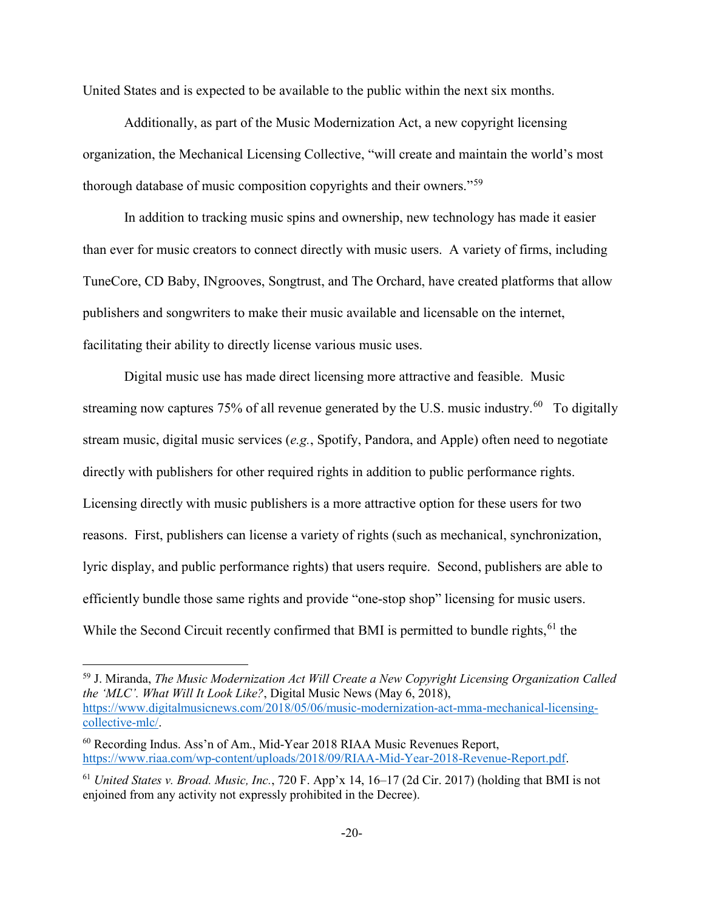United States and is expected to be available to the public within the next six months.

Additionally, as part of the Music Modernization Act, a new copyright licensing organization, the Mechanical Licensing Collective, "will create and maintain the world's most thorough database of music composition copyrights and their owners."[59]

In addition to tracking music spins and ownership, new technology has made it easier than ever for music creators to connect directly with music users. A variety of firms, including TuneCore, CD Baby, INgrooves, Songtrust, and The Orchard, have created platforms that allow publishers and songwriters to make their music available and licensable on the internet, facilitating their ability to directly license various music uses.

Digital music use has made direct licensing more attractive and feasible. Music streaming now captures 75% of all revenue generated by the U.S. music industry.[60] To digitally stream music, digital music services (*e.g.*, Spotify, Pandora, and Apple) often need to negotiate directly with publishers for other required rights in addition to public performance rights. Licensing directly with music publishers is a more attractive option for these users for two reasons. First, publishers can license a variety of rights (such as mechanical, synchronization, lyric display, and public performance rights) that users require. Second, publishers are able to efficiently bundle those same rights and provide "one-stop shop" licensing for music users. While the Second Circuit recently confirmed that BMI is permitted to bundle rights,[61] the

---

[59] J. Miranda, *The Music Modernization Act Will Create a New Copyright Licensing Organization Called the 'MLC'. What Will It Look Like?*, Digital Music News (May 6, 2018), https://www.digitalmusicnews.com/2018/05/06/music-modernization-act-mma-mechanical-licensing-collective-mlc/.

[60] Recording Indus. Ass'n of Am., Mid-Year 2018 RIAA Music Revenues Report, https://www.riaa.com/wp-content/uploads/2018/09/RIAA-Mid-Year-2018-Revenue-Report.pdf.

[61] *United States v. Broad. Music, Inc.*, 720 F. App'x 14, 16–17 (2d Cir. 2017) (holding that BMI is not enjoined from any activity not expressly prohibited in the Decree).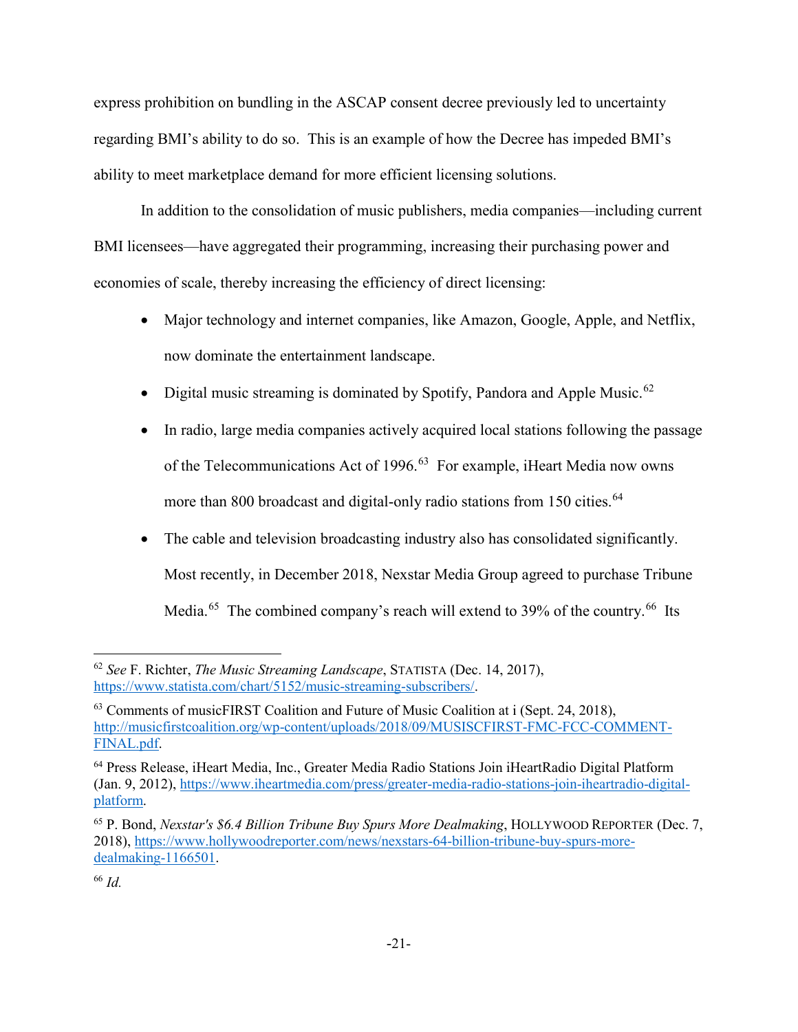express prohibition on bundling in the ASCAP consent decree previously led to uncertainty regarding BMI's ability to do so. This is an example of how the Decree has impeded BMI's ability to meet marketplace demand for more efficient licensing solutions.

In addition to the consolidation of music publishers, media companies—including current BMI licensees—have aggregated their programming, increasing their purchasing power and economies of scale, thereby increasing the efficiency of direct licensing:

- Major technology and internet companies, like Amazon, Google, Apple, and Netflix, now dominate the entertainment landscape.
- Digital music streaming is dominated by Spotify, Pandora and Apple Music.[62]
- In radio, large media companies actively acquired local stations following the passage of the Telecommunications Act of 1996.[63] For example, iHeart Media now owns more than 800 broadcast and digital-only radio stations from 150 cities.[64]
- The cable and television broadcasting industry also has consolidated significantly. Most recently, in December 2018, Nexstar Media Group agreed to purchase Tribune Media.[65] The combined company's reach will extend to 39% of the country.[66] Its

---

[62] *See* F. Richter, *The Music Streaming Landscape*, STATISTA (Dec. 14, 2017), https://www.statista.com/chart/5152/music-streaming-subscribers/.

[63] Comments of musicFIRST Coalition and Future of Music Coalition at i (Sept. 24, 2018), http://musicfirstcoalition.org/wp-content/uploads/2018/09/MUSISCFIRST-FMC-FCC-COMMENT-FINAL.pdf.

[64] Press Release, iHeart Media, Inc., Greater Media Radio Stations Join iHeartRadio Digital Platform (Jan. 9, 2012), https://www.iheartmedia.com/press/greater-media-radio-stations-join-iheartradio-digital-platform.

[65] P. Bond, *Nexstar's $6.4 Billion Tribune Buy Spurs More Dealmaking*, HOLLYWOOD REPORTER (Dec. 7, 2018), https://www.hollywoodreporter.com/news/nexstars-64-billion-tribune-buy-spurs-more-dealmaking-1166501.

[66] *Id.*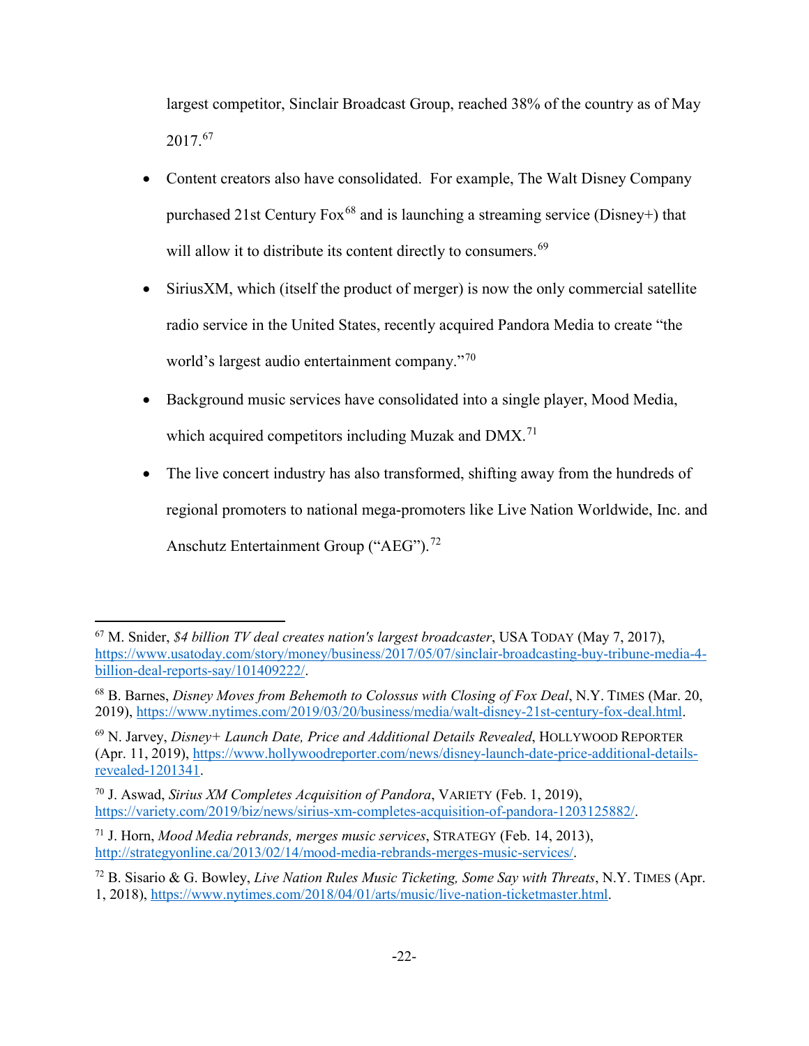largest competitor, Sinclair Broadcast Group, reached 38% of the country as of May 2017.[67]

- Content creators also have consolidated. For example, The Walt Disney Company purchased 21st Century Fox[68] and is launching a streaming service (Disney+) that will allow it to distribute its content directly to consumers.[69]
- SiriusXM, which (itself the product of merger) is now the only commercial satellite radio service in the United States, recently acquired Pandora Media to create "the world's largest audio entertainment company."[70]
- Background music services have consolidated into a single player, Mood Media, which acquired competitors including Muzak and DMX.[71]
- The live concert industry has also transformed, shifting away from the hundreds of regional promoters to national mega-promoters like Live Nation Worldwide, Inc. and Anschutz Entertainment Group ("AEG").[72]

---

[67] M. Snider, *$4 billion TV deal creates nation's largest broadcaster*, USA TODAY (May 7, 2017), https://www.usatoday.com/story/money/business/2017/05/07/sinclair-broadcasting-buy-tribune-media-4-billion-deal-reports-say/101409222/.

[68] B. Barnes, *Disney Moves from Behemoth to Colossus with Closing of Fox Deal*, N.Y. TIMES (Mar. 20, 2019), https://www.nytimes.com/2019/03/20/business/media/walt-disney-21st-century-fox-deal.html.

[69] N. Jarvey, *Disney+ Launch Date, Price and Additional Details Revealed*, HOLLYWOOD REPORTER (Apr. 11, 2019), https://www.hollywoodreporter.com/news/disney-launch-date-price-additional-details-revealed-1201341.

[70] J. Aswad, *Sirius XM Completes Acquisition of Pandora*, VARIETY (Feb. 1, 2019), https://variety.com/2019/biz/news/sirius-xm-completes-acquisition-of-pandora-1203125882/.

[71] J. Horn, *Mood Media rebrands, merges music services*, STRATEGY (Feb. 14, 2013), http://strategyonline.ca/2013/02/14/mood-media-rebrands-merges-music-services/.

[72] B. Sisario & G. Bowley, *Live Nation Rules Music Ticketing, Some Say with Threats*, N.Y. TIMES (Apr. 1, 2018), https://www.nytimes.com/2018/04/01/arts/music/live-nation-ticketmaster.html.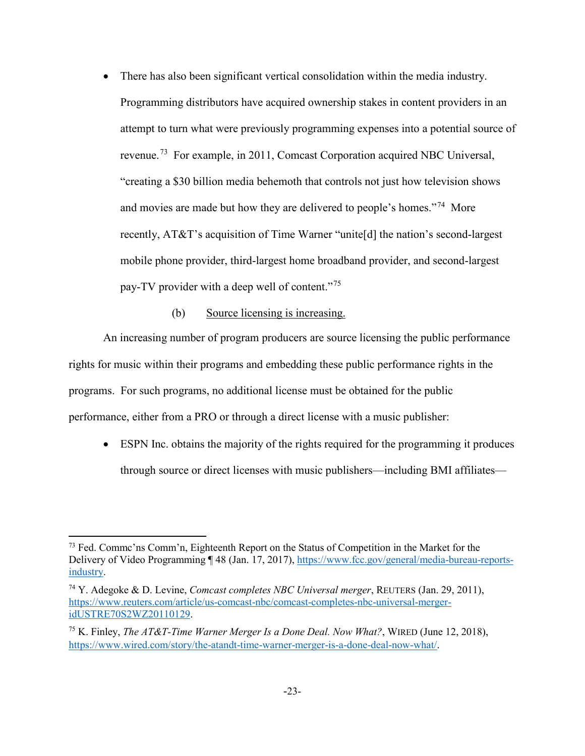- There has also been significant vertical consolidation within the media industry. Programming distributors have acquired ownership stakes in content providers in an attempt to turn what were previously programming expenses into a potential source of revenue.[73] For example, in 2011, Comcast Corporation acquired NBC Universal, "creating a $30 billion media behemoth that controls not just how television shows and movies are made but how they are delivered to people's homes."[74] More recently, AT&T's acquisition of Time Warner "unite[d] the nation's second-largest mobile phone provider, third-largest home broadband provider, and second-largest pay-TV provider with a deep well of content."[75]

(b) <u>Source licensing is increasing.</u>

An increasing number of program producers are source licensing the public performance rights for music within their programs and embedding these public performance rights in the programs. For such programs, no additional license must be obtained for the public performance, either from a PRO or through a direct license with a music publisher:

- ESPN Inc. obtains the majority of the rights required for the programming it produces through source or direct licenses with music publishers—including BMI affiliates—

---

[73] Fed. Commc'ns Comm'n, Eighteenth Report on the Status of Competition in the Market for the Delivery of Video Programming ¶ 48 (Jan. 17, 2017), https://www.fcc.gov/general/media-bureau-reports-industry.

[74] Y. Adegoke & D. Levine, *Comcast completes NBC Universal merger*, REUTERS (Jan. 29, 2011), https://www.reuters.com/article/us-comcast-nbc/comcast-completes-nbc-universal-merger-idUSTRE70S2WZ20110129.

[75] K. Finley, *The AT&T-Time Warner Merger Is a Done Deal. Now What?*, WIRED (June 12, 2018), https://www.wired.com/story/the-atandt-time-warner-merger-is-a-done-deal-now-what/.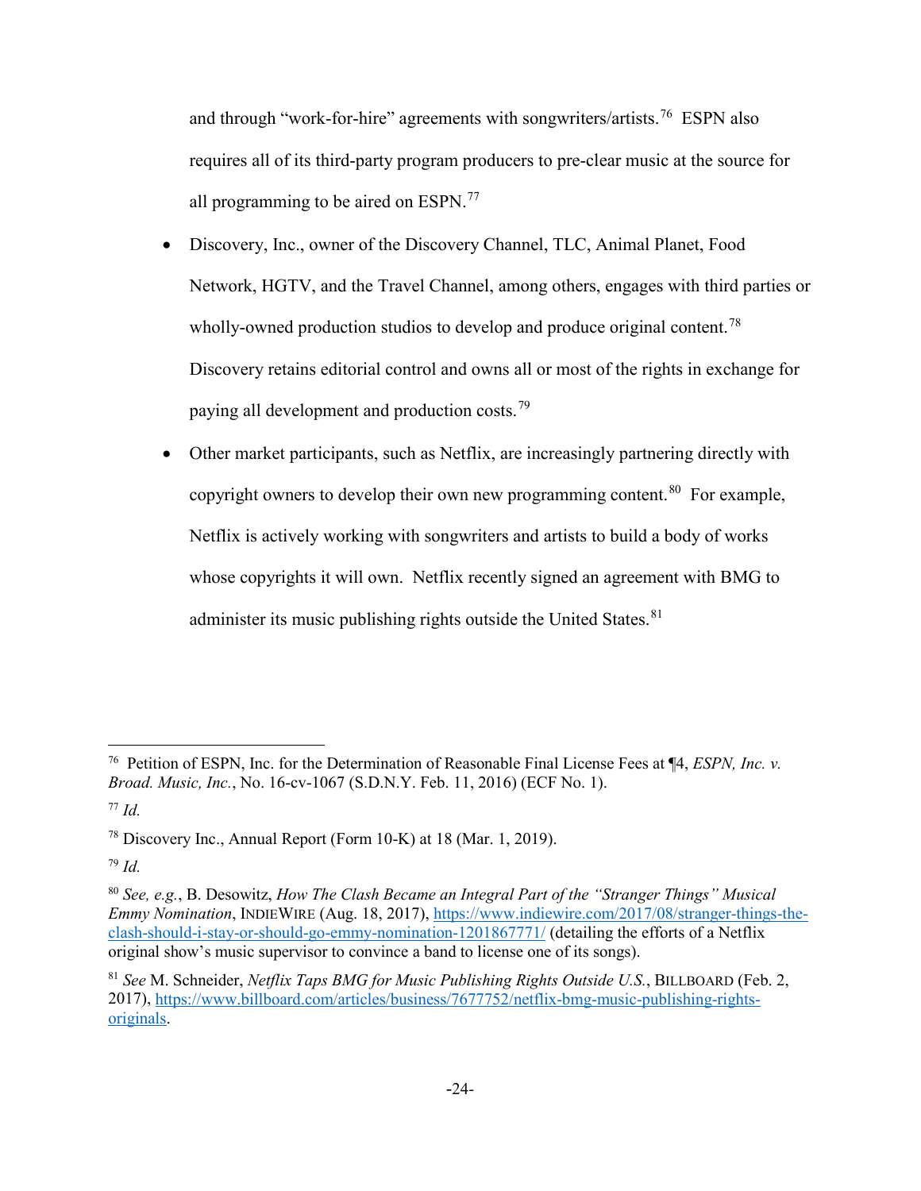and through "work-for-hire" agreements with songwriters/artists.[76] ESPN also requires all of its third-party program producers to pre-clear music at the source for all programming to be aired on ESPN.[77]

- Discovery, Inc., owner of the Discovery Channel, TLC, Animal Planet, Food Network, HGTV, and the Travel Channel, among others, engages with third parties or wholly-owned production studios to develop and produce original content.[78] Discovery retains editorial control and owns all or most of the rights in exchange for paying all development and production costs.[79]

- Other market participants, such as Netflix, are increasingly partnering directly with copyright owners to develop their own new programming content.[80] For example, Netflix is actively working with songwriters and artists to build a body of works whose copyrights it will own. Netflix recently signed an agreement with BMG to administer its music publishing rights outside the United States.[81]

---

[76] Petition of ESPN, Inc. for the Determination of Reasonable Final License Fees at ¶4, *ESPN, Inc. v. Broad. Music, Inc.*, No. 16-cv-1067 (S.D.N.Y. Feb. 11, 2016) (ECF No. 1).

[77] *Id.*

[78] Discovery Inc., Annual Report (Form 10-K) at 18 (Mar. 1, 2019).

[79] *Id.*

[80] *See, e.g.*, B. Desowitz, *How The Clash Became an Integral Part of the "Stranger Things" Musical Emmy Nomination*, INDIEWIRE (Aug. 18, 2017), https://www.indiewire.com/2017/08/stranger-things-the-clash-should-i-stay-or-should-go-emmy-nomination-1201867771/ (detailing the efforts of a Netflix original show's music supervisor to convince a band to license one of its songs).

[81] *See* M. Schneider, *Netflix Taps BMG for Music Publishing Rights Outside U.S.*, BILLBOARD (Feb. 2, 2017), https://www.billboard.com/articles/business/7677752/netflix-bmg-music-publishing-rights-originals.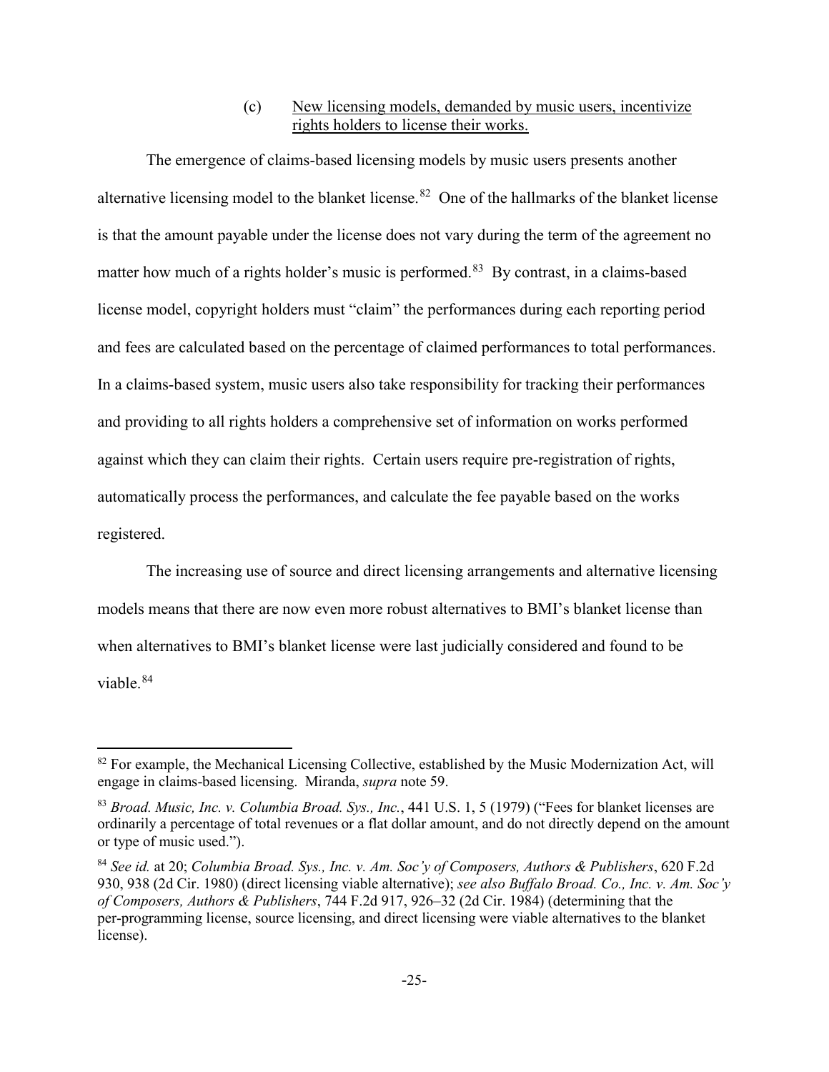(c) New licensing models, demanded by music users, incentivize rights holders to license their works.

The emergence of claims-based licensing models by music users presents another alternative licensing model to the blanket license.[82] One of the hallmarks of the blanket license is that the amount payable under the license does not vary during the term of the agreement no matter how much of a rights holder's music is performed.[83] By contrast, in a claims-based license model, copyright holders must "claim" the performances during each reporting period and fees are calculated based on the percentage of claimed performances to total performances. In a claims-based system, music users also take responsibility for tracking their performances and providing to all rights holders a comprehensive set of information on works performed against which they can claim their rights. Certain users require pre-registration of rights, automatically process the performances, and calculate the fee payable based on the works registered.

The increasing use of source and direct licensing arrangements and alternative licensing models means that there are now even more robust alternatives to BMI's blanket license than when alternatives to BMI's blanket license were last judicially considered and found to be viable.[84]

---

[82] For example, the Mechanical Licensing Collective, established by the Music Modernization Act, will engage in claims-based licensing. Miranda, *supra* note 59.

[83] *Broad. Music, Inc. v. Columbia Broad. Sys., Inc.*, 441 U.S. 1, 5 (1979) ("Fees for blanket licenses are ordinarily a percentage of total revenues or a flat dollar amount, and do not directly depend on the amount or type of music used.").

[84] *See id.* at 20; *Columbia Broad. Sys., Inc. v. Am. Soc'y of Composers, Authors & Publishers*, 620 F.2d 930, 938 (2d Cir. 1980) (direct licensing viable alternative); *see also Buffalo Broad. Co., Inc. v. Am. Soc'y of Composers, Authors & Publishers*, 744 F.2d 917, 926–32 (2d Cir. 1984) (determining that the per-programming license, source licensing, and direct licensing were viable alternatives to the blanket license).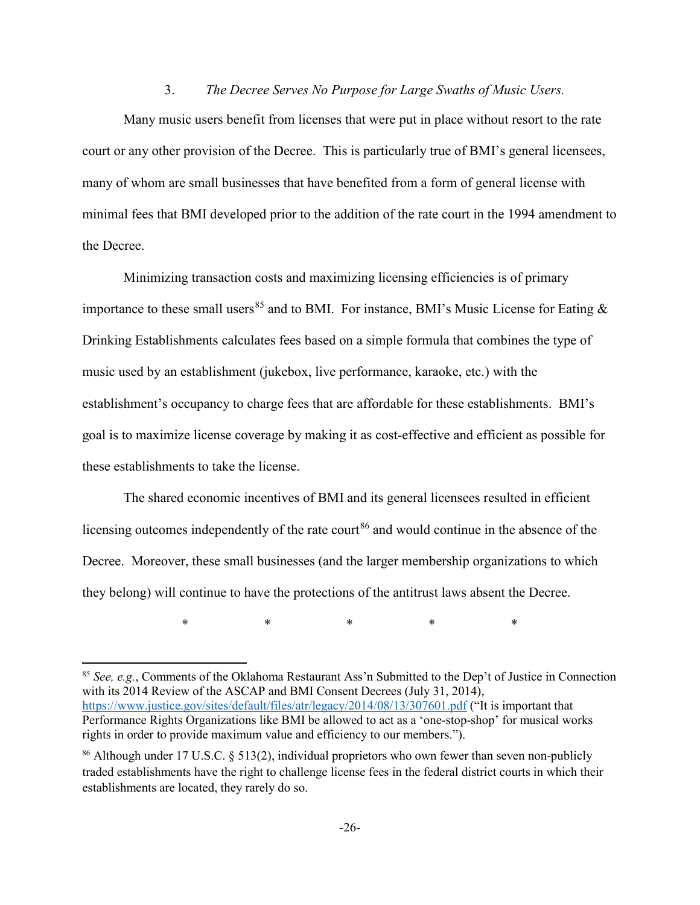### 3. *The Decree Serves No Purpose for Large Swaths of Music Users.*

Many music users benefit from licenses that were put in place without resort to the rate court or any other provision of the Decree. This is particularly true of BMI's general licensees, many of whom are small businesses that have benefited from a form of general license with minimal fees that BMI developed prior to the addition of the rate court in the 1994 amendment to the Decree.

Minimizing transaction costs and maximizing licensing efficiencies is of primary importance to these small users[85] and to BMI. For instance, BMI's Music License for Eating & Drinking Establishments calculates fees based on a simple formula that combines the type of music used by an establishment (jukebox, live performance, karaoke, etc.) with the establishment's occupancy to charge fees that are affordable for these establishments. BMI's goal is to maximize license coverage by making it as cost-effective and efficient as possible for these establishments to take the license.

The shared economic incentives of BMI and its general licensees resulted in efficient licensing outcomes independently of the rate court[86] and would continue in the absence of the Decree. Moreover, these small businesses (and the larger membership organizations to which they belong) will continue to have the protections of the antitrust laws absent the Decree.

\* \* \* \* \*

---

[85] *See, e.g.*, Comments of the Oklahoma Restaurant Ass'n Submitted to the Dep't of Justice in Connection with its 2014 Review of the ASCAP and BMI Consent Decrees (July 31, 2014), https://www.justice.gov/sites/default/files/atr/legacy/2014/08/13/307601.pdf ("It is important that Performance Rights Organizations like BMI be allowed to act as a 'one-stop-shop' for musical works rights in order to provide maximum value and efficiency to our members.").

[86] Although under 17 U.S.C. § 513(2), individual proprietors who own fewer than seven non-publicly traded establishments have the right to challenge license fees in the federal district courts in which their establishments are located, they rarely do so.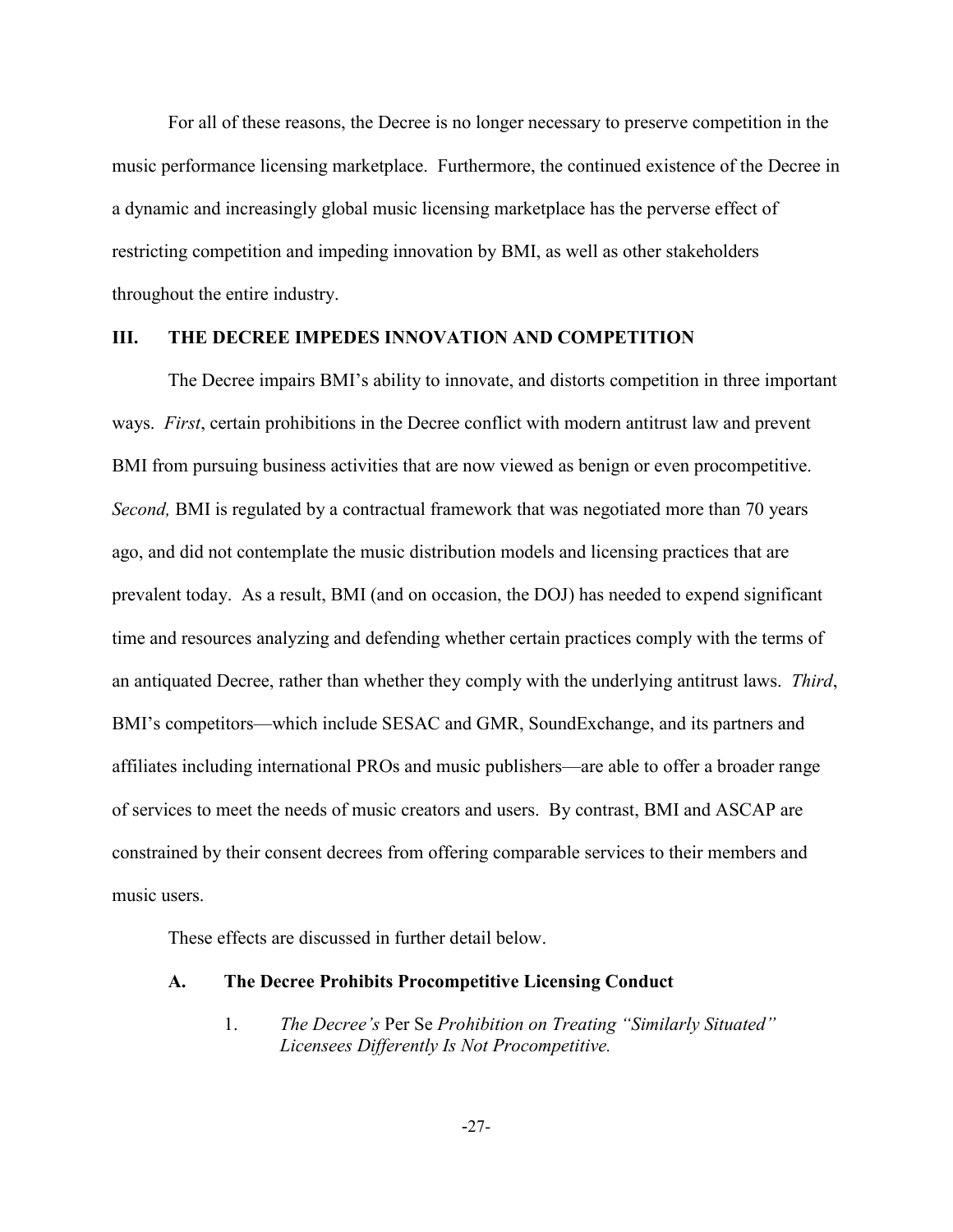For all of these reasons, the Decree is no longer necessary to preserve competition in the music performance licensing marketplace. Furthermore, the continued existence of the Decree in a dynamic and increasingly global music licensing marketplace has the perverse effect of restricting competition and impeding innovation by BMI, as well as other stakeholders throughout the entire industry.

## III. THE DECREE IMPEDES INNOVATION AND COMPETITION

The Decree impairs BMI's ability to innovate, and distorts competition in three important ways. *First*, certain prohibitions in the Decree conflict with modern antitrust law and prevent BMI from pursuing business activities that are now viewed as benign or even procompetitive. *Second,* BMI is regulated by a contractual framework that was negotiated more than 70 years ago, and did not contemplate the music distribution models and licensing practices that are prevalent today. As a result, BMI (and on occasion, the DOJ) has needed to expend significant time and resources analyzing and defending whether certain practices comply with the terms of an antiquated Decree, rather than whether they comply with the underlying antitrust laws. *Third*, BMI's competitors—which include SESAC and GMR, SoundExchange, and its partners and affiliates including international PROs and music publishers—are able to offer a broader range of services to meet the needs of music creators and users. By contrast, BMI and ASCAP are constrained by their consent decrees from offering comparable services to their members and music users.

These effects are discussed in further detail below.

### A. The Decree Prohibits Procompetitive Licensing Conduct

#### 1. *The Decree's* Per Se *Prohibition on Treating "Similarly Situated" Licensees Differently Is Not Procompetitive.*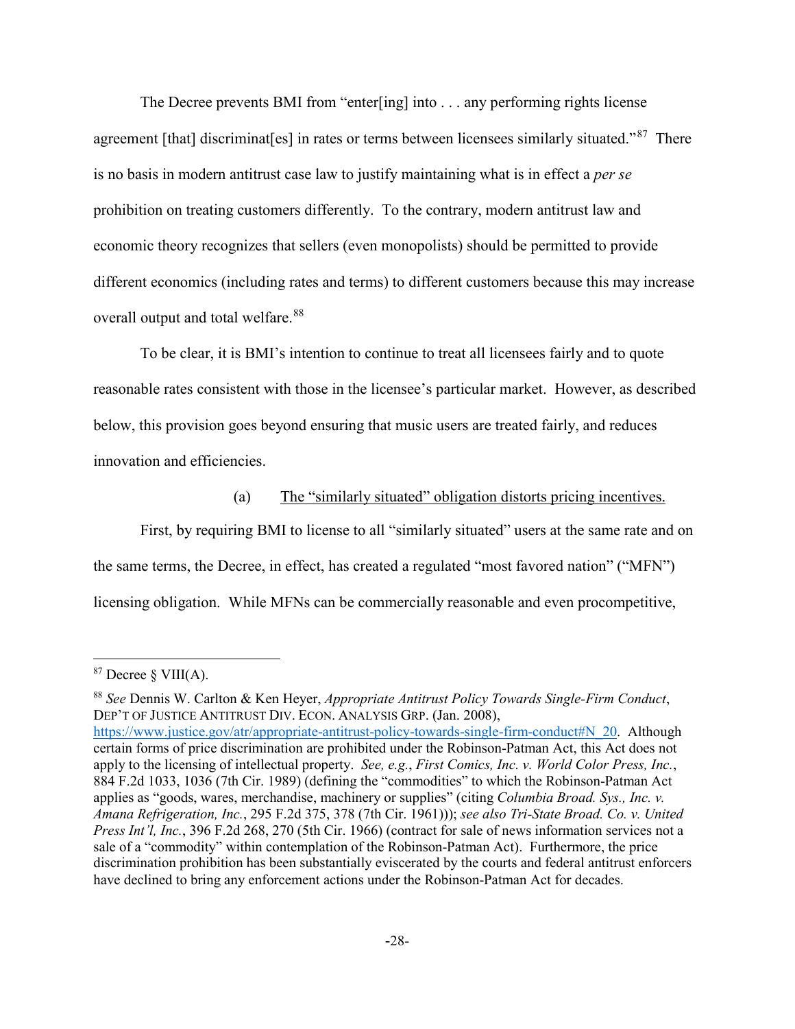The Decree prevents BMI from "enter[ing] into . . . any performing rights license agreement [that] discriminat[es] in rates or terms between licensees similarly situated."[87] There is no basis in modern antitrust case law to justify maintaining what is in effect a *per se* prohibition on treating customers differently. To the contrary, modern antitrust law and economic theory recognizes that sellers (even monopolists) should be permitted to provide different economics (including rates and terms) to different customers because this may increase overall output and total welfare.[88]

To be clear, it is BMI's intention to continue to treat all licensees fairly and to quote reasonable rates consistent with those in the licensee's particular market. However, as described below, this provision goes beyond ensuring that music users are treated fairly, and reduces innovation and efficiencies.

(a) The "similarly situated" obligation distorts pricing incentives.

First, by requiring BMI to license to all "similarly situated" users at the same rate and on the same terms, the Decree, in effect, has created a regulated "most favored nation" ("MFN") licensing obligation. While MFNs can be commercially reasonable and even procompetitive,

---

[87] Decree § VIII(A).

[88] *See* Dennis W. Carlton & Ken Heyer, *Appropriate Antitrust Policy Towards Single-Firm Conduct*, DEP'T OF JUSTICE ANTITRUST DIV. ECON. ANALYSIS GRP. (Jan. 2008), https://www.justice.gov/atr/appropriate-antitrust-policy-towards-single-firm-conduct#N_20. Although certain forms of price discrimination are prohibited under the Robinson-Patman Act, this Act does not apply to the licensing of intellectual property. *See, e.g.*, *First Comics, Inc. v. World Color Press, Inc.*, 884 F.2d 1033, 1036 (7th Cir. 1989) (defining the "commodities" to which the Robinson-Patman Act applies as "goods, wares, merchandise, machinery or supplies" (citing *Columbia Broad. Sys., Inc. v. Amana Refrigeration, Inc.*, 295 F.2d 375, 378 (7th Cir. 1961))); *see also Tri-State Broad. Co. v. United Press Int'l, Inc.*, 396 F.2d 268, 270 (5th Cir. 1966) (contract for sale of news information services not a sale of a "commodity" within contemplation of the Robinson-Patman Act). Furthermore, the price discrimination prohibition has been substantially eviscerated by the courts and federal antitrust enforcers have declined to bring any enforcement actions under the Robinson-Patman Act for decades.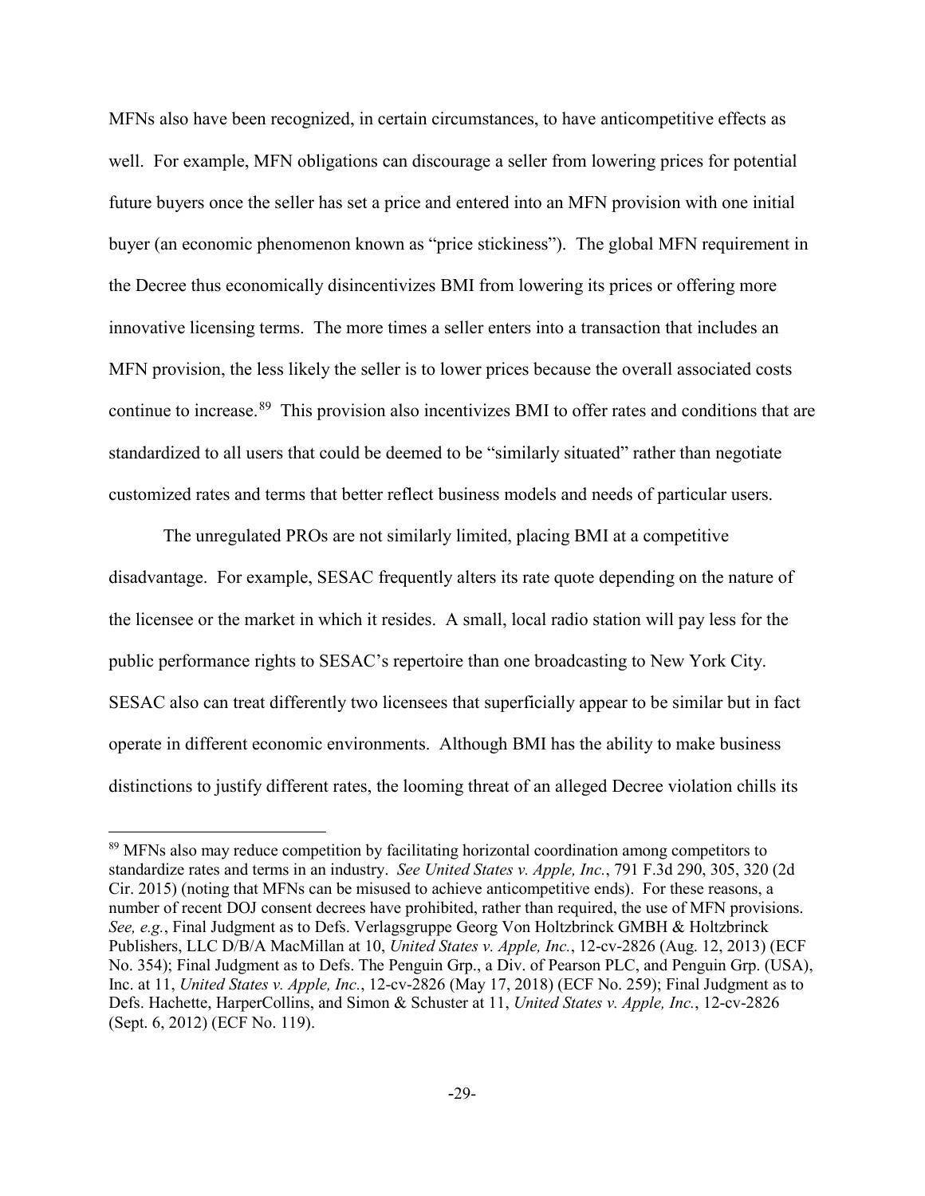MFNs also have been recognized, in certain circumstances, to have anticompetitive effects as well. For example, MFN obligations can discourage a seller from lowering prices for potential future buyers once the seller has set a price and entered into an MFN provision with one initial buyer (an economic phenomenon known as "price stickiness"). The global MFN requirement in the Decree thus economically disincentivizes BMI from lowering its prices or offering more innovative licensing terms. The more times a seller enters into a transaction that includes an MFN provision, the less likely the seller is to lower prices because the overall associated costs continue to increase.[89] This provision also incentivizes BMI to offer rates and conditions that are standardized to all users that could be deemed to be "similarly situated" rather than negotiate customized rates and terms that better reflect business models and needs of particular users.

The unregulated PROs are not similarly limited, placing BMI at a competitive disadvantage. For example, SESAC frequently alters its rate quote depending on the nature of the licensee or the market in which it resides. A small, local radio station will pay less for the public performance rights to SESAC's repertoire than one broadcasting to New York City. SESAC also can treat differently two licensees that superficially appear to be similar but in fact operate in different economic environments. Although BMI has the ability to make business distinctions to justify different rates, the looming threat of an alleged Decree violation chills its

---

[89] MFNs also may reduce competition by facilitating horizontal coordination among competitors to standardize rates and terms in an industry. *See United States v. Apple, Inc.*, 791 F.3d 290, 305, 320 (2d Cir. 2015) (noting that MFNs can be misused to achieve anticompetitive ends). For these reasons, a number of recent DOJ consent decrees have prohibited, rather than required, the use of MFN provisions. *See, e.g.*, Final Judgment as to Defs. Verlagsgruppe Georg Von Holtzbrinck GMBH & Holtzbrinck Publishers, LLC D/B/A MacMillan at 10, *United States v. Apple, Inc.*, 12-cv-2826 (Aug. 12, 2013) (ECF No. 354); Final Judgment as to Defs. The Penguin Grp., a Div. of Pearson PLC, and Penguin Grp. (USA), Inc. at 11, *United States v. Apple, Inc.*, 12-cv-2826 (May 17, 2018) (ECF No. 259); Final Judgment as to Defs. Hachette, HarperCollins, and Simon & Schuster at 11, *United States v. Apple, Inc.*, 12-cv-2826 (Sept. 6, 2012) (ECF No. 119).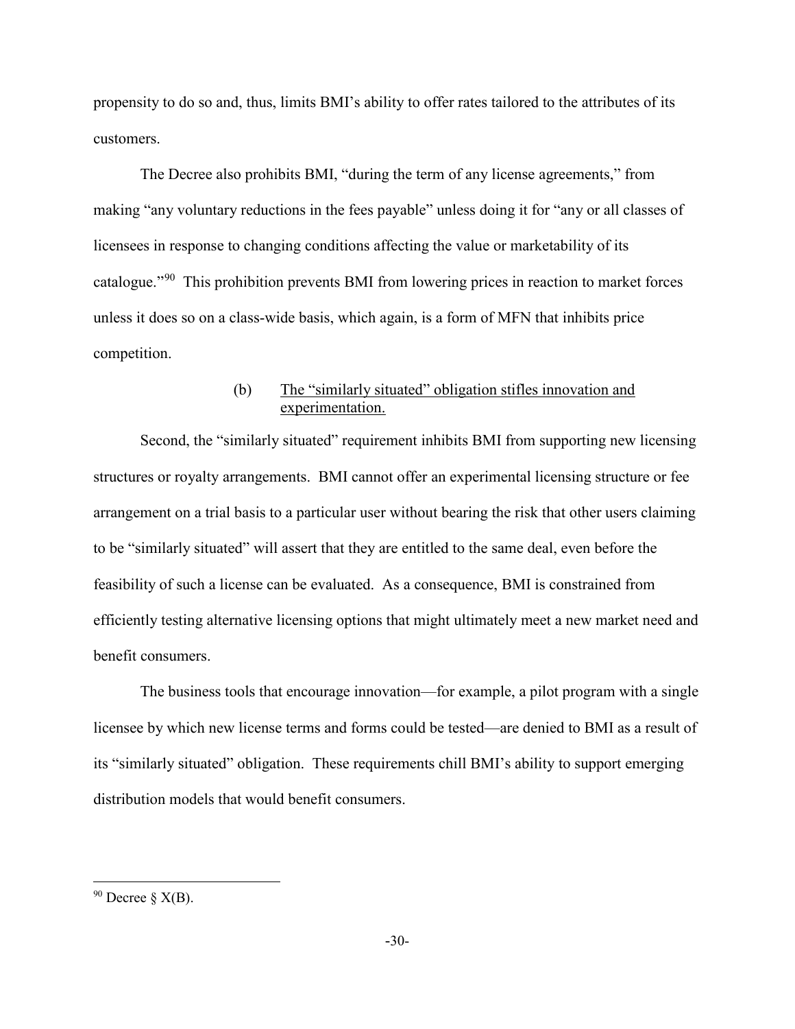propensity to do so and, thus, limits BMI's ability to offer rates tailored to the attributes of its customers.

The Decree also prohibits BMI, "during the term of any license agreements," from making "any voluntary reductions in the fees payable" unless doing it for "any or all classes of licensees in response to changing conditions affecting the value or marketability of its catalogue."[90] This prohibition prevents BMI from lowering prices in reaction to market forces unless it does so on a class-wide basis, which again, is a form of MFN that inhibits price competition.

#### (b) The "similarly situated" obligation stifles innovation and experimentation.

Second, the "similarly situated" requirement inhibits BMI from supporting new licensing structures or royalty arrangements. BMI cannot offer an experimental licensing structure or fee arrangement on a trial basis to a particular user without bearing the risk that other users claiming to be "similarly situated" will assert that they are entitled to the same deal, even before the feasibility of such a license can be evaluated. As a consequence, BMI is constrained from efficiently testing alternative licensing options that might ultimately meet a new market need and benefit consumers.

The business tools that encourage innovation—for example, a pilot program with a single licensee by which new license terms and forms could be tested—are denied to BMI as a result of its "similarly situated" obligation. These requirements chill BMI's ability to support emerging distribution models that would benefit consumers.

---

[90] Decree § X(B).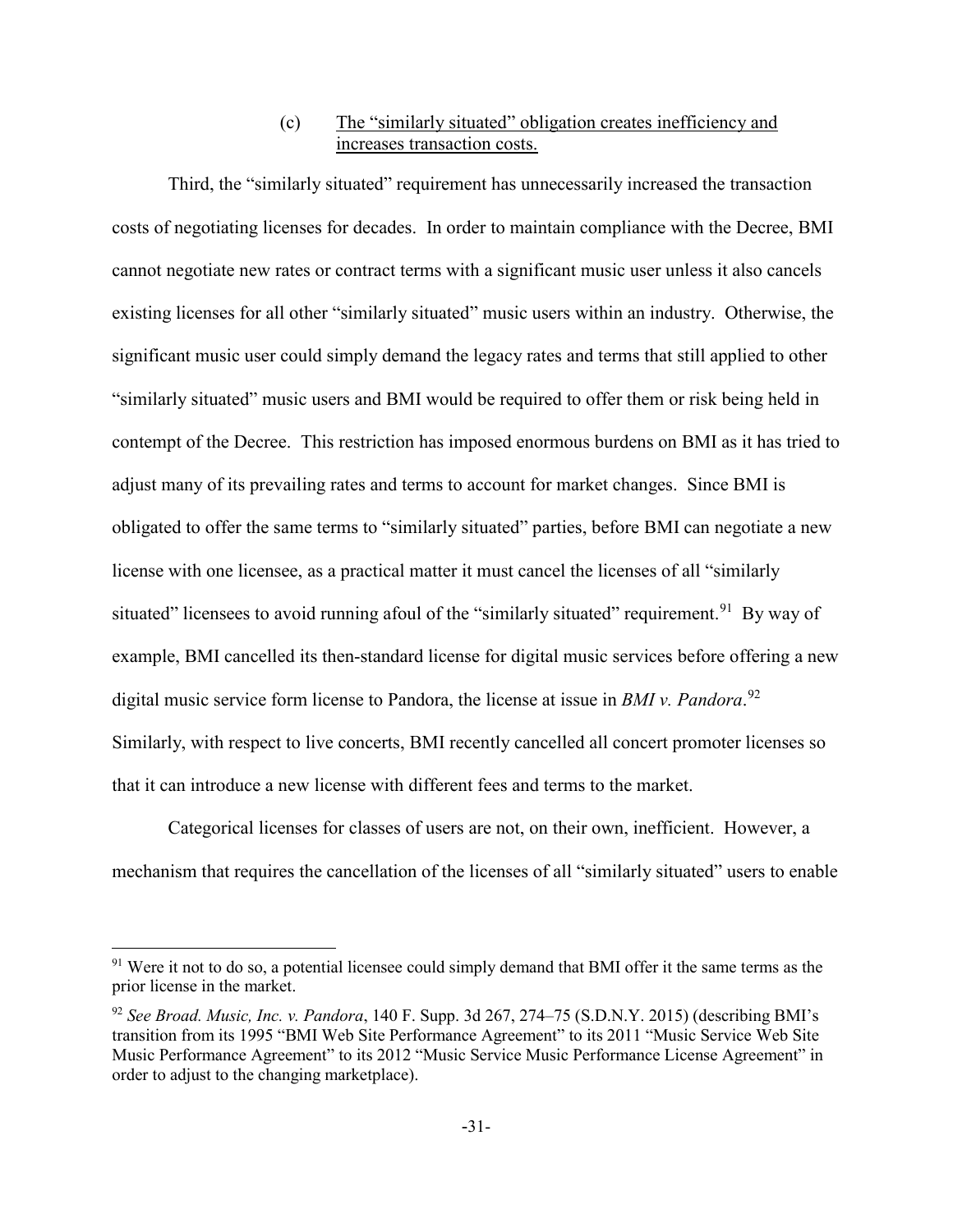### (c) The "similarly situated" obligation creates inefficiency and increases transaction costs.

Third, the "similarly situated" requirement has unnecessarily increased the transaction costs of negotiating licenses for decades. In order to maintain compliance with the Decree, BMI cannot negotiate new rates or contract terms with a significant music user unless it also cancels existing licenses for all other "similarly situated" music users within an industry. Otherwise, the significant music user could simply demand the legacy rates and terms that still applied to other "similarly situated" music users and BMI would be required to offer them or risk being held in contempt of the Decree. This restriction has imposed enormous burdens on BMI as it has tried to adjust many of its prevailing rates and terms to account for market changes. Since BMI is obligated to offer the same terms to "similarly situated" parties, before BMI can negotiate a new license with one licensee, as a practical matter it must cancel the licenses of all "similarly situated" licensees to avoid running afoul of the "similarly situated" requirement.[91] By way of example, BMI cancelled its then-standard license for digital music services before offering a new digital music service form license to Pandora, the license at issue in *BMI v. Pandora*.[92] Similarly, with respect to live concerts, BMI recently cancelled all concert promoter licenses so that it can introduce a new license with different fees and terms to the market.

Categorical licenses for classes of users are not, on their own, inefficient. However, a mechanism that requires the cancellation of the licenses of all "similarly situated" users to enable

---

[91] Were it not to do so, a potential licensee could simply demand that BMI offer it the same terms as the prior license in the market.

[92] *See Broad. Music, Inc. v. Pandora*, 140 F. Supp. 3d 267, 274–75 (S.D.N.Y. 2015) (describing BMI's transition from its 1995 "BMI Web Site Performance Agreement" to its 2011 "Music Service Web Site Music Performance Agreement" to its 2012 "Music Service Music Performance License Agreement" in order to adjust to the changing marketplace).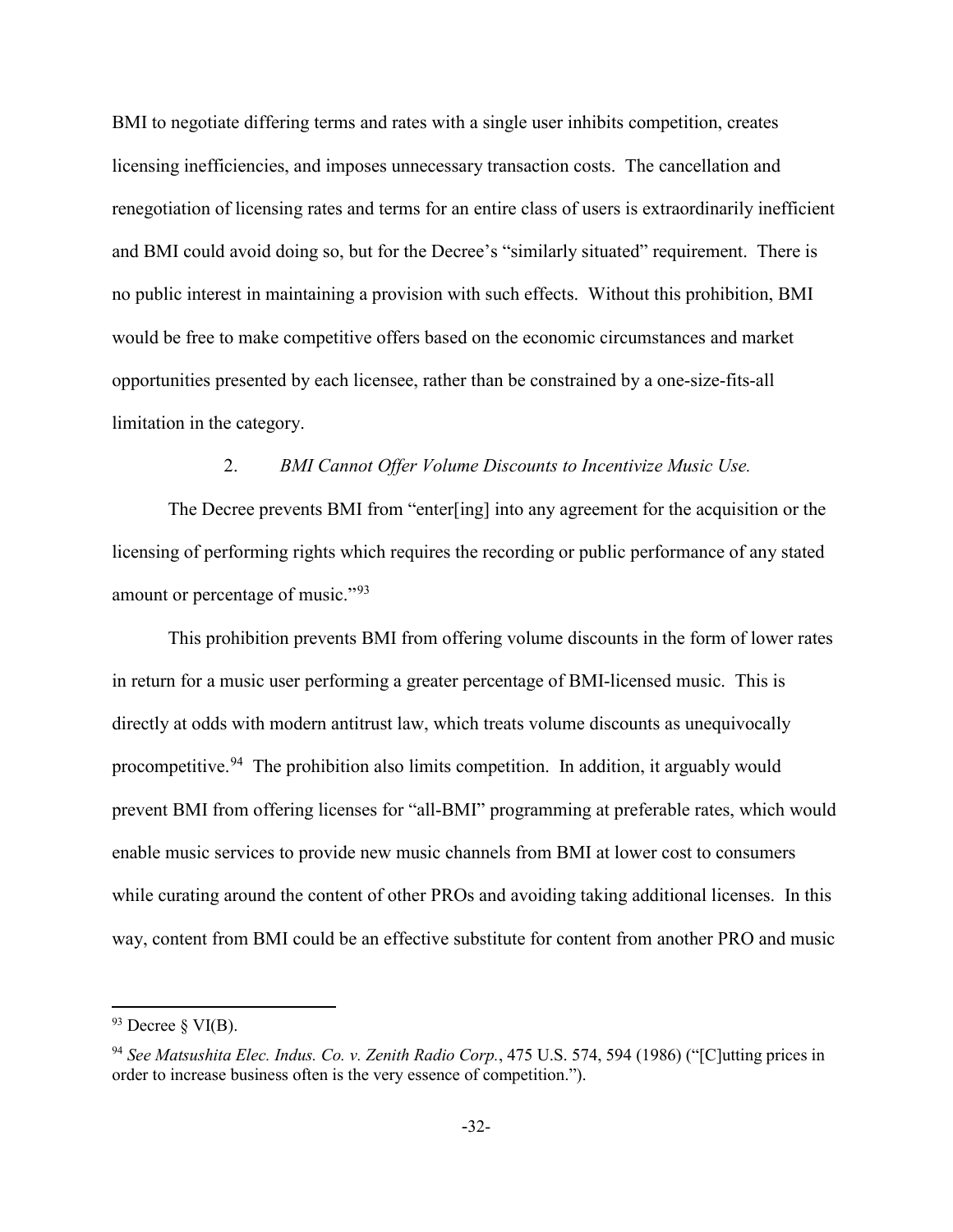BMI to negotiate differing terms and rates with a single user inhibits competition, creates licensing inefficiencies, and imposes unnecessary transaction costs. The cancellation and renegotiation of licensing rates and terms for an entire class of users is extraordinarily inefficient and BMI could avoid doing so, but for the Decree's "similarly situated" requirement. There is no public interest in maintaining a provision with such effects. Without this prohibition, BMI would be free to make competitive offers based on the economic circumstances and market opportunities presented by each licensee, rather than be constrained by a one-size-fits-all limitation in the category.

### 2. *BMI Cannot Offer Volume Discounts to Incentivize Music Use.*

The Decree prevents BMI from "enter[ing] into any agreement for the acquisition or the licensing of performing rights which requires the recording or public performance of any stated amount or percentage of music."[93]

This prohibition prevents BMI from offering volume discounts in the form of lower rates in return for a music user performing a greater percentage of BMI-licensed music. This is directly at odds with modern antitrust law, which treats volume discounts as unequivocally procompetitive.[94] The prohibition also limits competition. In addition, it arguably would prevent BMI from offering licenses for "all-BMI" programming at preferable rates, which would enable music services to provide new music channels from BMI at lower cost to consumers while curating around the content of other PROs and avoiding taking additional licenses. In this way, content from BMI could be an effective substitute for content from another PRO and music

---

[93] Decree § VI(B).

[94] *See Matsushita Elec. Indus. Co. v. Zenith Radio Corp.*, 475 U.S. 574, 594 (1986) ("[C]utting prices in order to increase business often is the very essence of competition.").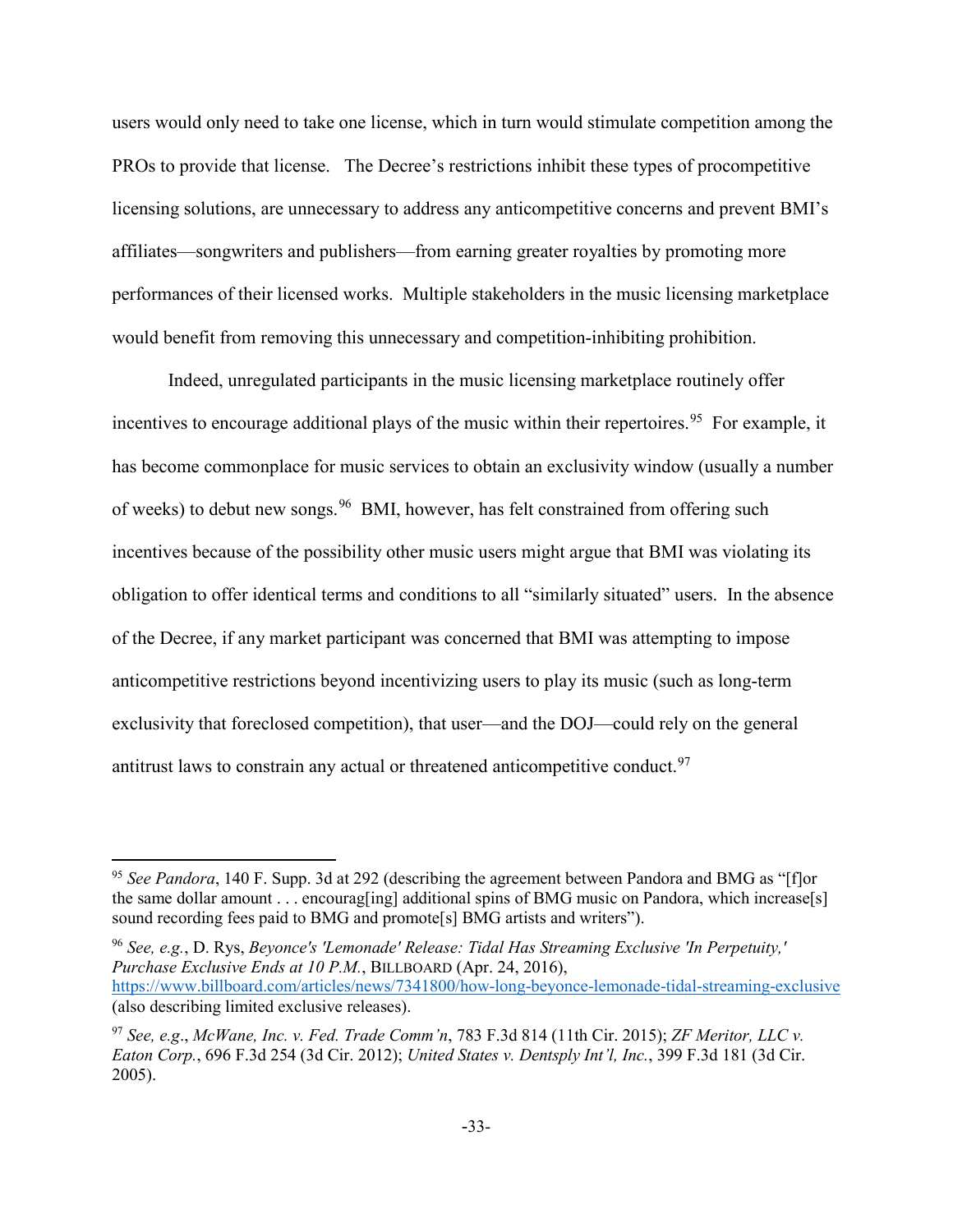users would only need to take one license, which in turn would stimulate competition among the PROs to provide that license. The Decree's restrictions inhibit these types of procompetitive licensing solutions, are unnecessary to address any anticompetitive concerns and prevent BMI's affiliates—songwriters and publishers—from earning greater royalties by promoting more performances of their licensed works. Multiple stakeholders in the music licensing marketplace would benefit from removing this unnecessary and competition-inhibiting prohibition.

Indeed, unregulated participants in the music licensing marketplace routinely offer incentives to encourage additional plays of the music within their repertoires.[95] For example, it has become commonplace for music services to obtain an exclusivity window (usually a number of weeks) to debut new songs.[96] BMI, however, has felt constrained from offering such incentives because of the possibility other music users might argue that BMI was violating its obligation to offer identical terms and conditions to all "similarly situated" users. In the absence of the Decree, if any market participant was concerned that BMI was attempting to impose anticompetitive restrictions beyond incentivizing users to play its music (such as long-term exclusivity that foreclosed competition), that user—and the DOJ—could rely on the general antitrust laws to constrain any actual or threatened anticompetitive conduct.[97]

---

[95] *See Pandora*, 140 F. Supp. 3d at 292 (describing the agreement between Pandora and BMG as "[f]or the same dollar amount . . . encourag[ing] additional spins of BMG music on Pandora, which increase[s] sound recording fees paid to BMG and promote[s] BMG artists and writers").

[96] *See, e.g.*, D. Rys, *Beyonce's 'Lemonade' Release: Tidal Has Streaming Exclusive 'In Perpetuity,' Purchase Exclusive Ends at 10 P.M.*, BILLBOARD (Apr. 24, 2016), https://www.billboard.com/articles/news/7341800/how-long-beyonce-lemonade-tidal-streaming-exclusive (also describing limited exclusive releases).

[97] *See, e.g*., *McWane, Inc. v. Fed. Trade Comm'n*, 783 F.3d 814 (11th Cir. 2015); *ZF Meritor, LLC v. Eaton Corp.*, 696 F.3d 254 (3d Cir. 2012); *United States v. Dentsply Int'l, Inc.*, 399 F.3d 181 (3d Cir. 2005).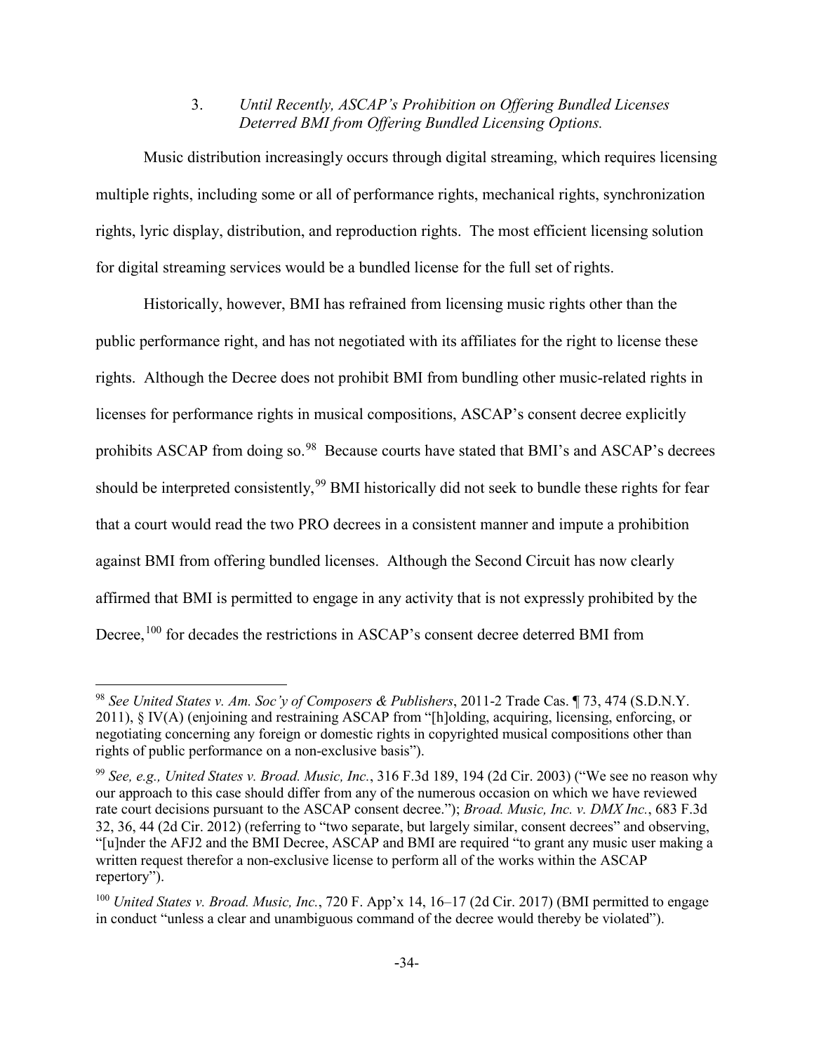### 3. *Until Recently, ASCAP's Prohibition on Offering Bundled Licenses Deterred BMI from Offering Bundled Licensing Options.*

Music distribution increasingly occurs through digital streaming, which requires licensing multiple rights, including some or all of performance rights, mechanical rights, synchronization rights, lyric display, distribution, and reproduction rights. The most efficient licensing solution for digital streaming services would be a bundled license for the full set of rights.

Historically, however, BMI has refrained from licensing music rights other than the public performance right, and has not negotiated with its affiliates for the right to license these rights. Although the Decree does not prohibit BMI from bundling other music-related rights in licenses for performance rights in musical compositions, ASCAP's consent decree explicitly prohibits ASCAP from doing so.[98] Because courts have stated that BMI's and ASCAP's decrees should be interpreted consistently,[99] BMI historically did not seek to bundle these rights for fear that a court would read the two PRO decrees in a consistent manner and impute a prohibition against BMI from offering bundled licenses. Although the Second Circuit has now clearly affirmed that BMI is permitted to engage in any activity that is not expressly prohibited by the Decree,[100] for decades the restrictions in ASCAP's consent decree deterred BMI from

---

[98] *See United States v. Am. Soc'y of Composers & Publishers*, 2011-2 Trade Cas. ¶ 73, 474 (S.D.N.Y. 2011), § IV(A) (enjoining and restraining ASCAP from "[h]olding, acquiring, licensing, enforcing, or negotiating concerning any foreign or domestic rights in copyrighted musical compositions other than rights of public performance on a non-exclusive basis").

[99] *See, e.g., United States v. Broad. Music, Inc.*, 316 F.3d 189, 194 (2d Cir. 2003) ("We see no reason why our approach to this case should differ from any of the numerous occasion on which we have reviewed rate court decisions pursuant to the ASCAP consent decree."); *Broad. Music, Inc. v. DMX Inc.*, 683 F.3d 32, 36, 44 (2d Cir. 2012) (referring to "two separate, but largely similar, consent decrees" and observing, "[u]nder the AFJ2 and the BMI Decree, ASCAP and BMI are required "to grant any music user making a written request therefor a non-exclusive license to perform all of the works within the ASCAP repertory").

[100] *United States v. Broad. Music, Inc.*, 720 F. App'x 14, 16–17 (2d Cir. 2017) (BMI permitted to engage in conduct "unless a clear and unambiguous command of the decree would thereby be violated").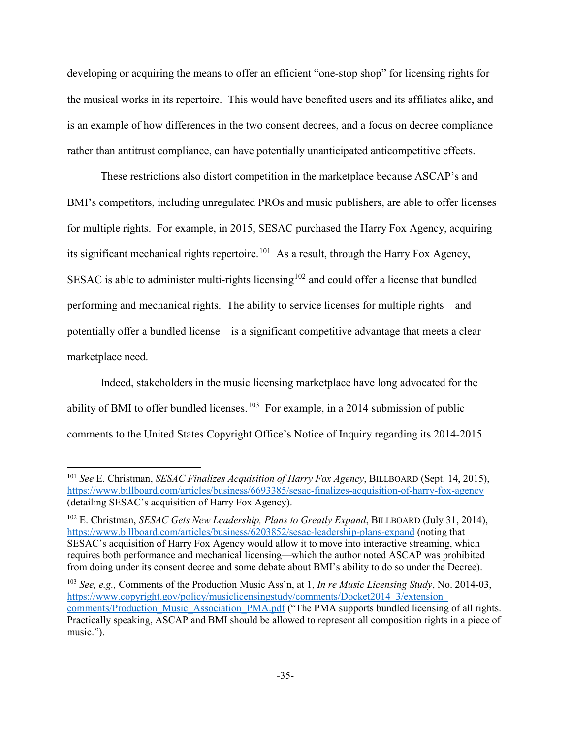developing or acquiring the means to offer an efficient "one-stop shop" for licensing rights for the musical works in its repertoire. This would have benefited users and its affiliates alike, and is an example of how differences in the two consent decrees, and a focus on decree compliance rather than antitrust compliance, can have potentially unanticipated anticompetitive effects.

These restrictions also distort competition in the marketplace because ASCAP's and BMI's competitors, including unregulated PROs and music publishers, are able to offer licenses for multiple rights. For example, in 2015, SESAC purchased the Harry Fox Agency, acquiring its significant mechanical rights repertoire.[101] As a result, through the Harry Fox Agency, SESAC is able to administer multi-rights licensing[102] and could offer a license that bundled performing and mechanical rights. The ability to service licenses for multiple rights—and potentially offer a bundled license—is a significant competitive advantage that meets a clear marketplace need.

Indeed, stakeholders in the music licensing marketplace have long advocated for the ability of BMI to offer bundled licenses.[103] For example, in a 2014 submission of public comments to the United States Copyright Office's Notice of Inquiry regarding its 2014-2015

---

[101] *See* E. Christman, *SESAC Finalizes Acquisition of Harry Fox Agency*, BILLBOARD (Sept. 14, 2015), https://www.billboard.com/articles/business/6693385/sesac-finalizes-acquisition-of-harry-fox-agency (detailing SESAC's acquisition of Harry Fox Agency).

[102] E. Christman, *SESAC Gets New Leadership, Plans to Greatly Expand*, BILLBOARD (July 31, 2014), https://www.billboard.com/articles/business/6203852/sesac-leadership-plans-expand (noting that SESAC's acquisition of Harry Fox Agency would allow it to move into interactive streaming, which requires both performance and mechanical licensing—which the author noted ASCAP was prohibited from doing under its consent decree and some debate about BMI's ability to do so under the Decree).

[103] *See, e.g.,* Comments of the Production Music Ass'n, at 1, *In re Music Licensing Study*, No. 2014-03, https://www.copyright.gov/policy/musiclicensingstudy/comments/Docket2014_3/extension_comments/Production_Music_Association_PMA.pdf ("The PMA supports bundled licensing of all rights. Practically speaking, ASCAP and BMI should be allowed to represent all composition rights in a piece of music.").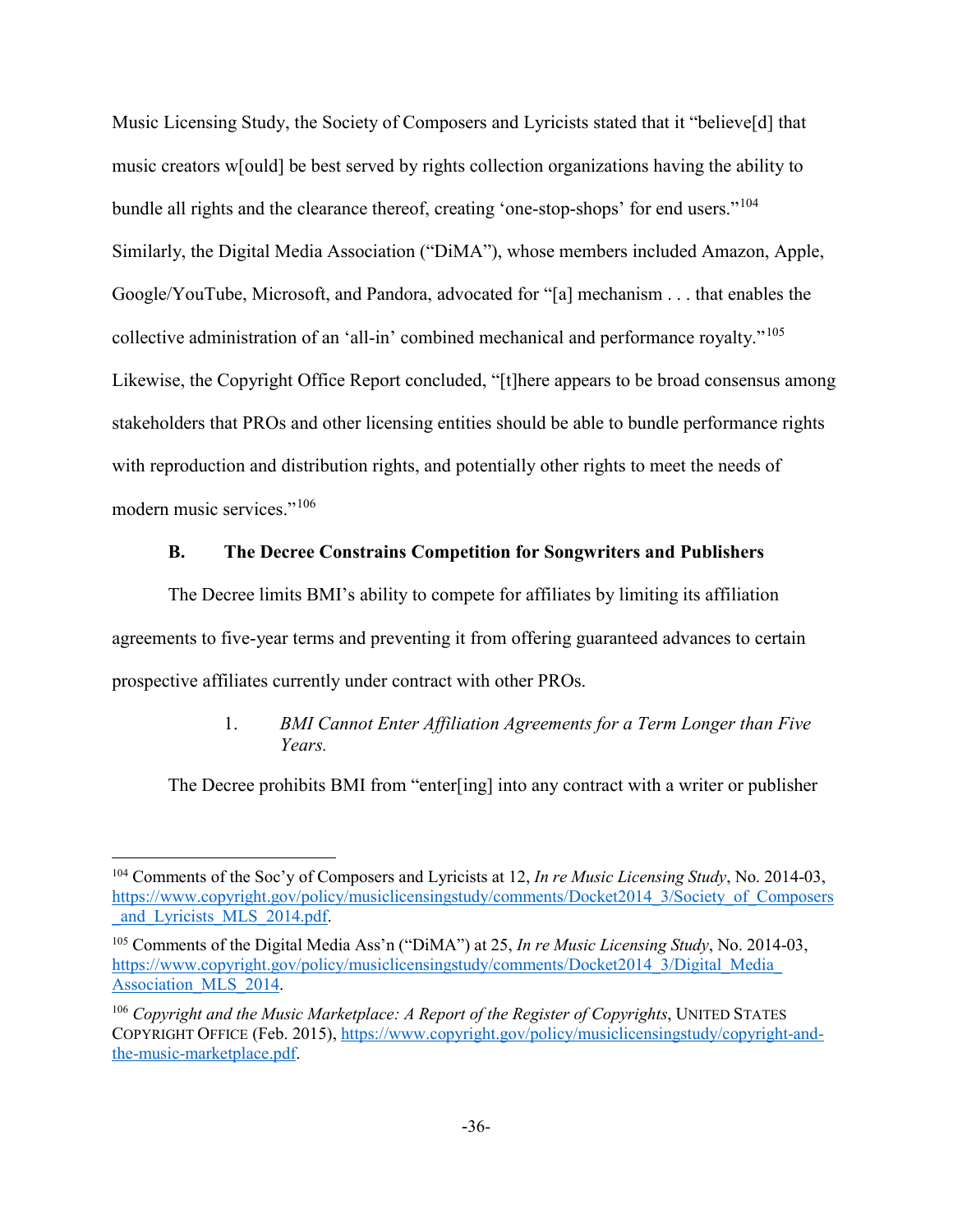Music Licensing Study, the Society of Composers and Lyricists stated that it "believe[d] that music creators w[ould] be best served by rights collection organizations having the ability to bundle all rights and the clearance thereof, creating 'one-stop-shops' for end users."[104] Similarly, the Digital Media Association ("DiMA"), whose members included Amazon, Apple, Google/YouTube, Microsoft, and Pandora, advocated for "[a] mechanism . . . that enables the collective administration of an 'all-in' combined mechanical and performance royalty."[105] Likewise, the Copyright Office Report concluded, "[t]here appears to be broad consensus among stakeholders that PROs and other licensing entities should be able to bundle performance rights with reproduction and distribution rights, and potentially other rights to meet the needs of modern music services."[106]

### B. The Decree Constrains Competition for Songwriters and Publishers

The Decree limits BMI's ability to compete for affiliates by limiting its affiliation agreements to five-year terms and preventing it from offering guaranteed advances to certain prospective affiliates currently under contract with other PROs.

#### 1. *BMI Cannot Enter Affiliation Agreements for a Term Longer than Five Years.*

The Decree prohibits BMI from "enter[ing] into any contract with a writer or publisher

---

[104] Comments of the Soc'y of Composers and Lyricists at 12, *In re Music Licensing Study*, No. 2014-03, https://www.copyright.gov/policy/musiclicensingstudy/comments/Docket2014_3/Society_of_Composers_and_Lyricists_MLS_2014.pdf.

[105] Comments of the Digital Media Ass'n ("DiMA") at 25, *In re Music Licensing Study*, No. 2014-03, https://www.copyright.gov/policy/musiclicensingstudy/comments/Docket2014_3/Digital_Media_Association_MLS_2014.

[106] *Copyright and the Music Marketplace: A Report of the Register of Copyrights*, UNITED STATES COPYRIGHT OFFICE (Feb. 2015), https://www.copyright.gov/policy/musiclicensingstudy/copyright-and-the-music-marketplace.pdf.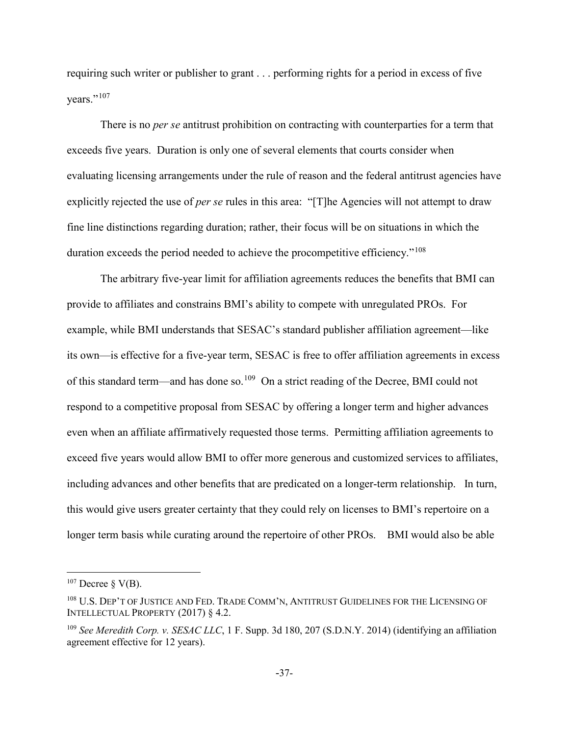requiring such writer or publisher to grant . . . performing rights for a period in excess of five years."[107]

There is no *per se* antitrust prohibition on contracting with counterparties for a term that exceeds five years. Duration is only one of several elements that courts consider when evaluating licensing arrangements under the rule of reason and the federal antitrust agencies have explicitly rejected the use of *per se* rules in this area: "[T]he Agencies will not attempt to draw fine line distinctions regarding duration; rather, their focus will be on situations in which the duration exceeds the period needed to achieve the procompetitive efficiency."[108]

The arbitrary five-year limit for affiliation agreements reduces the benefits that BMI can provide to affiliates and constrains BMI's ability to compete with unregulated PROs. For example, while BMI understands that SESAC's standard publisher affiliation agreement—like its own—is effective for a five-year term, SESAC is free to offer affiliation agreements in excess of this standard term—and has done so.[109] On a strict reading of the Decree, BMI could not respond to a competitive proposal from SESAC by offering a longer term and higher advances even when an affiliate affirmatively requested those terms. Permitting affiliation agreements to exceed five years would allow BMI to offer more generous and customized services to affiliates, including advances and other benefits that are predicated on a longer-term relationship. In turn, this would give users greater certainty that they could rely on licenses to BMI's repertoire on a longer term basis while curating around the repertoire of other PROs. BMI would also be able

---

[107] Decree § V(B).

[108] U.S. DEP'T OF JUSTICE AND FED. TRADE COMM'N, ANTITRUST GUIDELINES FOR THE LICENSING OF INTELLECTUAL PROPERTY (2017) § 4.2.

[109] *See Meredith Corp. v. SESAC LLC*, 1 F. Supp. 3d 180, 207 (S.D.N.Y. 2014) (identifying an affiliation agreement effective for 12 years).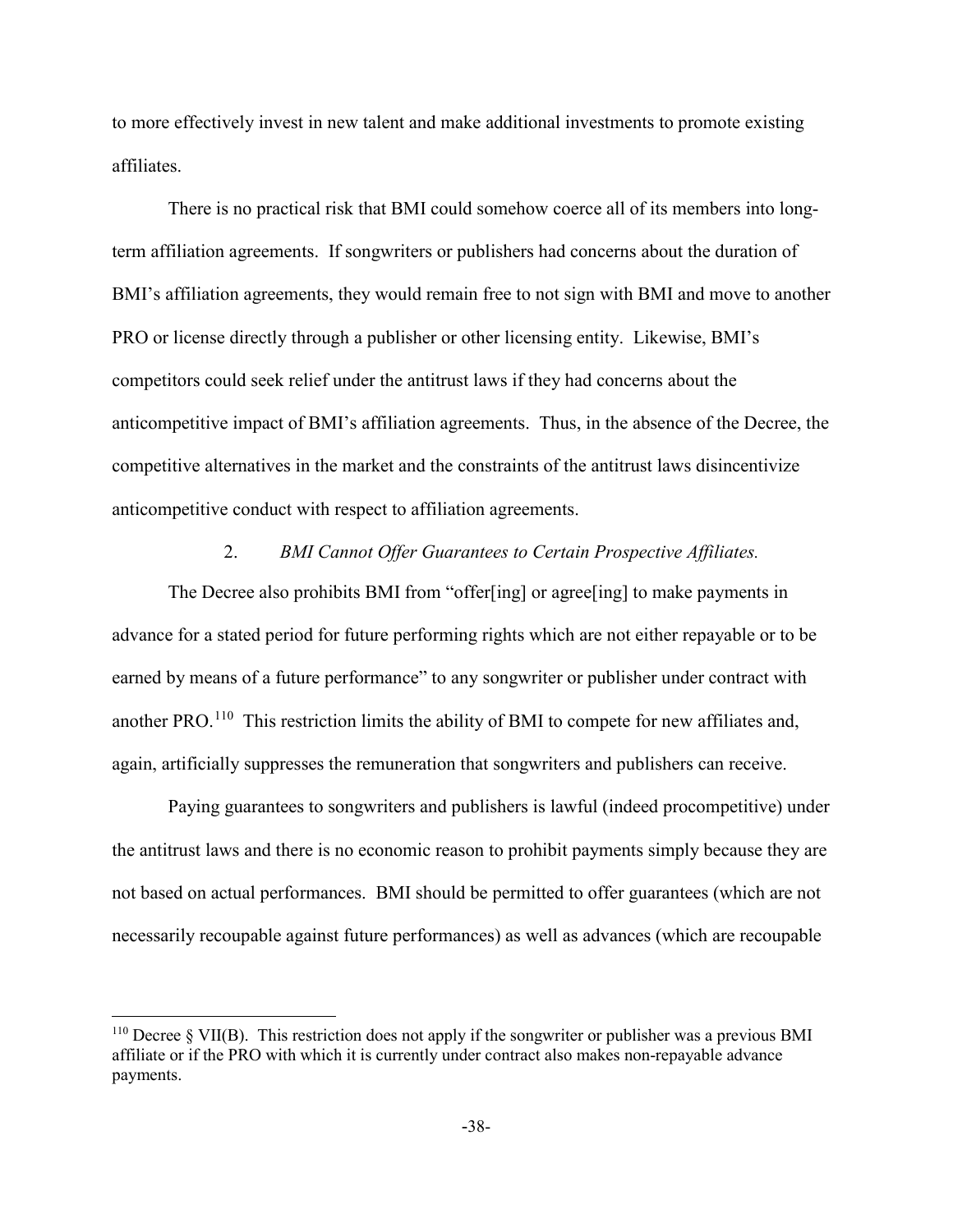to more effectively invest in new talent and make additional investments to promote existing affiliates.

There is no practical risk that BMI could somehow coerce all of its members into long-term affiliation agreements. If songwriters or publishers had concerns about the duration of BMI's affiliation agreements, they would remain free to not sign with BMI and move to another PRO or license directly through a publisher or other licensing entity. Likewise, BMI's competitors could seek relief under the antitrust laws if they had concerns about the anticompetitive impact of BMI's affiliation agreements. Thus, in the absence of the Decree, the competitive alternatives in the market and the constraints of the antitrust laws disincentivize anticompetitive conduct with respect to affiliation agreements.

### 2. *BMI Cannot Offer Guarantees to Certain Prospective Affiliates.*

The Decree also prohibits BMI from "offer[ing] or agree[ing] to make payments in advance for a stated period for future performing rights which are not either repayable or to be earned by means of a future performance" to any songwriter or publisher under contract with another PRO.[110] This restriction limits the ability of BMI to compete for new affiliates and, again, artificially suppresses the remuneration that songwriters and publishers can receive.

Paying guarantees to songwriters and publishers is lawful (indeed procompetitive) under the antitrust laws and there is no economic reason to prohibit payments simply because they are not based on actual performances. BMI should be permitted to offer guarantees (which are not necessarily recoupable against future performances) as well as advances (which are recoupable

[110] Decree § VII(B). This restriction does not apply if the songwriter or publisher was a previous BMI affiliate or if the PRO with which it is currently under contract also makes non-repayable advance payments.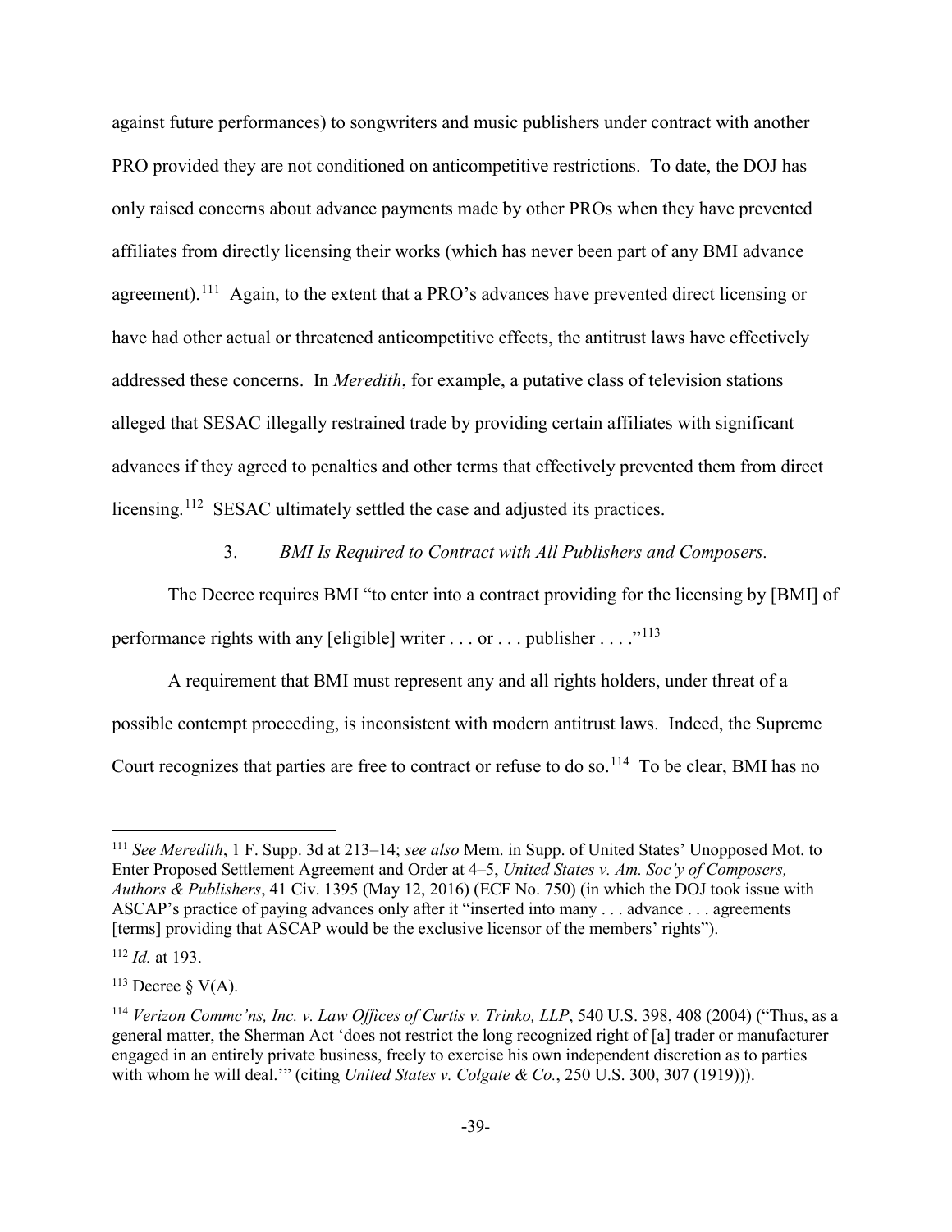against future performances) to songwriters and music publishers under contract with another PRO provided they are not conditioned on anticompetitive restrictions. To date, the DOJ has only raised concerns about advance payments made by other PROs when they have prevented affiliates from directly licensing their works (which has never been part of any BMI advance agreement).[111] Again, to the extent that a PRO's advances have prevented direct licensing or have had other actual or threatened anticompetitive effects, the antitrust laws have effectively addressed these concerns. In *Meredith*, for example, a putative class of television stations alleged that SESAC illegally restrained trade by providing certain affiliates with significant advances if they agreed to penalties and other terms that effectively prevented them from direct licensing.[112] SESAC ultimately settled the case and adjusted its practices.

### 3. *BMI Is Required to Contract with All Publishers and Composers.*

The Decree requires BMI "to enter into a contract providing for the licensing by [BMI] of performance rights with any [eligible] writer . . . or . . . publisher . . . ."[113]

A requirement that BMI must represent any and all rights holders, under threat of a possible contempt proceeding, is inconsistent with modern antitrust laws. Indeed, the Supreme Court recognizes that parties are free to contract or refuse to do so.[114] To be clear, BMI has no

---

[111] *See Meredith*, 1 F. Supp. 3d at 213–14; *see also* Mem. in Supp. of United States' Unopposed Mot. to Enter Proposed Settlement Agreement and Order at 4–5, *United States v. Am. Soc'y of Composers, Authors & Publishers*, 41 Civ. 1395 (May 12, 2016) (ECF No. 750) (in which the DOJ took issue with ASCAP's practice of paying advances only after it "inserted into many . . . advance . . . agreements [terms] providing that ASCAP would be the exclusive licensor of the members' rights").

[112] *Id.* at 193.

[113] Decree § V(A).

[114] *Verizon Commc'ns, Inc. v. Law Offices of Curtis v. Trinko, LLP*, 540 U.S. 398, 408 (2004) ("Thus, as a general matter, the Sherman Act 'does not restrict the long recognized right of [a] trader or manufacturer engaged in an entirely private business, freely to exercise his own independent discretion as to parties with whom he will deal.'" (citing *United States v. Colgate & Co.*, 250 U.S. 300, 307 (1919))).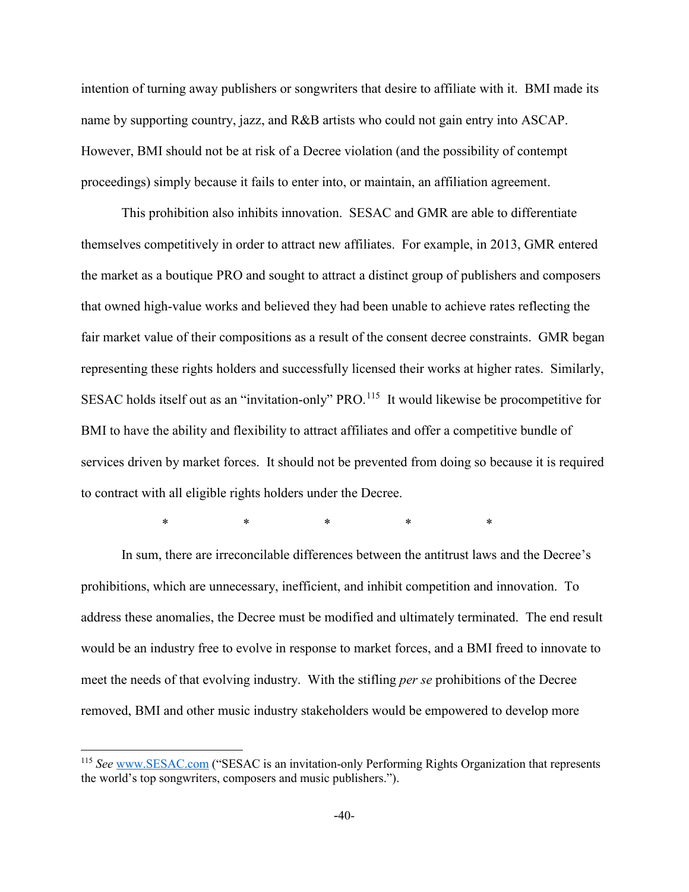intention of turning away publishers or songwriters that desire to affiliate with it. BMI made its name by supporting country, jazz, and R&B artists who could not gain entry into ASCAP. However, BMI should not be at risk of a Decree violation (and the possibility of contempt proceedings) simply because it fails to enter into, or maintain, an affiliation agreement.

This prohibition also inhibits innovation. SESAC and GMR are able to differentiate themselves competitively in order to attract new affiliates. For example, in 2013, GMR entered the market as a boutique PRO and sought to attract a distinct group of publishers and composers that owned high-value works and believed they had been unable to achieve rates reflecting the fair market value of their compositions as a result of the consent decree constraints. GMR began representing these rights holders and successfully licensed their works at higher rates. Similarly, SESAC holds itself out as an "invitation-only" PRO.[115] It would likewise be procompetitive for BMI to have the ability and flexibility to attract affiliates and offer a competitive bundle of services driven by market forces. It should not be prevented from doing so because it is required to contract with all eligible rights holders under the Decree.

\* \* \* \* \*

In sum, there are irreconcilable differences between the antitrust laws and the Decree's prohibitions, which are unnecessary, inefficient, and inhibit competition and innovation. To address these anomalies, the Decree must be modified and ultimately terminated. The end result would be an industry free to evolve in response to market forces, and a BMI freed to innovate to meet the needs of that evolving industry. With the stifling *per se* prohibitions of the Decree removed, BMI and other music industry stakeholders would be empowered to develop more

---

[115] *See* www.SESAC.com ("SESAC is an invitation-only Performing Rights Organization that represents the world's top songwriters, composers and music publishers.").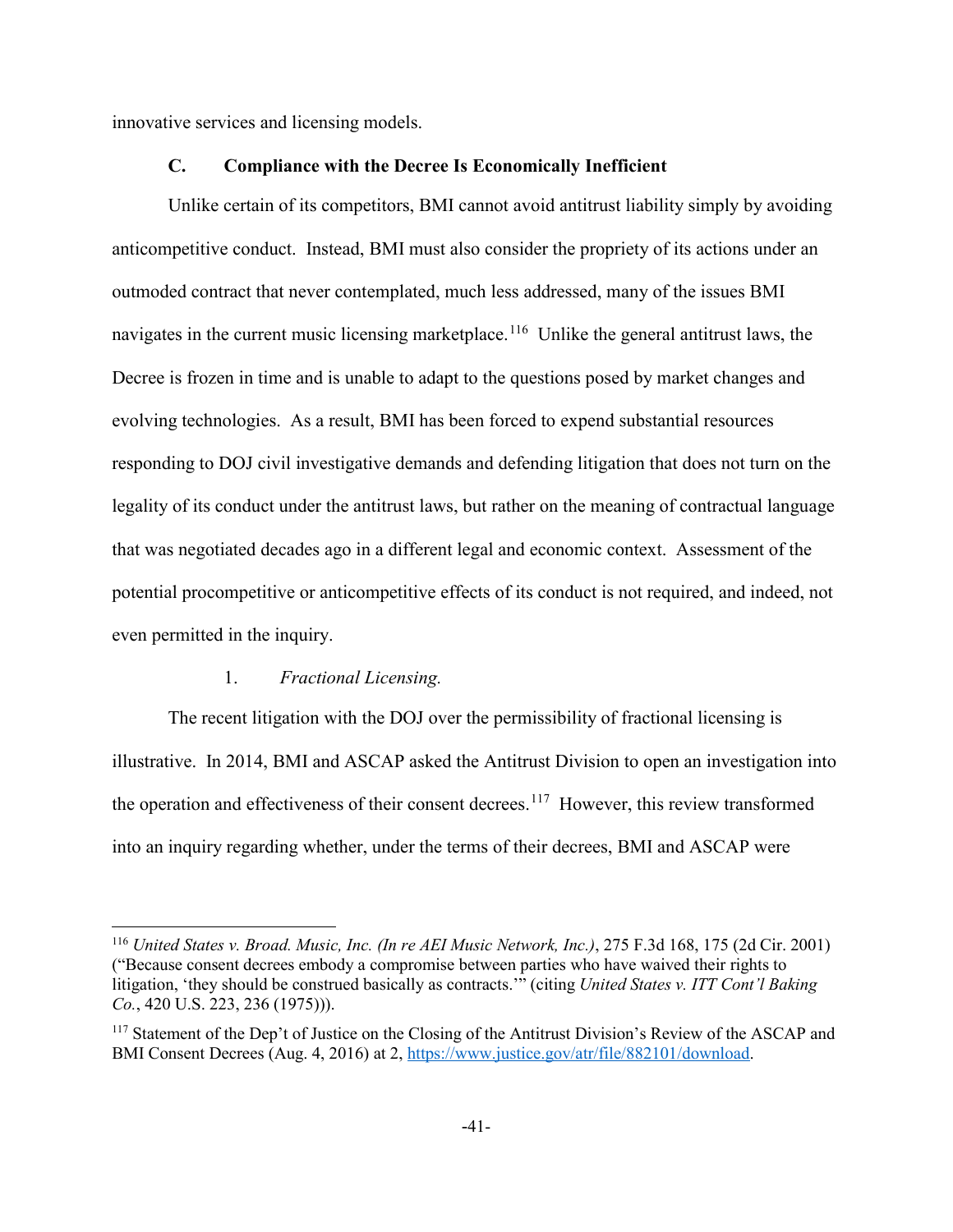innovative services and licensing models.

### C. Compliance with the Decree Is Economically Inefficient

Unlike certain of its competitors, BMI cannot avoid antitrust liability simply by avoiding anticompetitive conduct. Instead, BMI must also consider the propriety of its actions under an outmoded contract that never contemplated, much less addressed, many of the issues BMI navigates in the current music licensing marketplace.[116] Unlike the general antitrust laws, the Decree is frozen in time and is unable to adapt to the questions posed by market changes and evolving technologies. As a result, BMI has been forced to expend substantial resources responding to DOJ civil investigative demands and defending litigation that does not turn on the legality of its conduct under the antitrust laws, but rather on the meaning of contractual language that was negotiated decades ago in a different legal and economic context. Assessment of the potential procompetitive or anticompetitive effects of its conduct is not required, and indeed, not even permitted in the inquiry.

#### 1. *Fractional Licensing.*

The recent litigation with the DOJ over the permissibility of fractional licensing is illustrative. In 2014, BMI and ASCAP asked the Antitrust Division to open an investigation into the operation and effectiveness of their consent decrees.[117] However, this review transformed into an inquiry regarding whether, under the terms of their decrees, BMI and ASCAP were

---

[116] *United States v. Broad. Music, Inc. (In re AEI Music Network, Inc.)*, 275 F.3d 168, 175 (2d Cir. 2001) ("Because consent decrees embody a compromise between parties who have waived their rights to litigation, 'they should be construed basically as contracts.'" (citing *United States v. ITT Cont'l Baking Co.*, 420 U.S. 223, 236 (1975))).

[117] Statement of the Dep't of Justice on the Closing of the Antitrust Division's Review of the ASCAP and BMI Consent Decrees (Aug. 4, 2016) at 2, https://www.justice.gov/atr/file/882101/download.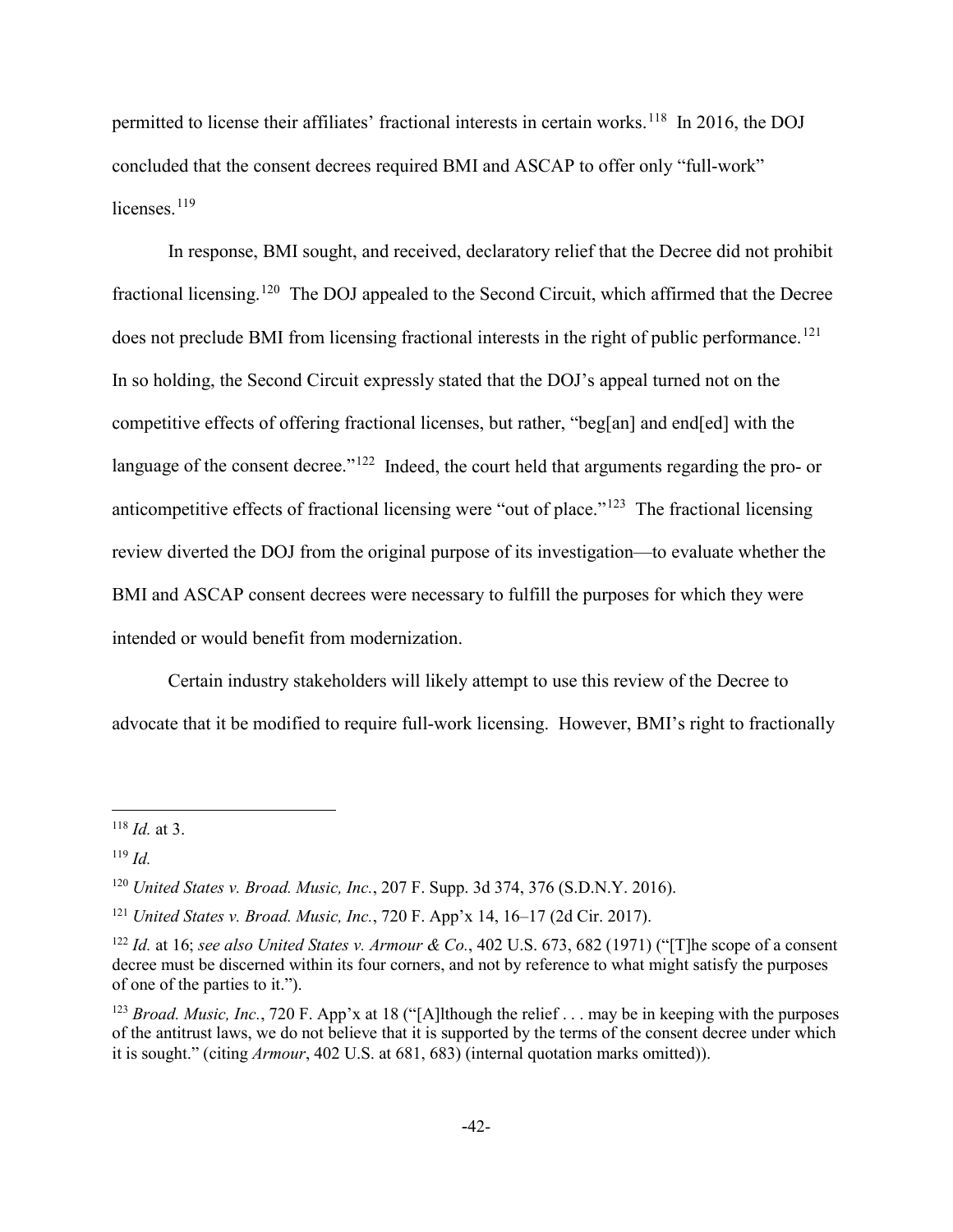permitted to license their affiliates' fractional interests in certain works.[118] In 2016, the DOJ concluded that the consent decrees required BMI and ASCAP to offer only "full-work" licenses.[119]

In response, BMI sought, and received, declaratory relief that the Decree did not prohibit fractional licensing.[120] The DOJ appealed to the Second Circuit, which affirmed that the Decree does not preclude BMI from licensing fractional interests in the right of public performance.[121] In so holding, the Second Circuit expressly stated that the DOJ's appeal turned not on the competitive effects of offering fractional licenses, but rather, "beg[an] and end[ed] with the language of the consent decree."[122] Indeed, the court held that arguments regarding the pro- or anticompetitive effects of fractional licensing were "out of place."[123] The fractional licensing review diverted the DOJ from the original purpose of its investigation—to evaluate whether the BMI and ASCAP consent decrees were necessary to fulfill the purposes for which they were intended or would benefit from modernization.

Certain industry stakeholders will likely attempt to use this review of the Decree to advocate that it be modified to require full-work licensing. However, BMI's right to fractionally

---

[118] *Id.* at 3.

[119] *Id.*

[120] *United States v. Broad. Music, Inc.*, 207 F. Supp. 3d 374, 376 (S.D.N.Y. 2016).

[121] *United States v. Broad. Music, Inc.*, 720 F. App'x 14, 16–17 (2d Cir. 2017).

[122] *Id.* at 16; *see also United States v. Armour & Co.*, 402 U.S. 673, 682 (1971) ("[T]he scope of a consent decree must be discerned within its four corners, and not by reference to what might satisfy the purposes of one of the parties to it.").

[123] *Broad. Music, Inc.*, 720 F. App'x at 18 ("[A]lthough the relief . . . may be in keeping with the purposes of the antitrust laws, we do not believe that it is supported by the terms of the consent decree under which it is sought." (citing *Armour*, 402 U.S. at 681, 683) (internal quotation marks omitted)).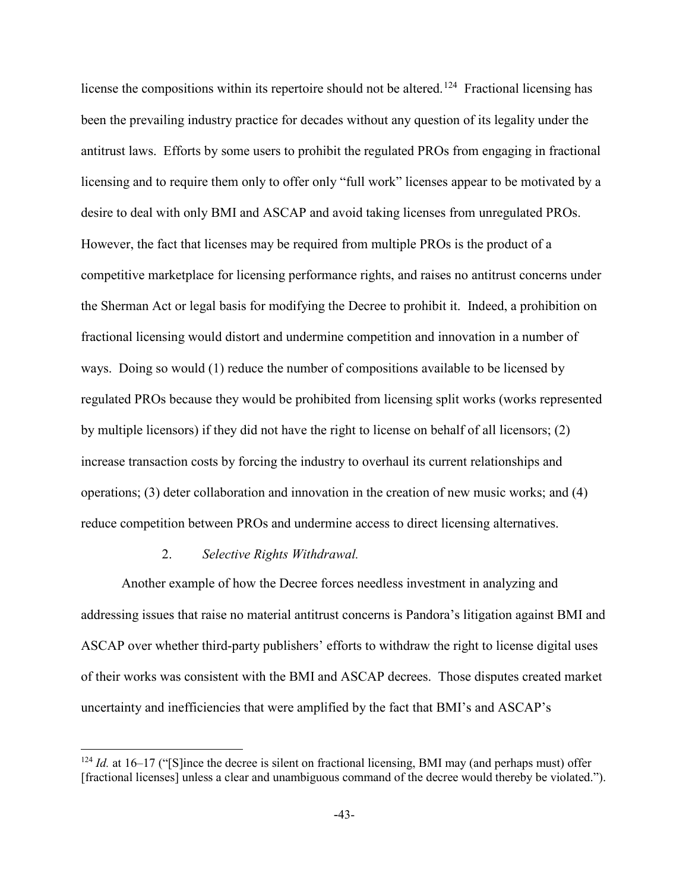license the compositions within its repertoire should not be altered.[124] Fractional licensing has been the prevailing industry practice for decades without any question of its legality under the antitrust laws. Efforts by some users to prohibit the regulated PROs from engaging in fractional licensing and to require them only to offer only "full work" licenses appear to be motivated by a desire to deal with only BMI and ASCAP and avoid taking licenses from unregulated PROs. However, the fact that licenses may be required from multiple PROs is the product of a competitive marketplace for licensing performance rights, and raises no antitrust concerns under the Sherman Act or legal basis for modifying the Decree to prohibit it. Indeed, a prohibition on fractional licensing would distort and undermine competition and innovation in a number of ways. Doing so would (1) reduce the number of compositions available to be licensed by regulated PROs because they would be prohibited from licensing split works (works represented by multiple licensors) if they did not have the right to license on behalf of all licensors; (2) increase transaction costs by forcing the industry to overhaul its current relationships and operations; (3) deter collaboration and innovation in the creation of new music works; and (4) reduce competition between PROs and undermine access to direct licensing alternatives.

2. *Selective Rights Withdrawal.*

Another example of how the Decree forces needless investment in analyzing and addressing issues that raise no material antitrust concerns is Pandora's litigation against BMI and ASCAP over whether third-party publishers' efforts to withdraw the right to license digital uses of their works was consistent with the BMI and ASCAP decrees. Those disputes created market uncertainty and inefficiencies that were amplified by the fact that BMI's and ASCAP's

[124] *Id.* at 16–17 ("[S]ince the decree is silent on fractional licensing, BMI may (and perhaps must) offer [fractional licenses] unless a clear and unambiguous command of the decree would thereby be violated.").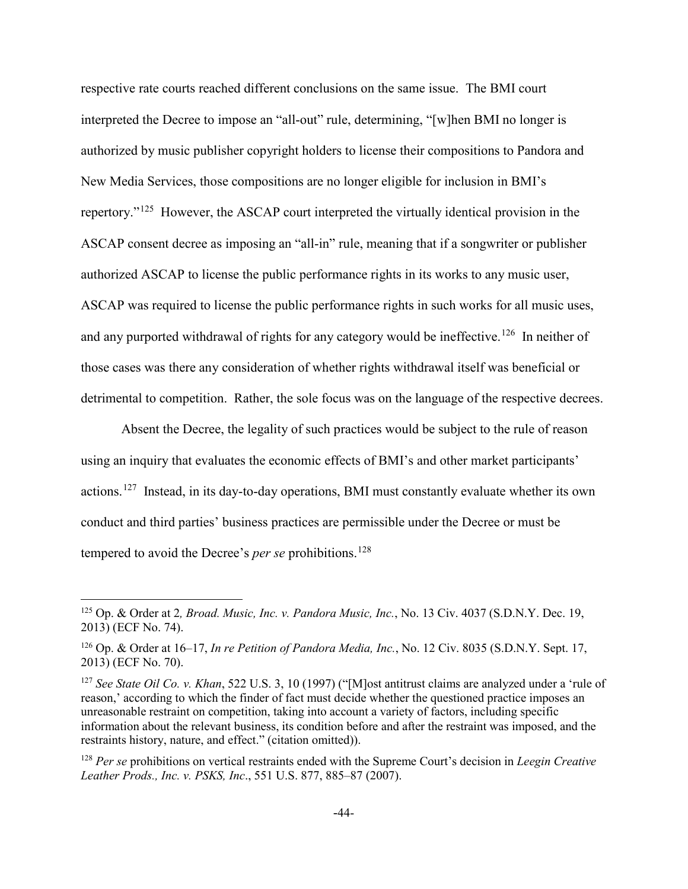respective rate courts reached different conclusions on the same issue. The BMI court interpreted the Decree to impose an "all-out" rule, determining, "[w]hen BMI no longer is authorized by music publisher copyright holders to license their compositions to Pandora and New Media Services, those compositions are no longer eligible for inclusion in BMI's repertory."[125] However, the ASCAP court interpreted the virtually identical provision in the ASCAP consent decree as imposing an "all-in" rule, meaning that if a songwriter or publisher authorized ASCAP to license the public performance rights in its works to any music user, ASCAP was required to license the public performance rights in such works for all music uses, and any purported withdrawal of rights for any category would be ineffective.[126] In neither of those cases was there any consideration of whether rights withdrawal itself was beneficial or detrimental to competition. Rather, the sole focus was on the language of the respective decrees.

Absent the Decree, the legality of such practices would be subject to the rule of reason using an inquiry that evaluates the economic effects of BMI's and other market participants' actions.[127] Instead, in its day-to-day operations, BMI must constantly evaluate whether its own conduct and third parties' business practices are permissible under the Decree or must be tempered to avoid the Decree's *per se* prohibitions.[128]

---

[125] Op. & Order at 2*, Broad. Music, Inc. v. Pandora Music, Inc.*, No. 13 Civ. 4037 (S.D.N.Y. Dec. 19, 2013) (ECF No. 74).

[126] Op. & Order at 16–17, *In re Petition of Pandora Media, Inc.*, No. 12 Civ. 8035 (S.D.N.Y. Sept. 17, 2013) (ECF No. 70).

[127] *See State Oil Co. v. Khan*, 522 U.S. 3, 10 (1997) ("[M]ost antitrust claims are analyzed under a 'rule of reason,' according to which the finder of fact must decide whether the questioned practice imposes an unreasonable restraint on competition, taking into account a variety of factors, including specific information about the relevant business, its condition before and after the restraint was imposed, and the restraints history, nature, and effect." (citation omitted)).

[128] *Per se* prohibitions on vertical restraints ended with the Supreme Court's decision in *Leegin Creative Leather Prods., Inc. v. PSKS, Inc*., 551 U.S. 877, 885–87 (2007).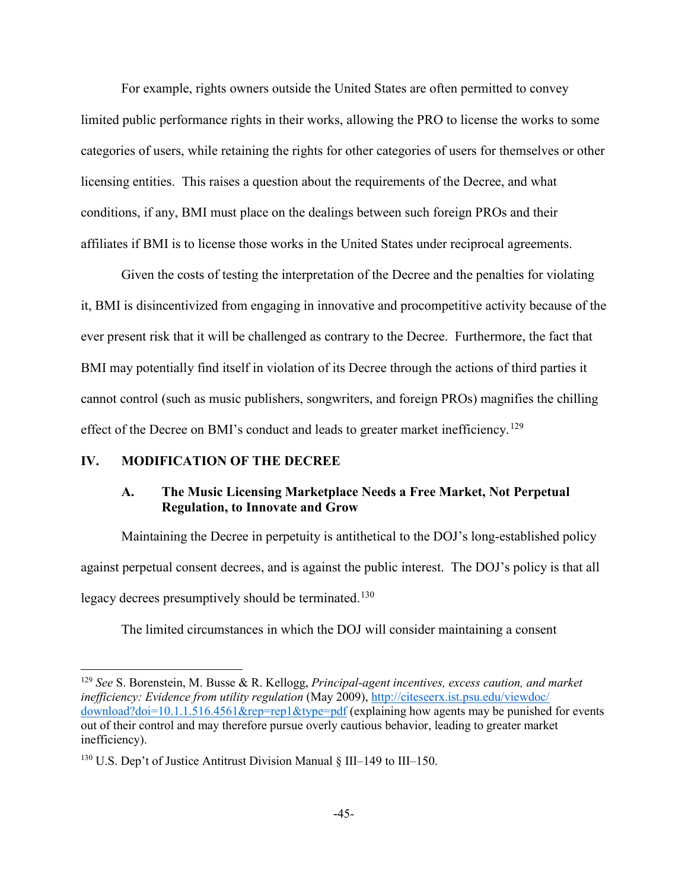For example, rights owners outside the United States are often permitted to convey limited public performance rights in their works, allowing the PRO to license the works to some categories of users, while retaining the rights for other categories of users for themselves or other licensing entities. This raises a question about the requirements of the Decree, and what conditions, if any, BMI must place on the dealings between such foreign PROs and their affiliates if BMI is to license those works in the United States under reciprocal agreements.

Given the costs of testing the interpretation of the Decree and the penalties for violating it, BMI is disincentivized from engaging in innovative and procompetitive activity because of the ever present risk that it will be challenged as contrary to the Decree. Furthermore, the fact that BMI may potentially find itself in violation of its Decree through the actions of third parties it cannot control (such as music publishers, songwriters, and foreign PROs) magnifies the chilling effect of the Decree on BMI's conduct and leads to greater market inefficiency.[129]

## IV. MODIFICATION OF THE DECREE

### A. The Music Licensing Marketplace Needs a Free Market, Not Perpetual Regulation, to Innovate and Grow

Maintaining the Decree in perpetuity is antithetical to the DOJ's long-established policy against perpetual consent decrees, and is against the public interest. The DOJ's policy is that all legacy decrees presumptively should be terminated.[130]

The limited circumstances in which the DOJ will consider maintaining a consent

---

[129] *See* S. Borenstein, M. Busse & R. Kellogg, *Principal-agent incentives, excess caution, and market inefficiency: Evidence from utility regulation* (May 2009), http://citeseerx.ist.psu.edu/viewdoc/download?doi=10.1.1.516.4561&rep=rep1&type=pdf (explaining how agents may be punished for events out of their control and may therefore pursue overly cautious behavior, leading to greater market inefficiency).

[130] U.S. Dep't of Justice Antitrust Division Manual § III–149 to III–150.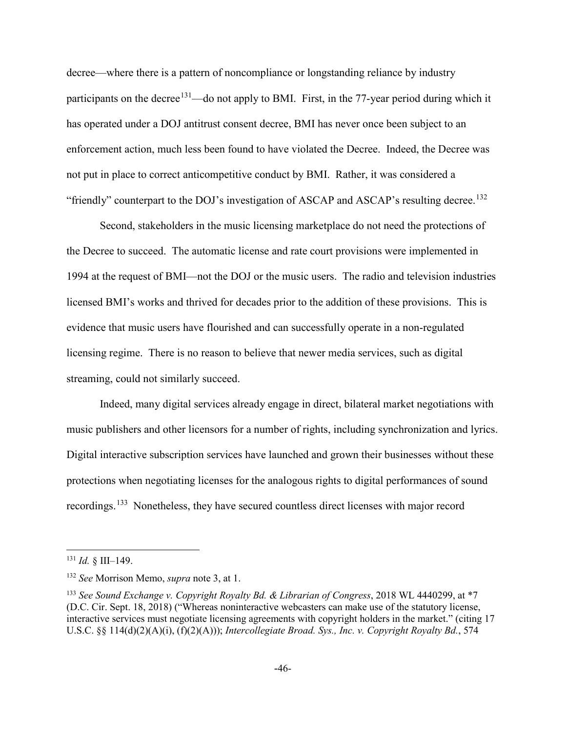decree—where there is a pattern of noncompliance or longstanding reliance by industry participants on the decree[131]—do not apply to BMI. First, in the 77-year period during which it has operated under a DOJ antitrust consent decree, BMI has never once been subject to an enforcement action, much less been found to have violated the Decree. Indeed, the Decree was not put in place to correct anticompetitive conduct by BMI. Rather, it was considered a "friendly" counterpart to the DOJ's investigation of ASCAP and ASCAP's resulting decree.[132]

Second, stakeholders in the music licensing marketplace do not need the protections of the Decree to succeed. The automatic license and rate court provisions were implemented in 1994 at the request of BMI—not the DOJ or the music users. The radio and television industries licensed BMI's works and thrived for decades prior to the addition of these provisions. This is evidence that music users have flourished and can successfully operate in a non-regulated licensing regime. There is no reason to believe that newer media services, such as digital streaming, could not similarly succeed.

Indeed, many digital services already engage in direct, bilateral market negotiations with music publishers and other licensors for a number of rights, including synchronization and lyrics. Digital interactive subscription services have launched and grown their businesses without these protections when negotiating licenses for the analogous rights to digital performances of sound recordings.[133] Nonetheless, they have secured countless direct licenses with major record

---

[131] *Id.* § III–149.

[132] *See* Morrison Memo, *supra* note 3, at 1.

[133] *See Sound Exchange v. Copyright Royalty Bd. & Librarian of Congress*, 2018 WL 4440299, at *7 (D.C. Cir. Sept. 18, 2018) ("Whereas noninteractive webcasters can make use of the statutory license, interactive services must negotiate licensing agreements with copyright holders in the market." (citing 17 U.S.C. §§ 114(d)(2)(A)(i), (f)(2)(A))); *Intercollegiate Broad. Sys., Inc. v. Copyright Royalty Bd.*, 574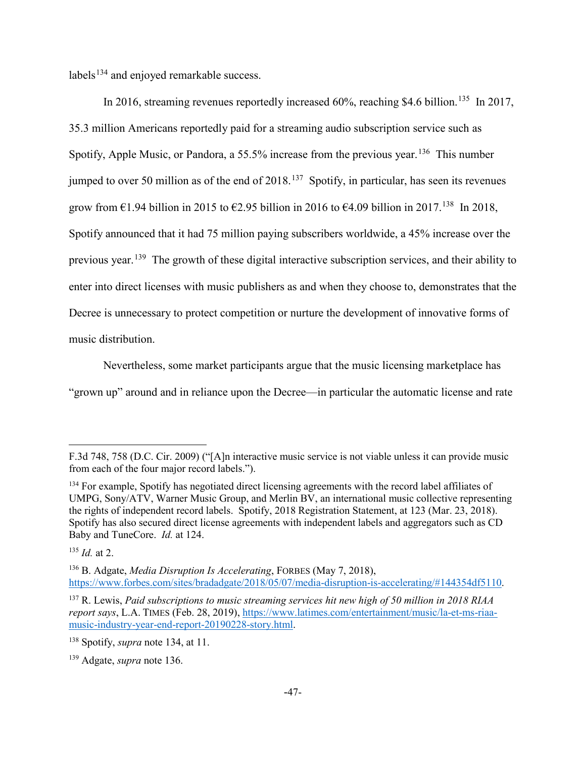labels[134] and enjoyed remarkable success.

In 2016, streaming revenues reportedly increased 60%, reaching $4.6 billion.[135] In 2017, 35.3 million Americans reportedly paid for a streaming audio subscription service such as Spotify, Apple Music, or Pandora, a 55.5% increase from the previous year.[136] This number jumped to over 50 million as of the end of 2018.[137] Spotify, in particular, has seen its revenues grow from €1.94 billion in 2015 to €2.95 billion in 2016 to €4.09 billion in 2017.[138] In 2018, Spotify announced that it had 75 million paying subscribers worldwide, a 45% increase over the previous year.[139] The growth of these digital interactive subscription services, and their ability to enter into direct licenses with music publishers as and when they choose to, demonstrates that the Decree is unnecessary to protect competition or nurture the development of innovative forms of music distribution.

Nevertheless, some market participants argue that the music licensing marketplace has "grown up" around and in reliance upon the Decree—in particular the automatic license and rate

---

F.3d 748, 758 (D.C. Cir. 2009) ("[A]n interactive music service is not viable unless it can provide music from each of the four major record labels.").

[134] For example, Spotify has negotiated direct licensing agreements with the record label affiliates of UMPG, Sony/ATV, Warner Music Group, and Merlin BV, an international music collective representing the rights of independent record labels. Spotify, 2018 Registration Statement, at 123 (Mar. 23, 2018). Spotify has also secured direct license agreements with independent labels and aggregators such as CD Baby and TuneCore. *Id.* at 124.

[135] *Id.* at 2.

[136] B. Adgate, *Media Disruption Is Accelerating*, FORBES (May 7, 2018), https://www.forbes.com/sites/bradadgate/2018/05/07/media-disruption-is-accelerating/#144354df5110.

[137] R. Lewis, *Paid subscriptions to music streaming services hit new high of 50 million in 2018 RIAA report says*, L.A. TIMES (Feb. 28, 2019), https://www.latimes.com/entertainment/music/la-et-ms-riaa-music-industry-year-end-report-20190228-story.html.

[138] Spotify, *supra* note 134, at 11.

[139] Adgate, *supra* note 136.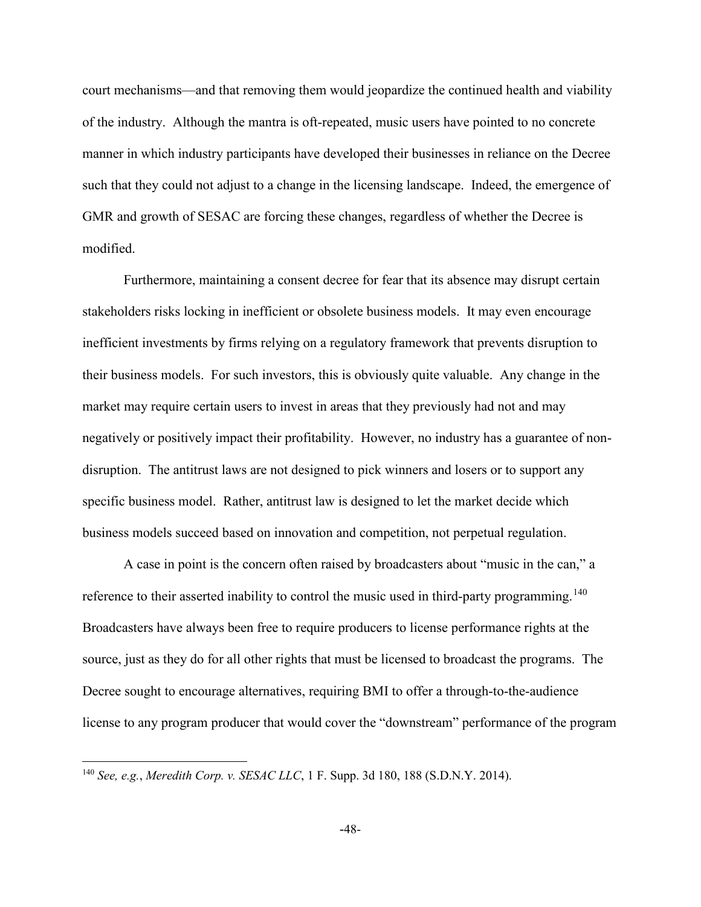court mechanisms—and that removing them would jeopardize the continued health and viability of the industry. Although the mantra is oft-repeated, music users have pointed to no concrete manner in which industry participants have developed their businesses in reliance on the Decree such that they could not adjust to a change in the licensing landscape. Indeed, the emergence of GMR and growth of SESAC are forcing these changes, regardless of whether the Decree is modified.

Furthermore, maintaining a consent decree for fear that its absence may disrupt certain stakeholders risks locking in inefficient or obsolete business models. It may even encourage inefficient investments by firms relying on a regulatory framework that prevents disruption to their business models. For such investors, this is obviously quite valuable. Any change in the market may require certain users to invest in areas that they previously had not and may negatively or positively impact their profitability. However, no industry has a guarantee of non-disruption. The antitrust laws are not designed to pick winners and losers or to support any specific business model. Rather, antitrust law is designed to let the market decide which business models succeed based on innovation and competition, not perpetual regulation.

A case in point is the concern often raised by broadcasters about "music in the can," a reference to their asserted inability to control the music used in third-party programming.[140] Broadcasters have always been free to require producers to license performance rights at the source, just as they do for all other rights that must be licensed to broadcast the programs. The Decree sought to encourage alternatives, requiring BMI to offer a through-to-the-audience license to any program producer that would cover the "downstream" performance of the program

---

[140] *See, e.g.*, *Meredith Corp. v. SESAC LLC*, 1 F. Supp. 3d 180, 188 (S.D.N.Y. 2014).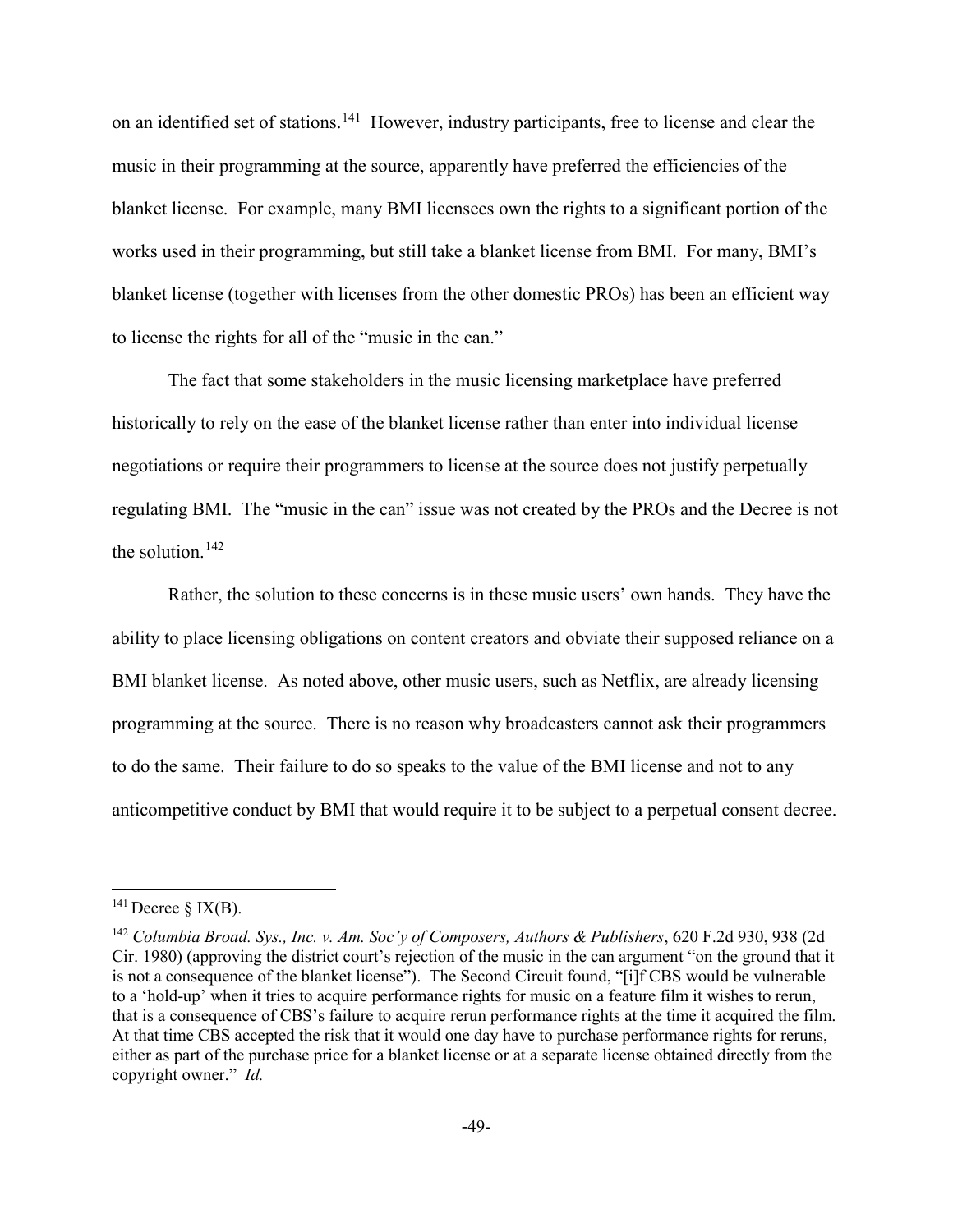on an identified set of stations.[141] However, industry participants, free to license and clear the music in their programming at the source, apparently have preferred the efficiencies of the blanket license. For example, many BMI licensees own the rights to a significant portion of the works used in their programming, but still take a blanket license from BMI. For many, BMI's blanket license (together with licenses from the other domestic PROs) has been an efficient way to license the rights for all of the "music in the can."

The fact that some stakeholders in the music licensing marketplace have preferred historically to rely on the ease of the blanket license rather than enter into individual license negotiations or require their programmers to license at the source does not justify perpetually regulating BMI. The "music in the can" issue was not created by the PROs and the Decree is not the solution.[142]

Rather, the solution to these concerns is in these music users' own hands. They have the ability to place licensing obligations on content creators and obviate their supposed reliance on a BMI blanket license. As noted above, other music users, such as Netflix, are already licensing programming at the source. There is no reason why broadcasters cannot ask their programmers to do the same. Their failure to do so speaks to the value of the BMI license and not to any anticompetitive conduct by BMI that would require it to be subject to a perpetual consent decree.

---

[141] Decree § IX(B).

[142] *Columbia Broad. Sys., Inc. v. Am. Soc'y of Composers, Authors & Publishers*, 620 F.2d 930, 938 (2d Cir. 1980) (approving the district court's rejection of the music in the can argument "on the ground that it is not a consequence of the blanket license"). The Second Circuit found, "[i]f CBS would be vulnerable to a 'hold-up' when it tries to acquire performance rights for music on a feature film it wishes to rerun, that is a consequence of CBS's failure to acquire rerun performance rights at the time it acquired the film. At that time CBS accepted the risk that it would one day have to purchase performance rights for reruns, either as part of the purchase price for a blanket license or at a separate license obtained directly from the copyright owner." *Id.*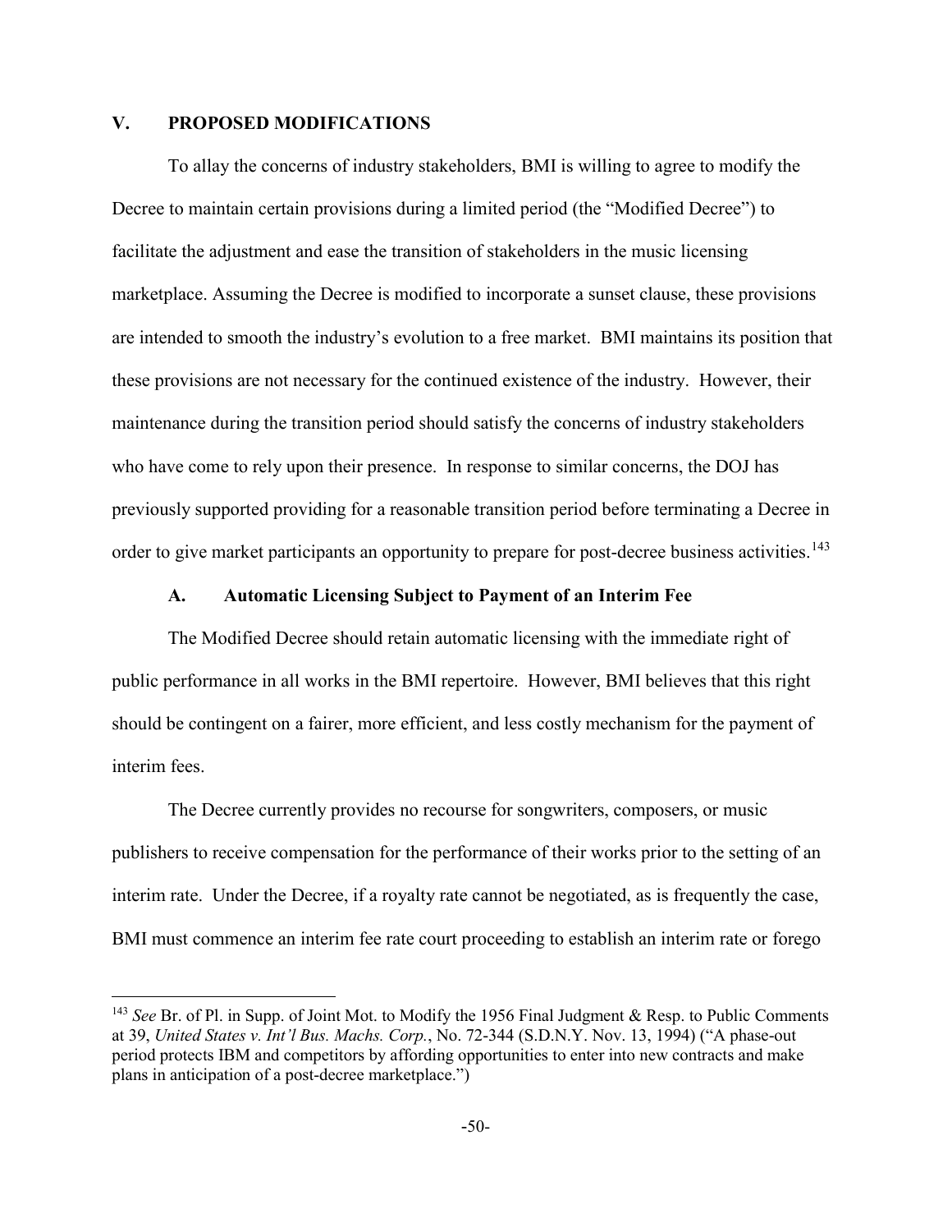## V. PROPOSED MODIFICATIONS

To allay the concerns of industry stakeholders, BMI is willing to agree to modify the Decree to maintain certain provisions during a limited period (the "Modified Decree") to facilitate the adjustment and ease the transition of stakeholders in the music licensing marketplace. Assuming the Decree is modified to incorporate a sunset clause, these provisions are intended to smooth the industry's evolution to a free market. BMI maintains its position that these provisions are not necessary for the continued existence of the industry. However, their maintenance during the transition period should satisfy the concerns of industry stakeholders who have come to rely upon their presence. In response to similar concerns, the DOJ has previously supported providing for a reasonable transition period before terminating a Decree in order to give market participants an opportunity to prepare for post-decree business activities.[143]

### A. Automatic Licensing Subject to Payment of an Interim Fee

The Modified Decree should retain automatic licensing with the immediate right of public performance in all works in the BMI repertoire. However, BMI believes that this right should be contingent on a fairer, more efficient, and less costly mechanism for the payment of interim fees.

The Decree currently provides no recourse for songwriters, composers, or music publishers to receive compensation for the performance of their works prior to the setting of an interim rate. Under the Decree, if a royalty rate cannot be negotiated, as is frequently the case, BMI must commence an interim fee rate court proceeding to establish an interim rate or forego

---

[143] *See* Br. of Pl. in Supp. of Joint Mot. to Modify the 1956 Final Judgment & Resp. to Public Comments at 39, *United States v. Int'l Bus. Machs. Corp.*, No. 72-344 (S.D.N.Y. Nov. 13, 1994) ("A phase-out period protects IBM and competitors by affording opportunities to enter into new contracts and make plans in anticipation of a post-decree marketplace.")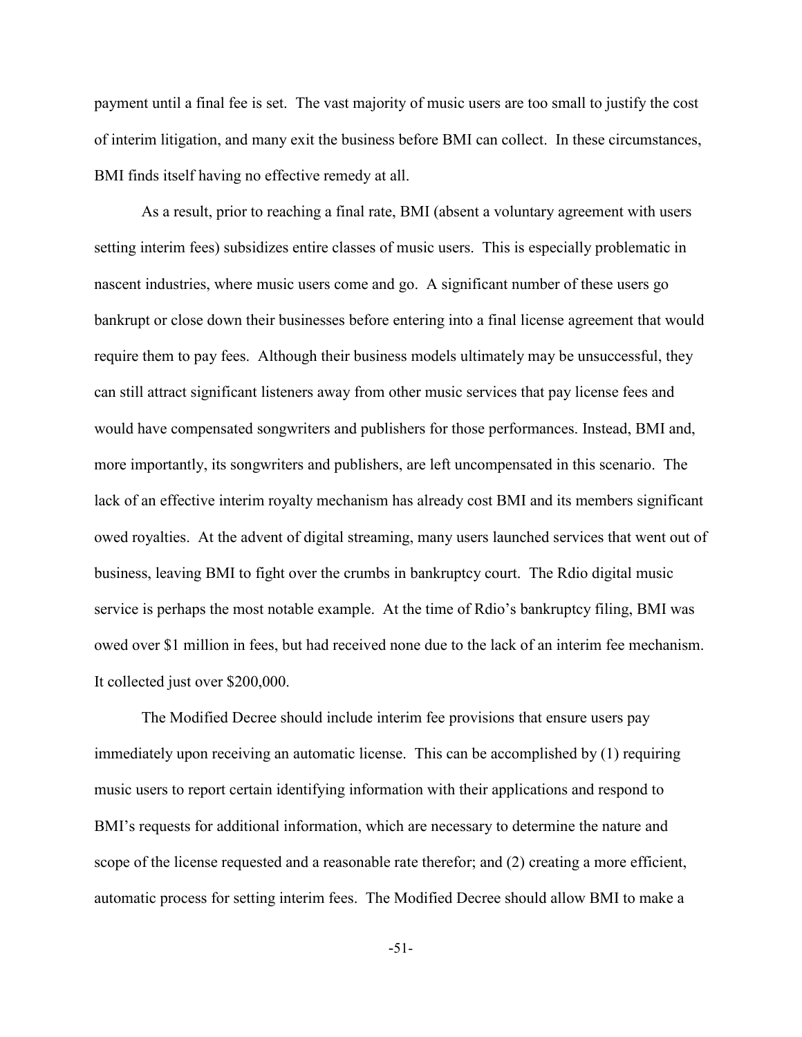payment until a final fee is set. The vast majority of music users are too small to justify the cost of interim litigation, and many exit the business before BMI can collect. In these circumstances, BMI finds itself having no effective remedy at all.

As a result, prior to reaching a final rate, BMI (absent a voluntary agreement with users setting interim fees) subsidizes entire classes of music users. This is especially problematic in nascent industries, where music users come and go. A significant number of these users go bankrupt or close down their businesses before entering into a final license agreement that would require them to pay fees. Although their business models ultimately may be unsuccessful, they can still attract significant listeners away from other music services that pay license fees and would have compensated songwriters and publishers for those performances. Instead, BMI and, more importantly, its songwriters and publishers, are left uncompensated in this scenario. The lack of an effective interim royalty mechanism has already cost BMI and its members significant owed royalties. At the advent of digital streaming, many users launched services that went out of business, leaving BMI to fight over the crumbs in bankruptcy court. The Rdio digital music service is perhaps the most notable example. At the time of Rdio's bankruptcy filing, BMI was owed over $1 million in fees, but had received none due to the lack of an interim fee mechanism. It collected just over $200,000.

The Modified Decree should include interim fee provisions that ensure users pay immediately upon receiving an automatic license. This can be accomplished by (1) requiring music users to report certain identifying information with their applications and respond to BMI's requests for additional information, which are necessary to determine the nature and scope of the license requested and a reasonable rate therefor; and (2) creating a more efficient, automatic process for setting interim fees. The Modified Decree should allow BMI to make a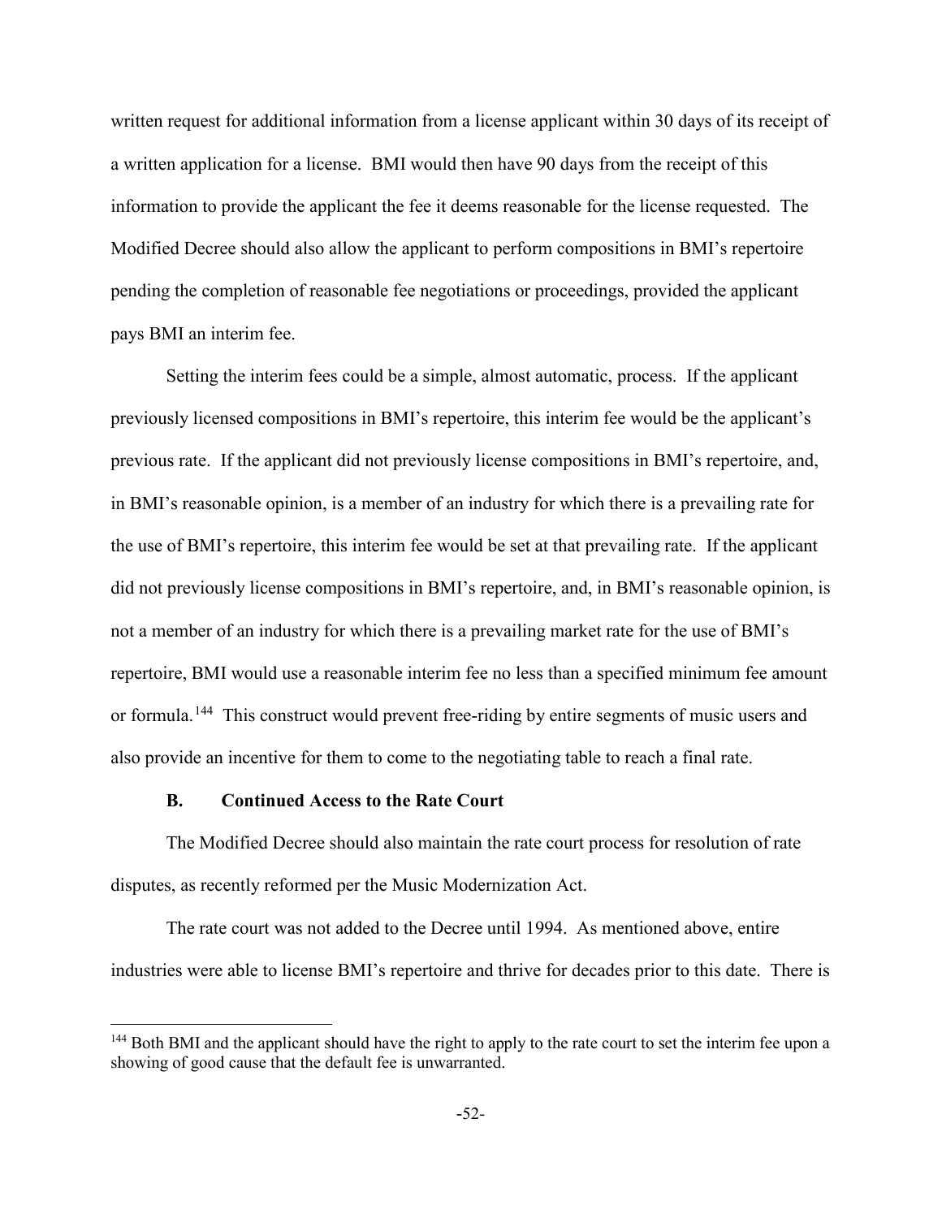written request for additional information from a license applicant within 30 days of its receipt of a written application for a license. BMI would then have 90 days from the receipt of this information to provide the applicant the fee it deems reasonable for the license requested. The Modified Decree should also allow the applicant to perform compositions in BMI's repertoire pending the completion of reasonable fee negotiations or proceedings, provided the applicant pays BMI an interim fee.

Setting the interim fees could be a simple, almost automatic, process. If the applicant previously licensed compositions in BMI's repertoire, this interim fee would be the applicant's previous rate. If the applicant did not previously license compositions in BMI's repertoire, and, in BMI's reasonable opinion, is a member of an industry for which there is a prevailing rate for the use of BMI's repertoire, this interim fee would be set at that prevailing rate. If the applicant did not previously license compositions in BMI's repertoire, and, in BMI's reasonable opinion, is not a member of an industry for which there is a prevailing market rate for the use of BMI's repertoire, BMI would use a reasonable interim fee no less than a specified minimum fee amount or formula.[144] This construct would prevent free-riding by entire segments of music users and also provide an incentive for them to come to the negotiating table to reach a final rate.

### B. Continued Access to the Rate Court

The Modified Decree should also maintain the rate court process for resolution of rate disputes, as recently reformed per the Music Modernization Act.

The rate court was not added to the Decree until 1994. As mentioned above, entire industries were able to license BMI's repertoire and thrive for decades prior to this date. There is

[144] Both BMI and the applicant should have the right to apply to the rate court to set the interim fee upon a showing of good cause that the default fee is unwarranted.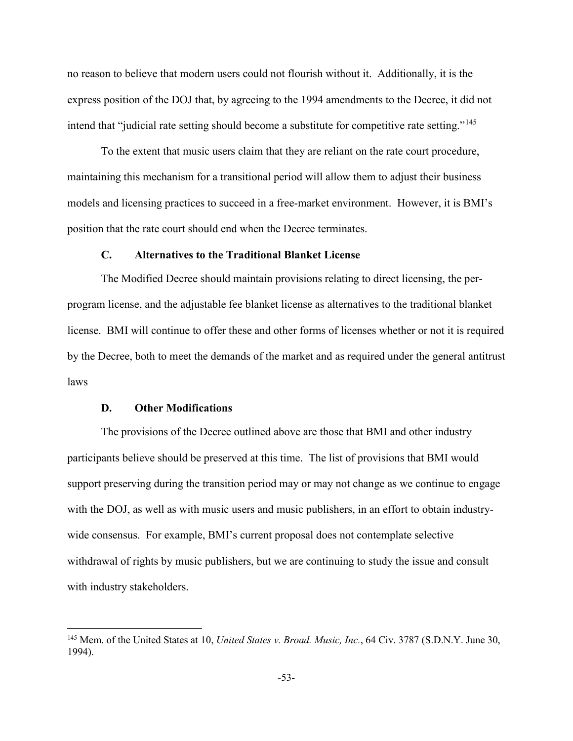no reason to believe that modern users could not flourish without it. Additionally, it is the express position of the DOJ that, by agreeing to the 1994 amendments to the Decree, it did not intend that "judicial rate setting should become a substitute for competitive rate setting."[145]

To the extent that music users claim that they are reliant on the rate court procedure, maintaining this mechanism for a transitional period will allow them to adjust their business models and licensing practices to succeed in a free-market environment. However, it is BMI's position that the rate court should end when the Decree terminates.

### C. Alternatives to the Traditional Blanket License

The Modified Decree should maintain provisions relating to direct licensing, the per-program license, and the adjustable fee blanket license as alternatives to the traditional blanket license. BMI will continue to offer these and other forms of licenses whether or not it is required by the Decree, both to meet the demands of the market and as required under the general antitrust laws

### D. Other Modifications

The provisions of the Decree outlined above are those that BMI and other industry participants believe should be preserved at this time. The list of provisions that BMI would support preserving during the transition period may or may not change as we continue to engage with the DOJ, as well as with music users and music publishers, in an effort to obtain industry-wide consensus. For example, BMI's current proposal does not contemplate selective withdrawal of rights by music publishers, but we are continuing to study the issue and consult with industry stakeholders.

---

[145] Mem. of the United States at 10, *United States v. Broad. Music, Inc.*, 64 Civ. 3787 (S.D.N.Y. June 30, 1994).